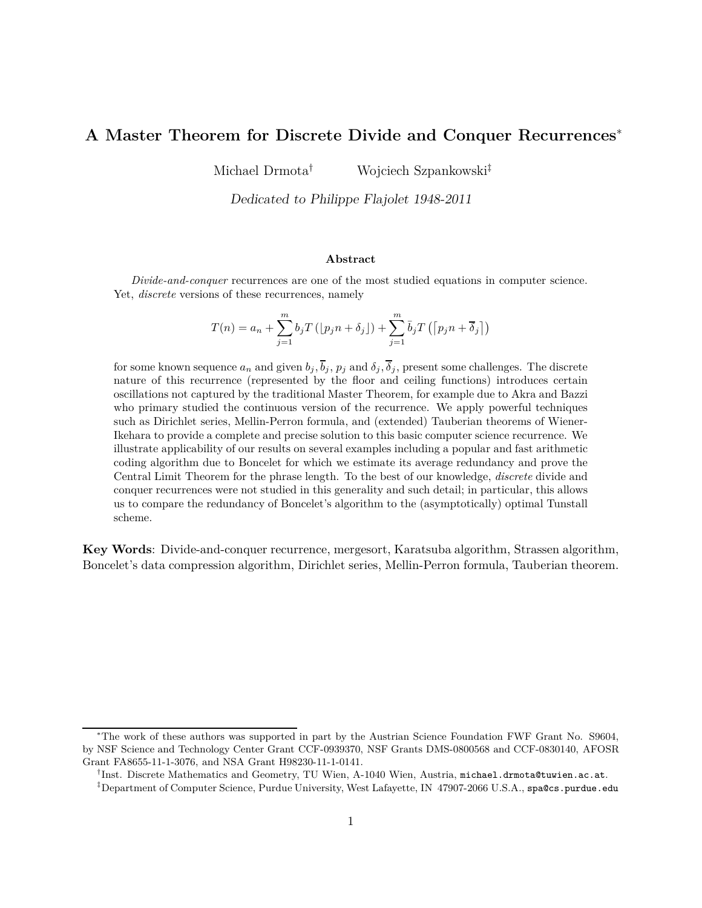# A Master Theorem for Discrete Divide and Conquer Recurrences*

Michael Drmota[†] Wojciech Szpankowski[‡]

*Dedicated to Philippe Flajolet 1948-2011*

### Abstract

*Divide-and-conquer* recurrences are one of the most studied equations in computer science. Yet, *discrete* versions of these recurrences, namely

$$T(n) = a_n + \sum_{j=1}^{m} b_j T\left(\lfloor p_j n + \delta_j \rfloor\right) + \sum_{j=1}^{m} \bar{b}_j T\left(\lceil p_j n + \overline{\delta}_j \rceil\right)$$

for some known sequence $a_n$ and given $b_j, \overline{b}_j$, $p_j$ and $\delta_j, \overline{\delta}_j$, present some challenges. The discrete nature of this recurrence (represented by the floor and ceiling functions) introduces certain oscillations not captured by the traditional Master Theorem, for example due to Akra and Bazzi who primary studied the continuous version of the recurrence. We apply powerful techniques such as Dirichlet series, Mellin-Perron formula, and (extended) Tauberian theorems of Wiener-Ikehara to provide a complete and precise solution to this basic computer science recurrence. We illustrate applicability of our results on several examples including a popular and fast arithmetic coding algorithm due to Boncelet for which we estimate its average redundancy and prove the Central Limit Theorem for the phrase length. To the best of our knowledge, *discrete* divide and conquer recurrences were not studied in this generality and such detail; in particular, this allows us to compare the redundancy of Boncelet's algorithm to the (asymptotically) optimal Tunstall scheme.

**Key Words**: Divide-and-conquer recurrence, mergesort, Karatsuba algorithm, Strassen algorithm, Boncelet's data compression algorithm, Dirichlet series, Mellin-Perron formula, Tauberian theorem.

---

*The work of these authors was supported in part by the Austrian Science Foundation FWF Grant No. S9604, by NSF Science and Technology Center Grant CCF-0939370, NSF Grants DMS-0800568 and CCF-0830140, AFOSR Grant FA8655-11-1-3076, and NSA Grant H98230-11-1-0141.

[†]Inst. Discrete Mathematics and Geometry, TU Wien, A-1040 Wien, Austria, `michael.drmota@tuwien.ac.at`.

[‡]Department of Computer Science, Purdue University, West Lafayette, IN 47907-2066 U.S.A., `spa@cs.purdue.edu`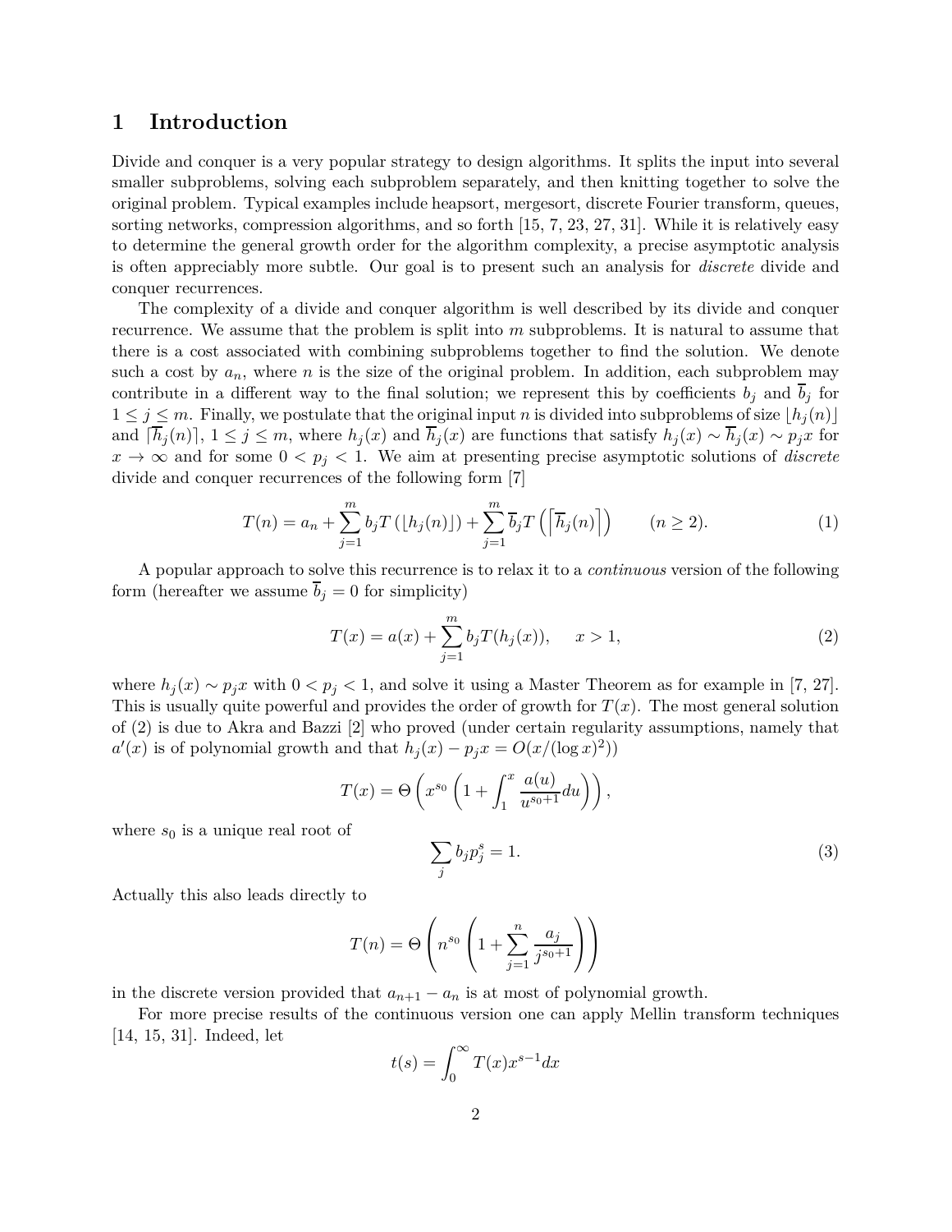## 1 Introduction

Divide and conquer is a very popular strategy to design algorithms. It splits the input into several smaller subproblems, solving each subproblem separately, and then knitting together to solve the original problem. Typical examples include heapsort, mergesort, discrete Fourier transform, queues, sorting networks, compression algorithms, and so forth [15, 7, 23, 27, 31]. While it is relatively easy to determine the general growth order for the algorithm complexity, a precise asymptotic analysis is often appreciably more subtle. Our goal is to present such an analysis for *discrete* divide and conquer recurrences.

The complexity of a divide and conquer algorithm is well described by its divide and conquer recurrence. We assume that the problem is split into $m$ subproblems. It is natural to assume that there is a cost associated with combining subproblems together to find the solution. We denote such a cost by $a_n$, where $n$ is the size of the original problem. In addition, each subproblem may contribute in a different way to the final solution; we represent this by coefficients $b_j$ and $\overline{b}_j$ for $1 \le j \le m$. Finally, we postulate that the original input $n$ is divided into subproblems of size $\lfloor h_j(n) \rfloor$ and $\lceil \overline{h}_j(n) \rceil$, $1 \le j \le m$, where $h_j(x)$ and $\overline{h}_j(x)$ are functions that satisfy $h_j(x) \sim \overline{h}_j(x) \sim p_j x$ for $x \to \infty$ and for some $0 < p_j < 1$. We aim at presenting precise asymptotic solutions of *discrete* divide and conquer recurrences of the following form [7]

$$T(n) = a_n + \sum_{j=1}^{m} b_j T\left(\lfloor h_j(n) \rfloor\right) + \sum_{j=1}^{m} \overline{b}_j T\left(\left\lceil \overline{h}_j(n) \right\rceil\right) \qquad (n \ge 2). \tag{1}$$

A popular approach to solve this recurrence is to relax it to a *continuous* version of the following form (hereafter we assume $\overline{b}_j = 0$ for simplicity)

$$T(x) = a(x) + \sum_{j=1}^{m} b_j T(h_j(x)), \qquad x > 1, \tag{2}$$

where $h_j(x) \sim p_j x$ with $0 < p_j < 1$, and solve it using a Master Theorem as for example in [7, 27]. This is usually quite powerful and provides the order of growth for $T(x)$. The most general solution of (2) is due to Akra and Bazzi [2] who proved (under certain regularity assumptions, namely that $a'(x)$ is of polynomial growth and that $h_j(x) - p_j x = O(x/(\log x)^2)$)

$$T(x) = \Theta\left(x^{s_0}\left(1 + \int_1^x \frac{a(u)}{u^{s_0+1}} du\right)\right),$$

where $s_0$ is a unique real root of

$$\sum_j b_j p_j^s = 1. \tag{3}$$

Actually this also leads directly to

$$T(n) = \Theta\left(n^{s_0}\left(1 + \sum_{j=1}^{n} \frac{a_j}{j^{s_0+1}}\right)\right)$$

in the discrete version provided that $a_{n+1} - a_n$ is at most of polynomial growth.

For more precise results of the continuous version one can apply Mellin transform techniques [14, 15, 31]. Indeed, let

$$t(s) = \int_0^\infty T(x) x^{s-1} dx$$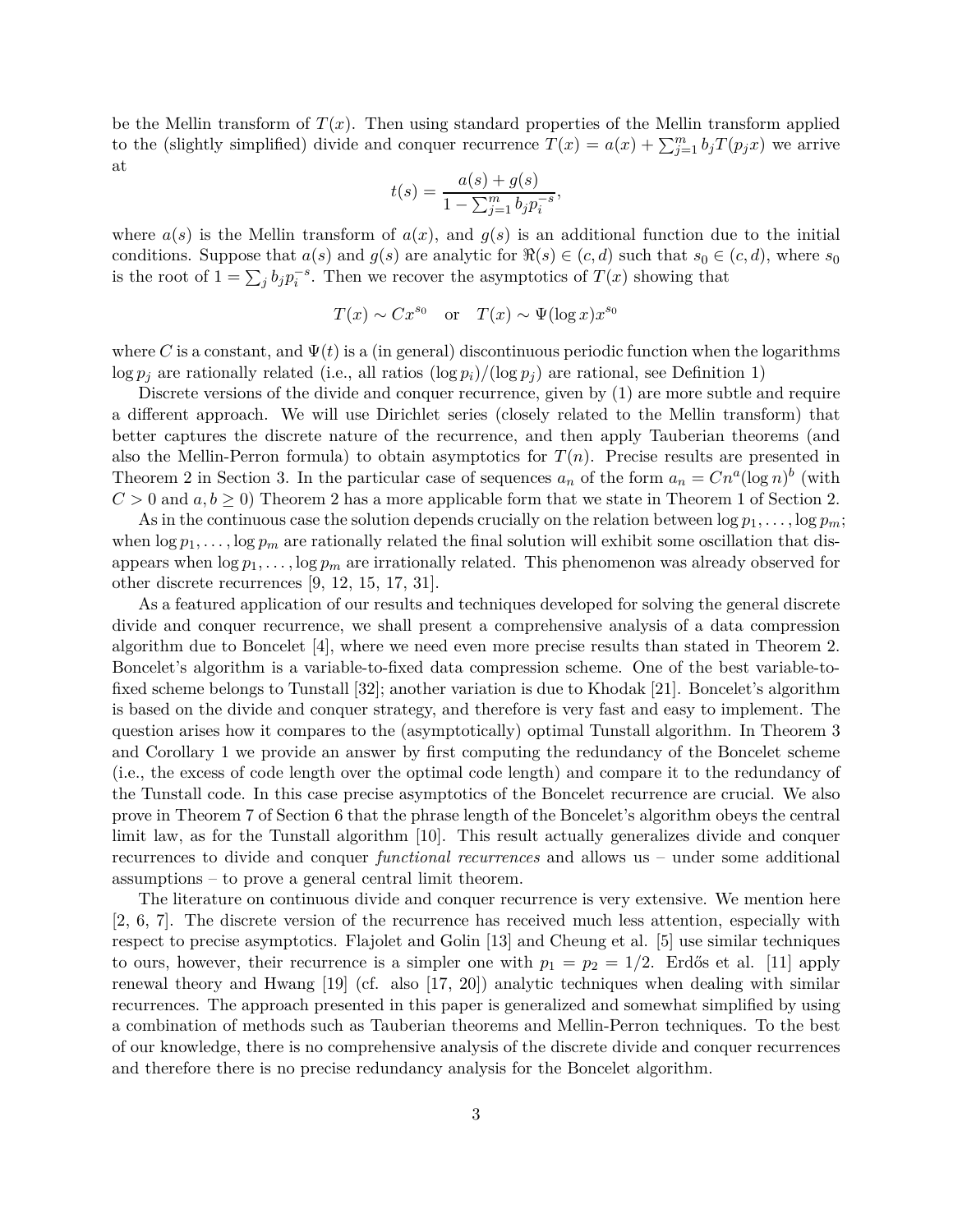be the Mellin transform of $T(x)$. Then using standard properties of the Mellin transform applied to the (slightly simplified) divide and conquer recurrence $T(x) = a(x) + \sum_{j=1}^{m} b_j T(p_j x)$ we arrive at

$$t(s) = \frac{a(s) + g(s)}{1 - \sum_{j=1}^{m} b_j p_i^{-s}},$$

where $a(s)$ is the Mellin transform of $a(x)$, and $g(s)$ is an additional function due to the initial conditions. Suppose that $a(s)$ and $g(s)$ are analytic for $\Re(s) \in (c, d)$ such that $s_0 \in (c, d)$, where $s_0$ is the root of $1 = \sum_j b_j p_i^{-s}$. Then we recover the asymptotics of $T(x)$ showing that

$$T(x) \sim Cx^{s_0} \quad \text{or} \quad T(x) \sim \Psi(\log x) x^{s_0}$$

where $C$ is a constant, and $\Psi(t)$ is a (in general) discontinuous periodic function when the logarithms $\log p_j$ are rationally related (i.e., all ratios $(\log p_i)/(\log p_j)$ are rational, see Definition 1)

Discrete versions of the divide and conquer recurrence, given by (1) are more subtle and require a different approach. We will use Dirichlet series (closely related to the Mellin transform) that better captures the discrete nature of the recurrence, and then apply Tauberian theorems (and also the Mellin-Perron formula) to obtain asymptotics for $T(n)$. Precise results are presented in Theorem 2 in Section 3. In the particular case of sequences $a_n$ of the form $a_n = Cn^a(\log n)^b$ (with $C > 0$ and $a, b \geq 0$) Theorem 2 has a more applicable form that we state in Theorem 1 of Section 2.

As in the continuous case the solution depends crucially on the relation between $\log p_1, \ldots, \log p_m$; when $\log p_1, \ldots, \log p_m$ are rationally related the final solution will exhibit some oscillation that disappears when $\log p_1, \ldots, \log p_m$ are irrationally related. This phenomenon was already observed for other discrete recurrences [9, 12, 15, 17, 31].

As a featured application of our results and techniques developed for solving the general discrete divide and conquer recurrence, we shall present a comprehensive analysis of a data compression algorithm due to Boncelet [4], where we need even more precise results than stated in Theorem 2. Boncelet's algorithm is a variable-to-fixed data compression scheme. One of the best variable-to-fixed scheme belongs to Tunstall [32]; another variation is due to Khodak [21]. Boncelet's algorithm is based on the divide and conquer strategy, and therefore is very fast and easy to implement. The question arises how it compares to the (asymptotically) optimal Tunstall algorithm. In Theorem 3 and Corollary 1 we provide an answer by first computing the redundancy of the Boncelet scheme (i.e., the excess of code length over the optimal code length) and compare it to the redundancy of the Tunstall code. In this case precise asymptotics of the Boncelet recurrence are crucial. We also prove in Theorem 7 of Section 6 that the phrase length of the Boncelet's algorithm obeys the central limit law, as for the Tunstall algorithm [10]. This result actually generalizes divide and conquer recurrences to divide and conquer *functional recurrences* and allows us – under some additional assumptions – to prove a general central limit theorem.

The literature on continuous divide and conquer recurrence is very extensive. We mention here [2, 6, 7]. The discrete version of the recurrence has received much less attention, especially with respect to precise asymptotics. Flajolet and Golin [13] and Cheung et al. [5] use similar techniques to ours, however, their recurrence is a simpler one with $p_1 = p_2 = 1/2$. Erdős et al. [11] apply renewal theory and Hwang [19] (cf. also [17, 20]) analytic techniques when dealing with similar recurrences. The approach presented in this paper is generalized and somewhat simplified by using a combination of methods such as Tauberian theorems and Mellin-Perron techniques. To the best of our knowledge, there is no comprehensive analysis of the discrete divide and conquer recurrences and therefore there is no precise redundancy analysis for the Boncelet algorithm.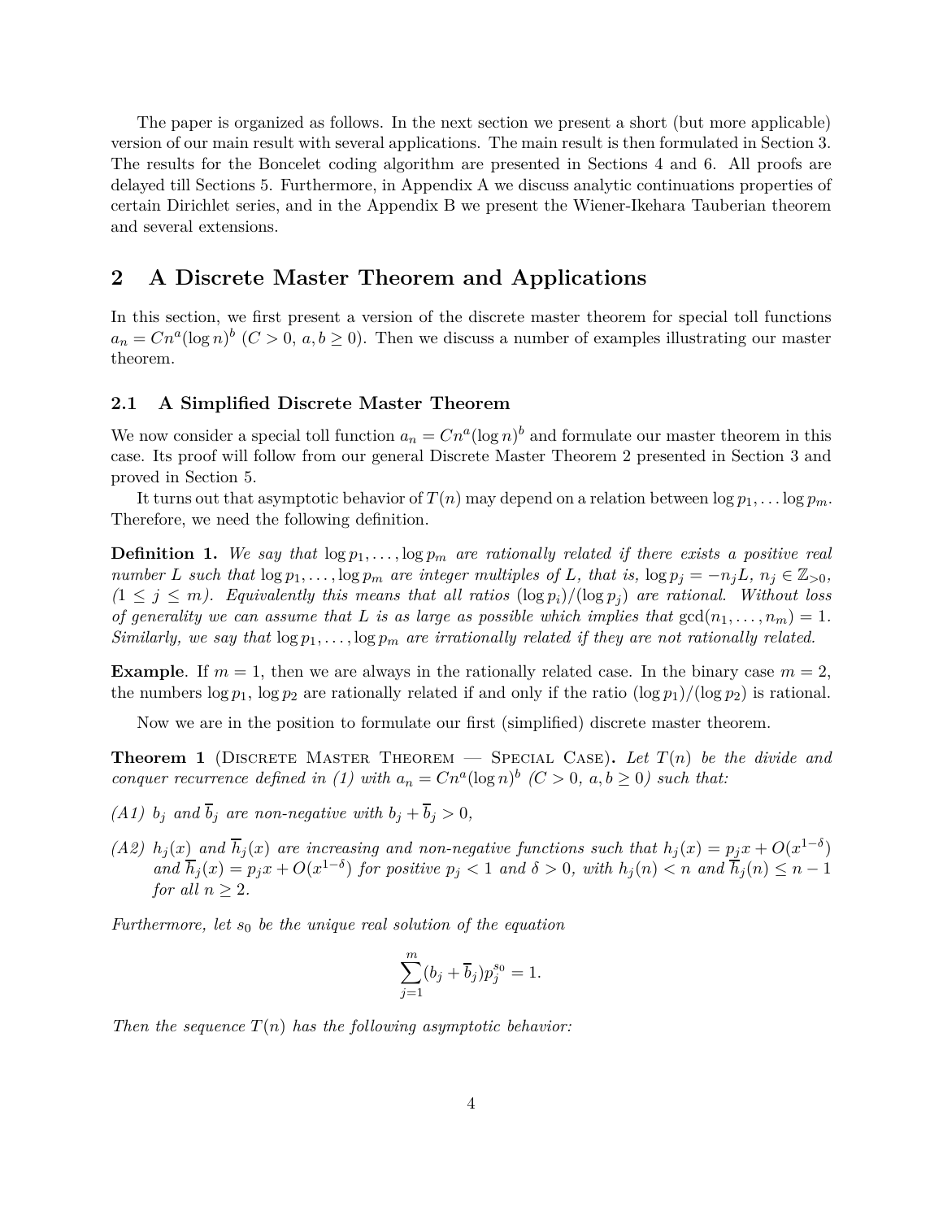The paper is organized as follows. In the next section we present a short (but more applicable) version of our main result with several applications. The main result is then formulated in Section 3. The results for the Boncelet coding algorithm are presented in Sections 4 and 6. All proofs are delayed till Sections 5. Furthermore, in Appendix A we discuss analytic continuations properties of certain Dirichlet series, and in the Appendix B we present the Wiener-Ikehara Tauberian theorem and several extensions.

## 2 A Discrete Master Theorem and Applications

In this section, we first present a version of the discrete master theorem for special toll functions $a_n = Cn^a(\log n)^b$ ($C > 0$, $a, b \geq 0$). Then we discuss a number of examples illustrating our master theorem.

### 2.1 A Simplified Discrete Master Theorem

We now consider a special toll function $a_n = Cn^a(\log n)^b$ and formulate our master theorem in this case. Its proof will follow from our general Discrete Master Theorem 2 presented in Section 3 and proved in Section 5.

It turns out that asymptotic behavior of $T(n)$ may depend on a relation between $\log p_1, \ldots \log p_m$. Therefore, we need the following definition.

**Definition 1.** *We say that $\log p_1, \ldots, \log p_m$ are rationally related if there exists a positive real number $L$ such that $\log p_1, \ldots, \log p_m$ are integer multiples of $L$, that is, $\log p_j = -n_j L$, $n_j \in \mathbb{Z}_{>0}$, $(1 \leq j \leq m)$. Equivalently this means that all ratios $(\log p_i)/(\log p_j)$ are rational. Without loss of generality we can assume that $L$ is as large as possible which implies that $\gcd(n_1, \ldots, n_m) = 1$. Similarly, we say that $\log p_1, \ldots, \log p_m$ are irrationally related if they are not rationally related.*

**Example**. If $m = 1$, then we are always in the rationally related case. In the binary case $m = 2$, the numbers $\log p_1$, $\log p_2$ are rationally related if and only if the ratio $(\log p_1)/(\log p_2)$ is rational.

Now we are in the position to formulate our first (simplified) discrete master theorem.

**Theorem 1** (Discrete Master Theorem — Special Case)**.** *Let $T(n)$ be the divide and conquer recurrence defined in (1) with $a_n = Cn^a(\log n)^b$ ($C > 0$, $a, b \geq 0$) such that:*

*(A1) $b_j$ and $\overline{b}_j$ are non-negative with $b_j + \overline{b}_j > 0$,*

*(A2) $h_j(x)$ and $\overline{h}_j(x)$ are increasing and non-negative functions such that $h_j(x) = p_j x + O(x^{1-\delta})$ and $\overline{h}_j(x) = p_j x + O(x^{1-\delta})$ for positive $p_j < 1$ and $\delta > 0$, with $h_j(n) < n$ and $\overline{h}_j(n) \leq n - 1$ for all $n \geq 2$.*

*Furthermore, let $s_0$ be the unique real solution of the equation*

$$\sum_{j=1}^{m} (b_j + \overline{b}_j) p_j^{s_0} = 1.$$

*Then the sequence $T(n)$ has the following asymptotic behavior:*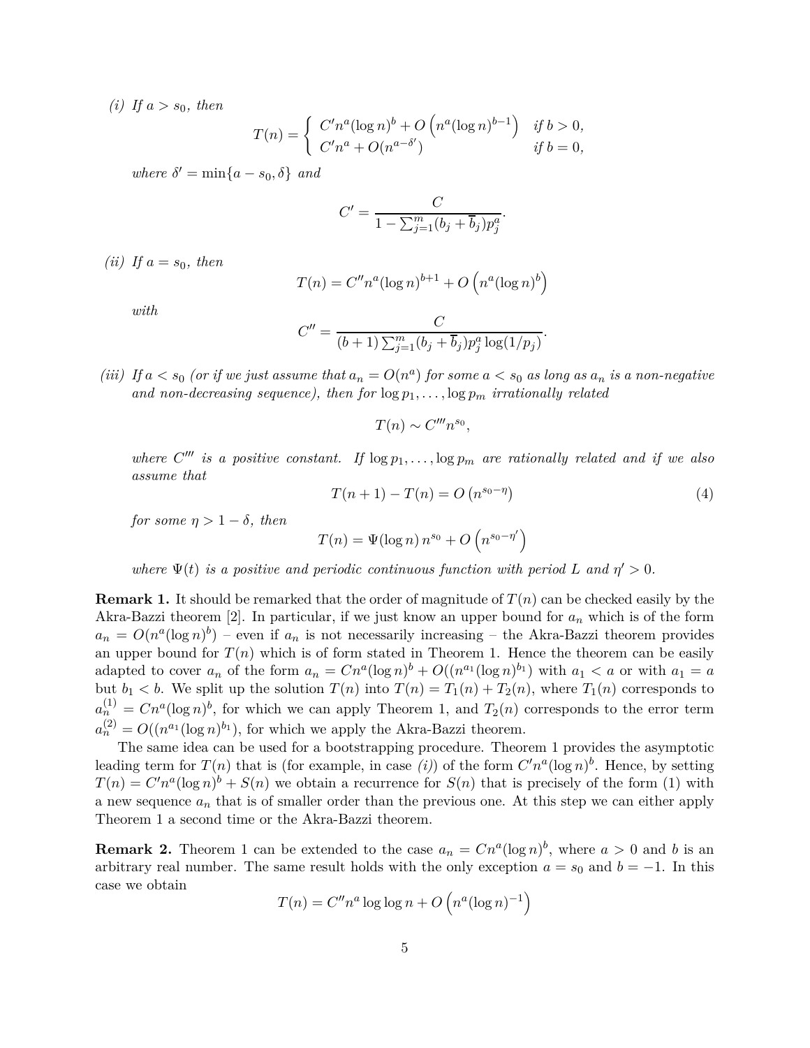*(i)* *If $a > s_0$, then*

$$T(n) = \begin{cases} C' n^a (\log n)^b + O\left(n^a (\log n)^{b-1}\right) & \text{if } b > 0, \\ C' n^a + O(n^{a-\delta'}) & \text{if } b = 0, \end{cases}$$

*where $\delta' = \min\{a - s_0, \delta\}$ and*

$$C' = \frac{C}{1 - \sum_{j=1}^{m} (b_j + \overline{b}_j) p_j^a}.$$

*(ii)* *If $a = s_0$, then*

$$T(n) = C'' n^a (\log n)^{b+1} + O\left(n^a (\log n)^b\right)$$

*with*

$$C'' = \frac{C}{(b+1) \sum_{j=1}^{m} (b_j + \overline{b}_j) p_j^a \log(1/p_j)}.$$

*(iii)* *If $a < s_0$ (or if we just assume that $a_n = O(n^a)$ for some $a < s_0$ as long as $a_n$ is a non-negative and non-decreasing sequence), then for $\log p_1, \ldots, \log p_m$ irrationally related*

$$T(n) \sim C''' n^{s_0},$$

*where $C'''$ is a positive constant. If $\log p_1, \ldots, \log p_m$ are rationally related and if we also assume that*

$$T(n+1) - T(n) = O\left(n^{s_0 - \eta}\right) \tag{4}$$

*for some $\eta > 1 - \delta$, then*

$$T(n) = \Psi(\log n)\, n^{s_0} + O\left(n^{s_0 - \eta'}\right)$$

*where $\Psi(t)$ is a positive and periodic continuous function with period $L$ and $\eta' > 0$.*

**Remark 1.** It should be remarked that the order of magnitude of $T(n)$ can be checked easily by the Akra-Bazzi theorem [2]. In particular, if we just know an upper bound for $a_n$ which is of the form $a_n = O(n^a (\log n)^b)$ – even if $a_n$ is not necessarily increasing – the Akra-Bazzi theorem provides an upper bound for $T(n)$ which is of form stated in Theorem 1. Hence the theorem can be easily adapted to cover $a_n$ of the form $a_n = C n^a (\log n)^b + O((n^{a_1} (\log n)^{b_1})$ with $a_1 < a$ or with $a_1 = a$ but $b_1 < b$. We split up the solution $T(n)$ into $T(n) = T_1(n) + T_2(n)$, where $T_1(n)$ corresponds to $a_n^{(1)} = C n^a (\log n)^b$, for which we can apply Theorem 1, and $T_2(n)$ corresponds to the error term $a_n^{(2)} = O((n^{a_1} (\log n)^{b_1})$, for which we apply the Akra-Bazzi theorem.

The same idea can be used for a bootstrapping procedure. Theorem 1 provides the asymptotic leading term for $T(n)$ that is (for example, in case *(i)*) of the form $C' n^a (\log n)^b$. Hence, by setting $T(n) = C' n^a (\log n)^b + S(n)$ we obtain a recurrence for $S(n)$ that is precisely of the form (1) with a new sequence $a_n$ that is of smaller order than the previous one. At this step we can either apply Theorem 1 a second time or the Akra-Bazzi theorem.

**Remark 2.** Theorem 1 can be extended to the case $a_n = C n^a (\log n)^b$, where $a > 0$ and $b$ is an arbitrary real number. The same result holds with the only exception $a = s_0$ and $b = -1$. In this case we obtain

$$T(n) = C'' n^a \log \log n + O\left(n^a (\log n)^{-1}\right)$$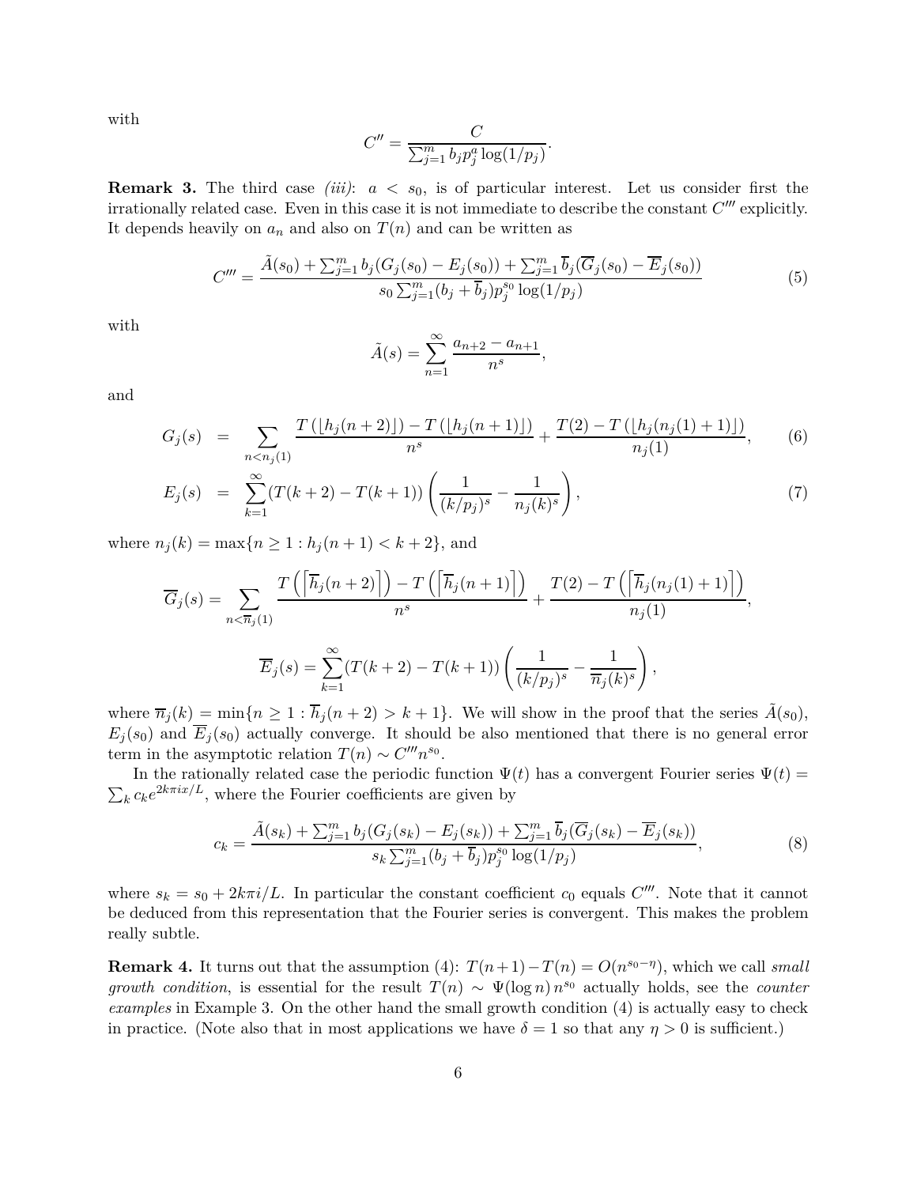with

$$C'' = \frac{C}{\sum_{j=1}^m b_j p_j^a \log(1/p_j)}.$$

**Remark 3.** The third case *(iii)*: $a < s_0$, is of particular interest. Let us consider first the irrationally related case. Even in this case it is not immediate to describe the constant $C'''$ explicitly. It depends heavily on $a_n$ and also on $T(n)$ and can be written as

$$C''' = \frac{\tilde{A}(s_0) + \sum_{j=1}^m b_j (G_j(s_0) - E_j(s_0)) + \sum_{j=1}^m \overline{b}_j (\overline{G}_j(s_0) - \overline{E}_j(s_0))}{s_0 \sum_{j=1}^m (b_j + \overline{b}_j) p_j^{s_0} \log(1/p_j)} \tag{5}$$

with

$$\tilde{A}(s) = \sum_{n=1}^{\infty} \frac{a_{n+2} - a_{n+1}}{n^s},$$

and

$$G_j(s) = \sum_{n < n_j(1)} \frac{T\left(\lfloor h_j(n+2) \rfloor\right) - T\left(\lfloor h_j(n+1) \rfloor\right)}{n^s} + \frac{T(2) - T\left(\lfloor h_j(n_j(1)+1) \rfloor\right)}{n_j(1)}, \tag{6}$$

$$E_j(s) = \sum_{k=1}^{\infty} (T(k+2) - T(k+1)) \left( \frac{1}{(k/p_j)^s} - \frac{1}{n_j(k)^s} \right), \tag{7}$$

where $n_j(k) = \max\{n \geq 1 : h_j(n+1) < k+2\}$, and

$$\overline{G}_j(s) = \sum_{n < \overline{n}_j(1)} \frac{T\left(\left\lceil \overline{h}_j(n+2) \right\rceil\right) - T\left(\left\lceil \overline{h}_j(n+1) \right\rceil\right)}{n^s} + \frac{T(2) - T\left(\left\lceil \overline{h}_j(n_j(1)+1) \right\rceil\right)}{n_j(1)},$$

$$\overline{E}_j(s) = \sum_{k=1}^{\infty} (T(k+2) - T(k+1)) \left( \frac{1}{(k/p_j)^s} - \frac{1}{\overline{n}_j(k)^s} \right),$$

where $\overline{n}_j(k) = \min\{n \geq 1 : \overline{h}_j(n+2) > k+1\}$. We will show in the proof that the series $\tilde{A}(s_0)$, $E_j(s_0)$ and $\overline{E}_j(s_0)$ actually converge. It should be also mentioned that there is no general error term in the asymptotic relation $T(n) \sim C''' n^{s_0}$.

In the rationally related case the periodic function $\Psi(t)$ has a convergent Fourier series $\Psi(t) = \sum_k c_k e^{2k\pi i x/L}$, where the Fourier coefficients are given by

$$c_k = \frac{\tilde{A}(s_k) + \sum_{j=1}^m b_j (G_j(s_k) - E_j(s_k)) + \sum_{j=1}^m \overline{b}_j (\overline{G}_j(s_k) - \overline{E}_j(s_k))}{s_k \sum_{j=1}^m (b_j + \overline{b}_j) p_j^{s_0} \log(1/p_j)}, \tag{8}$$

where $s_k = s_0 + 2k\pi i/L$. In particular the constant coefficient $c_0$ equals $C'''$. Note that it cannot be deduced from this representation that the Fourier series is convergent. This makes the problem really subtle.

**Remark 4.** It turns out that the assumption (4): $T(n+1) - T(n) = O(n^{s_0 - \eta})$, which we call *small growth condition*, is essential for the result $T(n) \sim \Psi(\log n)\, n^{s_0}$ actually holds, see the *counter examples* in Example 3. On the other hand the small growth condition (4) is actually easy to check in practice. (Note also that in most applications we have $\delta = 1$ so that any $\eta > 0$ is sufficient.)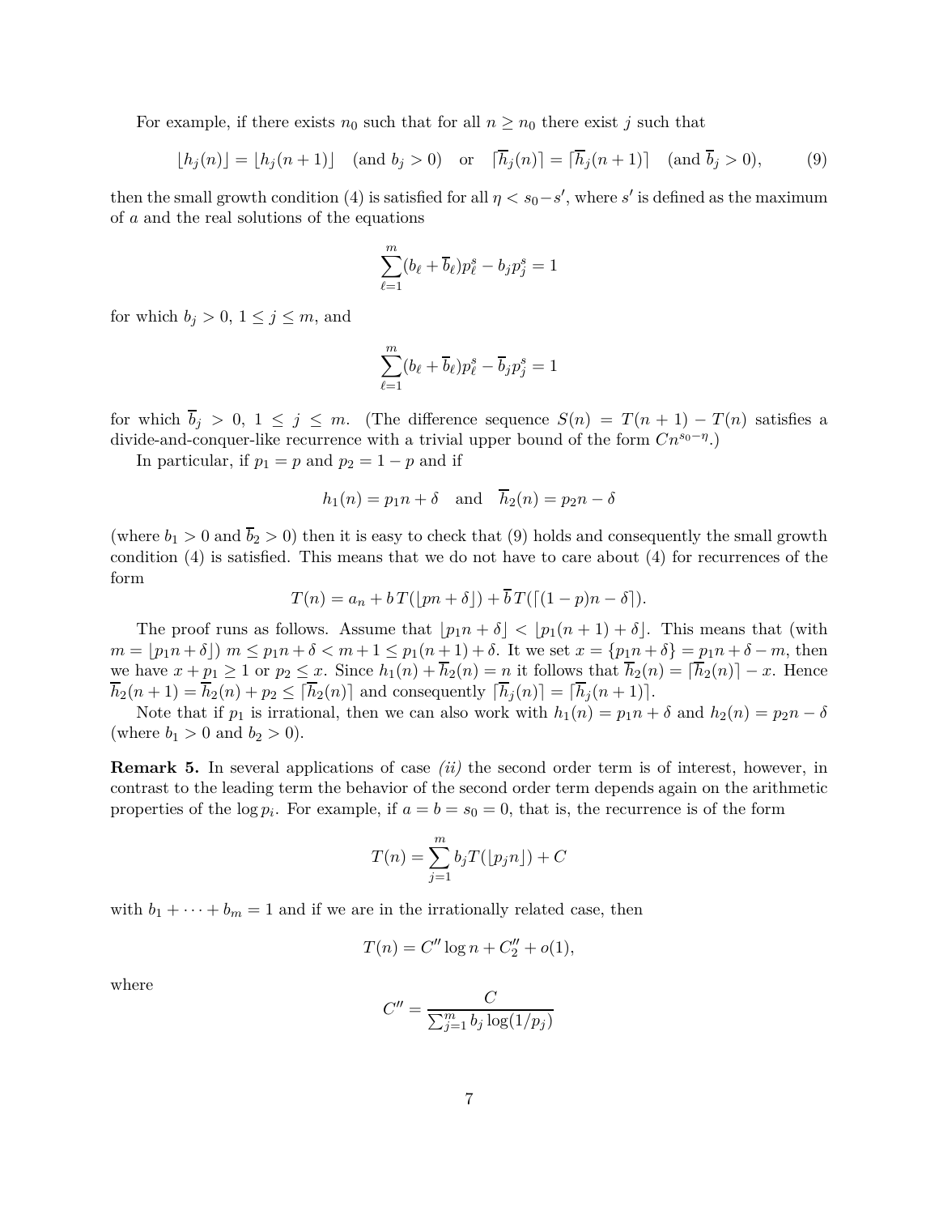For example, if there exists $n_0$ such that for all $n \ge n_0$ there exist $j$ such that

$$\lfloor h_j(n) \rfloor = \lfloor h_j(n+1) \rfloor \quad (\text{and } b_j > 0) \quad \text{or} \quad \lceil \overline{h}_j(n) \rceil = \lceil \overline{h}_j(n+1) \rceil \quad (\text{and } \overline{b}_j > 0), \tag{9}$$

then the small growth condition (4) is satisfied for all $\eta < s_0 - s'$, where $s'$ is defined as the maximum of $a$ and the real solutions of the equations

$$\sum_{\ell=1}^{m} (b_\ell + \overline{b}_\ell) p_\ell^s - b_j p_j^s = 1$$

for which $b_j > 0$, $1 \le j \le m$, and

$$\sum_{\ell=1}^{m} (b_\ell + \overline{b}_\ell) p_\ell^s - \overline{b}_j p_j^s = 1$$

for which $\overline{b}_j > 0$, $1 \le j \le m$. (The difference sequence $S(n) = T(n+1) - T(n)$ satisfies a divide-and-conquer-like recurrence with a trivial upper bound of the form $Cn^{s_0 - \eta}$.)

In particular, if $p_1 = p$ and $p_2 = 1 - p$ and if

$$h_1(n) = p_1 n + \delta \quad \text{and} \quad \overline{h}_2(n) = p_2 n - \delta$$

(where $b_1 > 0$ and $\overline{b}_2 > 0$) then it is easy to check that (9) holds and consequently the small growth condition (4) is satisfied. This means that we do not have to care about (4) for recurrences of the form

$$T(n) = a_n + b\, T(\lfloor pn + \delta \rfloor) + \overline{b}\, T(\lceil (1-p)n - \delta \rceil).$$

The proof runs as follows. Assume that $\lfloor p_1 n + \delta \rfloor < \lfloor p_1(n+1) + \delta \rfloor$. This means that (with $m = \lfloor p_1 n + \delta \rfloor$) $m \le p_1 n + \delta < m + 1 \le p_1(n+1) + \delta$. It we set $x = \{p_1 n + \delta\} = p_1 n + \delta - m$, then we have $x + p_1 \ge 1$ or $p_2 \le x$. Since $h_1(n) + \overline{h}_2(n) = n$ it follows that $\overline{h}_2(n) = \lceil \overline{h}_2(n) \rceil - x$. Hence $\overline{h}_2(n+1) = \overline{h}_2(n) + p_2 \le \lceil \overline{h}_2(n) \rceil$ and consequently $\lceil \overline{h}_j(n) \rceil = \lceil \overline{h}_j(n+1) \rceil$.

Note that if $p_1$ is irrational, then we can also work with $h_1(n) = p_1 n + \delta$ and $h_2(n) = p_2 n - \delta$ (where $b_1 > 0$ and $b_2 > 0$).

**Remark 5.** In several applications of case *(ii)* the second order term is of interest, however, in contrast to the leading term the behavior of the second order term depends again on the arithmetic properties of the $\log p_i$. For example, if $a = b = s_0 = 0$, that is, the recurrence is of the form

$$T(n) = \sum_{j=1}^{m} b_j T(\lfloor p_j n \rfloor) + C$$

with $b_1 + \cdots + b_m = 1$ and if we are in the irrationally related case, then

$$T(n) = C'' \log n + C_2'' + o(1),$$

where

$$C'' = \frac{C}{\sum_{j=1}^{m} b_j \log(1/p_j)}$$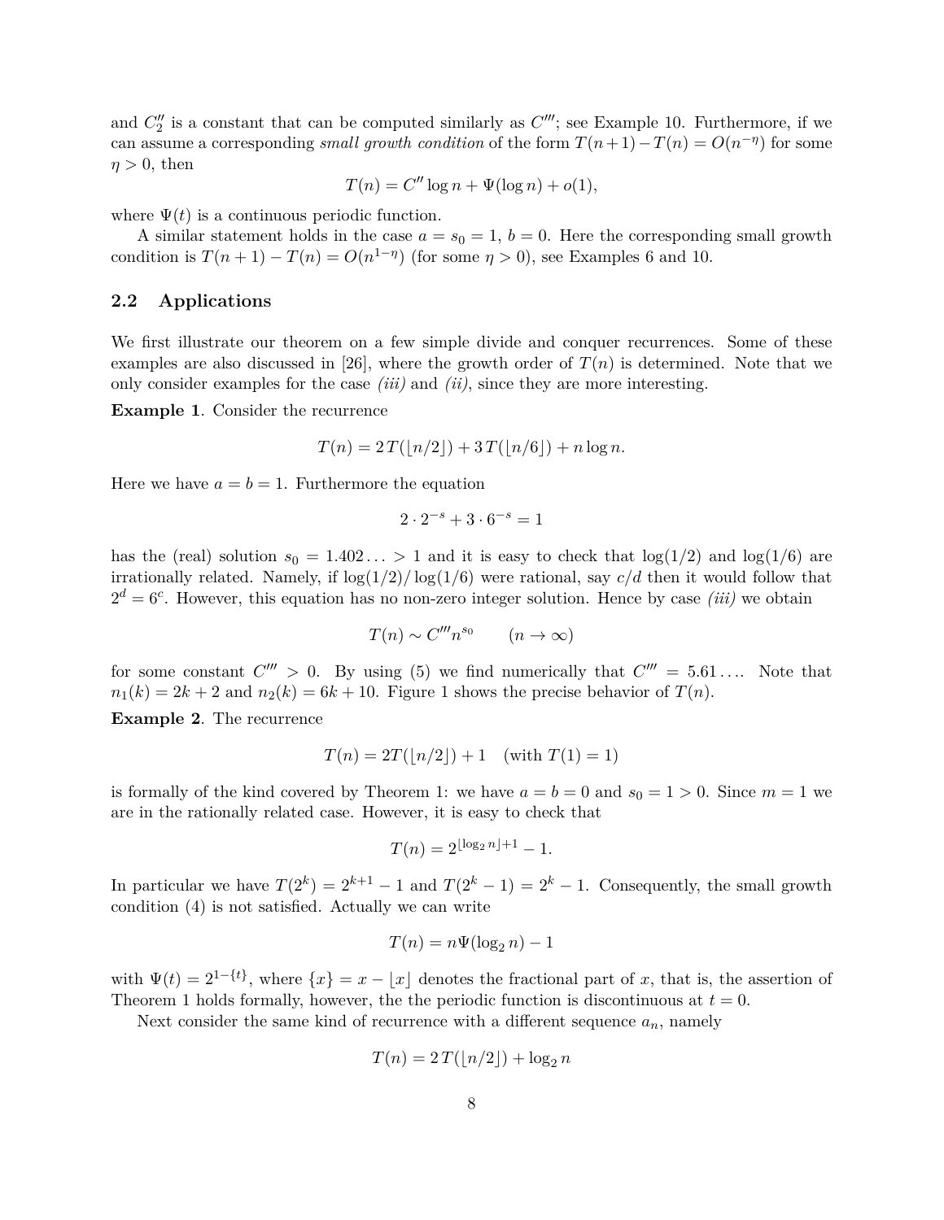and $C_2''$ is a constant that can be computed similarly as $C'''$; see Example 10. Furthermore, if we can assume a corresponding *small growth condition* of the form $T(n+1)-T(n) = O(n^{-\eta})$ for some $\eta > 0$, then

$$T(n) = C'' \log n + \Psi(\log n) + o(1),$$

where $\Psi(t)$ is a continuous periodic function.

A similar statement holds in the case $a = s_0 = 1$, $b = 0$. Here the corresponding small growth condition is $T(n+1) - T(n) = O(n^{1-\eta})$ (for some $\eta > 0$), see Examples 6 and 10.

## 2.2 Applications

We first illustrate our theorem on a few simple divide and conquer recurrences. Some of these examples are also discussed in [26], where the growth order of $T(n)$ is determined. Note that we only consider examples for the case *(iii)* and *(ii)*, since they are more interesting.

**Example 1**. Consider the recurrence

$$T(n) = 2\,T(\lfloor n/2 \rfloor) + 3\,T(\lfloor n/6 \rfloor) + n \log n.$$

Here we have $a = b = 1$. Furthermore the equation

$$2 \cdot 2^{-s} + 3 \cdot 6^{-s} = 1$$

has the (real) solution $s_0 = 1.402\ldots > 1$ and it is easy to check that $\log(1/2)$ and $\log(1/6)$ are irrationally related. Namely, if $\log(1/2)/\log(1/6)$ were rational, say $c/d$ then it would follow that $2^d = 6^c$. However, this equation has no non-zero integer solution. Hence by case *(iii)* we obtain

$$T(n) \sim C''' n^{s_0} \qquad (n \to \infty)$$

for some constant $C''' > 0$. By using (5) we find numerically that $C''' = 5.61\ldots$. Note that $n_1(k) = 2k + 2$ and $n_2(k) = 6k + 10$. Figure 1 shows the precise behavior of $T(n)$.

**Example 2**. The recurrence

$$T(n) = 2T(\lfloor n/2 \rfloor) + 1 \quad (\text{with } T(1) = 1)$$

is formally of the kind covered by Theorem 1: we have $a = b = 0$ and $s_0 = 1 > 0$. Since $m = 1$ we are in the rationally related case. However, it is easy to check that

$$T(n) = 2^{\lfloor \log_2 n \rfloor + 1} - 1.$$

In particular we have $T(2^k) = 2^{k+1} - 1$ and $T(2^k - 1) = 2^k - 1$. Consequently, the small growth condition (4) is not satisfied. Actually we can write

$$T(n) = n\Psi(\log_2 n) - 1$$

with $\Psi(t) = 2^{1-\{t\}}$, where $\{x\} = x - \lfloor x \rfloor$ denotes the fractional part of $x$, that is, the assertion of Theorem 1 holds formally, however, the the periodic function is discontinuous at $t = 0$.

Next consider the same kind of recurrence with a different sequence $a_n$, namely

$$T(n) = 2\,T(\lfloor n/2 \rfloor) + \log_2 n$$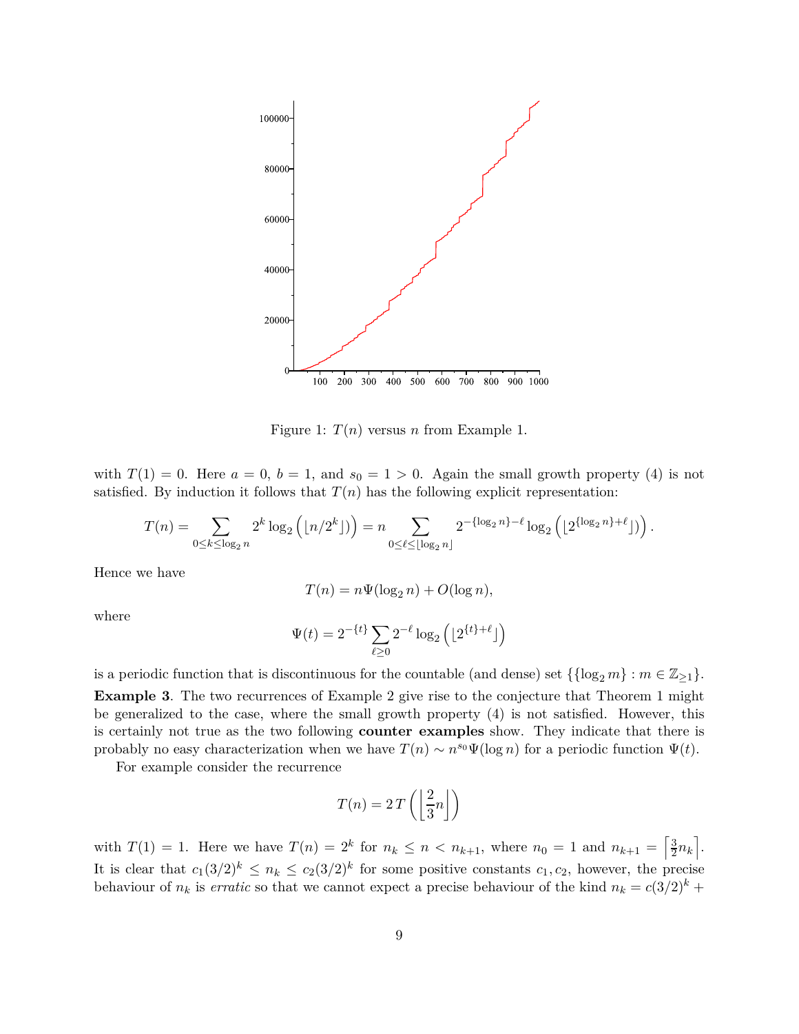Figure 1: $T(n)$ versus $n$ from Example 1.

with $T(1) = 0$. Here $a = 0$, $b = 1$, and $s_0 = 1 > 0$. Again the small growth property (4) is not satisfied. By induction it follows that $T(n)$ has the following explicit representation:

$$T(n) = \sum_{0 \le k \le \log_2 n} 2^k \log_2 \left( \lfloor n/2^k \rfloor \right) = n \sum_{0 \le \ell \le \lfloor \log_2 n \rfloor} 2^{-\{\log_2 n\} - \ell} \log_2 \left( \lfloor 2^{\{\log_2 n\} + \ell} \rfloor \right).$$

Hence we have

$$T(n) = n \Psi(\log_2 n) + O(\log n),$$

where

$$\Psi(t) = 2^{-\{t\}} \sum_{\ell \ge 0} 2^{-\ell} \log_2 \left( \lfloor 2^{\{t\} + \ell} \rfloor \right)$$

is a periodic function that is discontinuous for the countable (and dense) set $\{\{\log_2 m\} : m \in \mathbb{Z}_{\ge 1}\}$.

**Example 3**. The two recurrences of Example 2 give rise to the conjecture that Theorem 1 might be generalized to the case, where the small growth property (4) is not satisfied. However, this is certainly not true as the two following **counter examples** show. They indicate that there is probably no easy characterization when we have $T(n) \sim n^{s_0} \Psi(\log n)$ for a periodic function $\Psi(t)$.

For example consider the recurrence

$$T(n) = 2\, T\left( \left\lfloor \frac{2}{3} n \right\rfloor \right)$$

with $T(1) = 1$. Here we have $T(n) = 2^k$ for $n_k \le n < n_{k+1}$, where $n_0 = 1$ and $n_{k+1} = \left\lceil \frac{3}{2} n_k \right\rceil$. It is clear that $c_1 (3/2)^k \le n_k \le c_2 (3/2)^k$ for some positive constants $c_1, c_2$, however, the precise behaviour of $n_k$ is *erratic* so that we cannot expect a precise behaviour of the kind $n_k = c(3/2)^k +$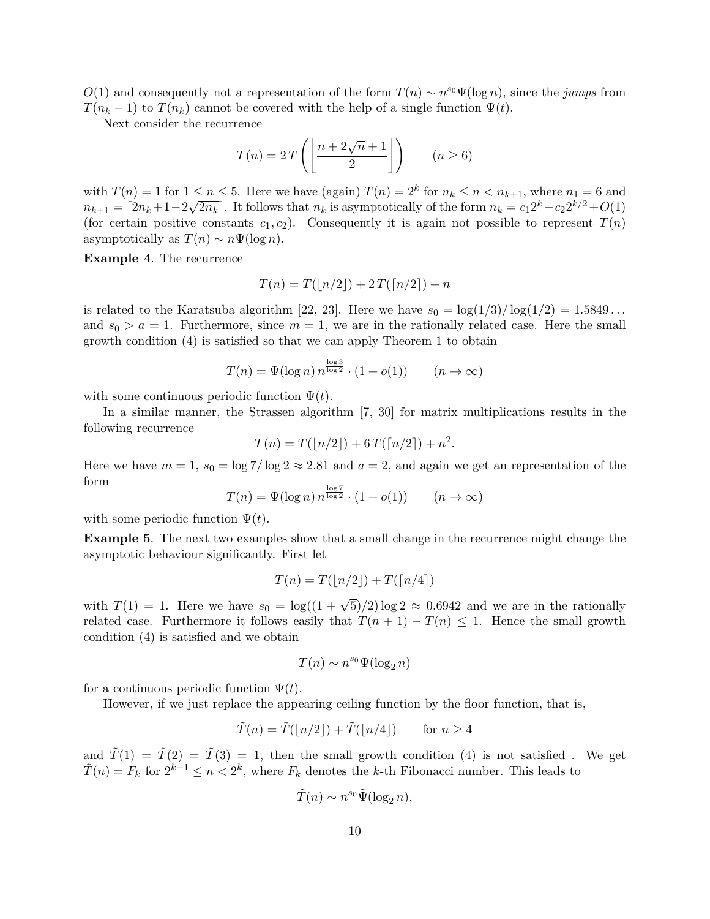$O(1)$ and consequently not a representation of the form $T(n) \sim n^{s_0}\Psi(\log n)$, since the *jumps* from $T(n_k - 1)$ to $T(n_k)$ cannot be covered with the help of a single function $\Psi(t)$.

Next consider the recurrence

$$T(n) = 2\,T\left(\left\lfloor \frac{n + 2\sqrt{n} + 1}{2} \right\rfloor\right) \qquad (n \geq 6)$$

with $T(n) = 1$ for $1 \leq n \leq 5$. Here we have (again) $T(n) = 2^k$ for $n_k \leq n < n_{k+1}$, where $n_1 = 6$ and $n_{k+1} = \lceil 2n_k + 1 - 2\sqrt{2n_k} \rceil$. It follows that $n_k$ is asymptotically of the form $n_k = c_1 2^k - c_2 2^{k/2} + O(1)$ (for certain positive constants $c_1, c_2$). Consequently it is again not possible to represent $T(n)$ asymptotically as $T(n) \sim n\Psi(\log n)$.

**Example 4**. The recurrence

$$T(n) = T(\lfloor n/2 \rfloor) + 2\,T(\lceil n/2 \rceil) + n$$

is related to the Karatsuba algorithm [22, 23]. Here we have $s_0 = \log(1/3)/\log(1/2) = 1.5849\ldots$ and $s_0 > a = 1$. Furthermore, since $m = 1$, we are in the rationally related case. Here the small growth condition (4) is satisfied so that we can apply Theorem 1 to obtain

$$T(n) = \Psi(\log n)\, n^{\frac{\log 3}{\log 2}} \cdot (1 + o(1)) \qquad (n \to \infty)$$

with some continuous periodic function $\Psi(t)$.

In a similar manner, the Strassen algorithm [7, 30] for matrix multiplications results in the following recurrence

$$T(n) = T(\lfloor n/2 \rfloor) + 6\,T(\lceil n/2 \rceil) + n^2.$$

Here we have $m = 1$, $s_0 = \log 7/\log 2 \approx 2.81$ and $a = 2$, and again we get an representation of the form

$$T(n) = \Psi(\log n)\, n^{\frac{\log 7}{\log 2}} \cdot (1 + o(1)) \qquad (n \to \infty)$$

with some periodic function $\Psi(t)$.

**Example 5**. The next two examples show that a small change in the recurrence might change the asymptotic behaviour significantly. First let

$$T(n) = T(\lfloor n/2 \rfloor) + T(\lceil n/4 \rceil)$$

with $T(1) = 1$. Here we have $s_0 = \log((1 + \sqrt{5})/2)\log 2 \approx 0.6942$ and we are in the rationally related case. Furthermore it follows easily that $T(n+1) - T(n) \leq 1$. Hence the small growth condition (4) is satisfied and we obtain

$$T(n) \sim n^{s_0}\Psi(\log_2 n)$$

for a continuous periodic function $\Psi(t)$.

However, if we just replace the appearing ceiling function by the floor function, that is,

$$\tilde{T}(n) = \tilde{T}(\lfloor n/2 \rfloor) + \tilde{T}(\lfloor n/4 \rfloor) \qquad \text{for } n \geq 4$$

and $\tilde{T}(1) = \tilde{T}(2) = \tilde{T}(3) = 1$, then the small growth condition (4) is not satisfied . We get $\tilde{T}(n) = F_k$ for $2^{k-1} \leq n < 2^k$, where $F_k$ denotes the $k$-th Fibonacci number. This leads to

$$\tilde{T}(n) \sim n^{s_0}\tilde{\Psi}(\log_2 n),$$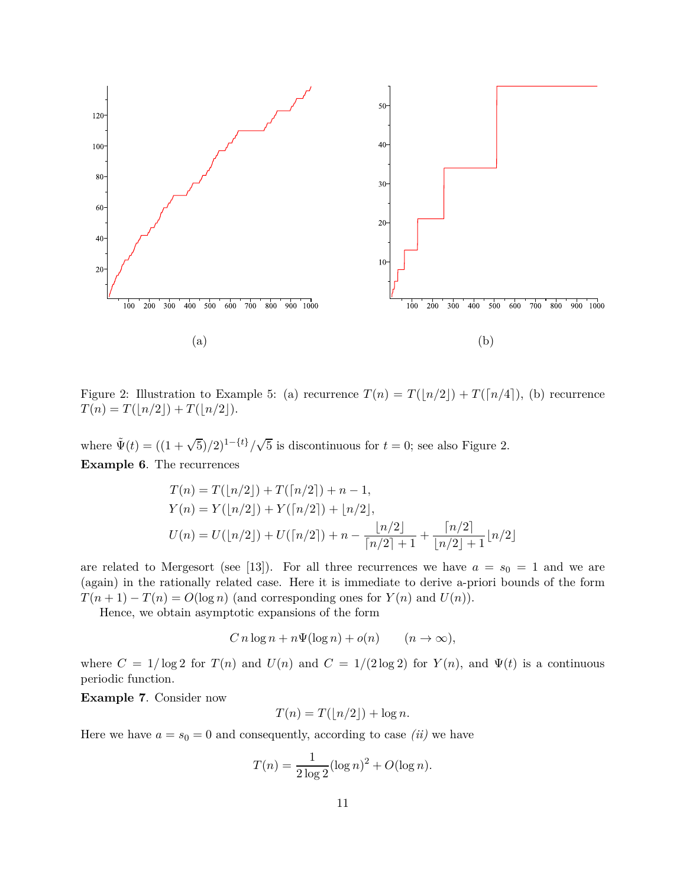(a)

(b)

Figure 2: Illustration to Example 5: (a) recurrence $T(n) = T(\lfloor n/2 \rfloor) + T(\lceil n/4 \rceil)$, (b) recurrence $T(n) = T(\lfloor n/2 \rfloor) + T(\lfloor n/2 \rfloor)$.

where $\tilde{\Psi}(t) = ((1+\sqrt{5})/2)^{1-\{t\}}/\sqrt{5}$ is discontinuous for $t = 0$; see also Figure 2.

**Example 6**. The recurrences

$$
\begin{aligned}
T(n) &= T(\lfloor n/2 \rfloor) + T(\lceil n/2 \rceil) + n - 1, \\
Y(n) &= Y(\lfloor n/2 \rfloor) + Y(\lceil n/2 \rceil) + \lfloor n/2 \rfloor, \\
U(n) &= U(\lfloor n/2 \rfloor) + U(\lceil n/2 \rceil) + n - \frac{\lfloor n/2 \rfloor}{\lceil n/2 \rceil + 1} + \frac{\lceil n/2 \rceil}{\lfloor n/2 \rfloor + 1} \lfloor n/2 \rfloor
\end{aligned}
$$

are related to Mergesort (see [13]). For all three recurrences we have $a = s_0 = 1$ and we are (again) in the rationally related case. Here it is immediate to derive a-priori bounds of the form $T(n+1) - T(n) = O(\log n)$ (and corresponding ones for $Y(n)$ and $U(n)$).

Hence, we obtain asymptotic expansions of the form

$$
C\, n \log n + n \Psi(\log n) + o(n) \qquad (n \to \infty),
$$

where $C = 1/\log 2$ for $T(n)$ and $U(n)$ and $C = 1/(2 \log 2)$ for $Y(n)$, and $\Psi(t)$ is a continuous periodic function.

**Example 7**. Consider now

$$
T(n) = T(\lfloor n/2 \rfloor) + \log n.
$$

Here we have $a = s_0 = 0$ and consequently, according to case *(ii)* we have

$$
T(n) = \frac{1}{2 \log 2} (\log n)^2 + O(\log n).
$$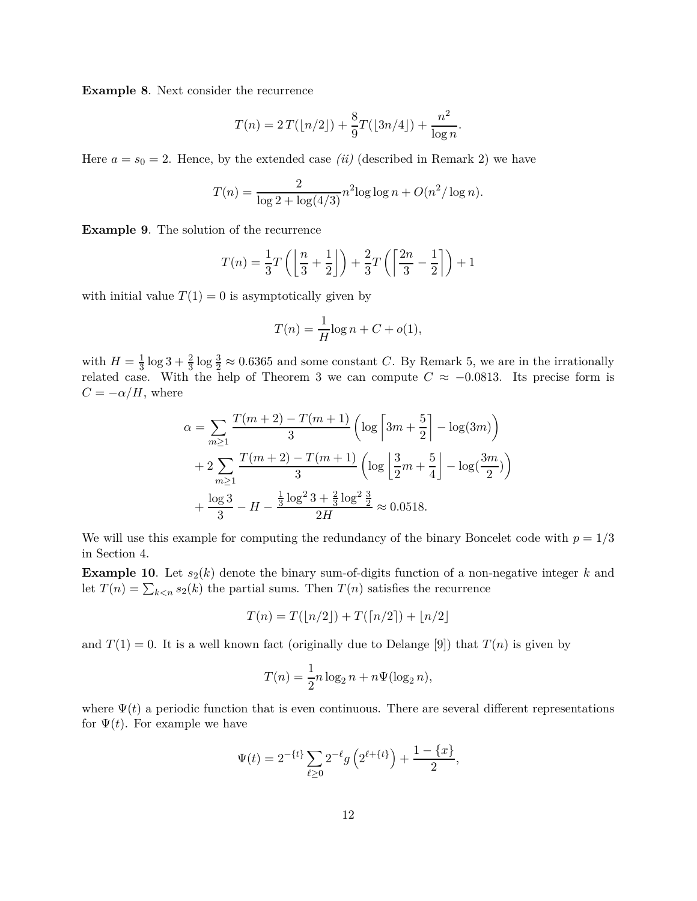**Example 8**. Next consider the recurrence

$$T(n) = 2\,T(\lfloor n/2 \rfloor) + \frac{8}{9}T(\lfloor 3n/4 \rfloor) + \frac{n^2}{\log n}.$$

Here $a = s_0 = 2$. Hence, by the extended case *(ii)* (described in Remark 2) we have

$$T(n) = \frac{2}{\log 2 + \log(4/3)} n^2 \log\log n + O(n^2/\log n).$$

**Example 9**. The solution of the recurrence

$$T(n) = \frac{1}{3}T\left(\left\lfloor \frac{n}{3} + \frac{1}{2} \right\rfloor\right) + \frac{2}{3}T\left(\left\lceil \frac{2n}{3} - \frac{1}{2} \right\rceil\right) + 1$$

with initial value $T(1) = 0$ is asymptotically given by

$$T(n) = \frac{1}{H}\log n + C + o(1),$$

with $H = \frac{1}{3}\log 3 + \frac{2}{3}\log\frac{3}{2} \approx 0.6365$ and some constant $C$. By Remark 5, we are in the irrationally related case. With the help of Theorem 3 we can compute $C \approx -0.0813$. Its precise form is $C = -\alpha/H$, where

$$\begin{aligned}
\alpha &= \sum_{m\ge 1} \frac{T(m+2) - T(m+1)}{3}\left(\log\left\lceil 3m + \frac{5}{2}\right\rceil - \log(3m)\right) \\
&\quad + 2\sum_{m\ge 1} \frac{T(m+2) - T(m+1)}{3}\left(\log\left\lfloor \frac{3}{2}m + \frac{5}{4}\right\rfloor - \log(\frac{3m}{2})\right) \\
&\quad + \frac{\log 3}{3} - H - \frac{\frac{1}{3}\log^2 3 + \frac{2}{3}\log^2\frac{3}{2}}{2H} \approx 0.0518.
\end{aligned}$$

We will use this example for computing the redundancy of the binary Boncelet code with $p = 1/3$ in Section 4.

**Example 10**. Let $s_2(k)$ denote the binary sum-of-digits function of a non-negative integer $k$ and let $T(n) = \sum_{k<n} s_2(k)$ the partial sums. Then $T(n)$ satisfies the recurrence

$$T(n) = T(\lfloor n/2 \rfloor) + T(\lceil n/2 \rceil) + \lfloor n/2 \rfloor$$

and $T(1) = 0$. It is a well known fact (originally due to Delange [9]) that $T(n)$ is given by

$$T(n) = \frac{1}{2}n\log_2 n + n\Psi(\log_2 n),$$

where $\Psi(t)$ a periodic function that is even continuous. There are several different representations for $\Psi(t)$. For example we have

$$\Psi(t) = 2^{-\{t\}}\sum_{\ell\ge 0} 2^{-\ell} g\left(2^{\ell+\{t\}}\right) + \frac{1-\{x\}}{2},$$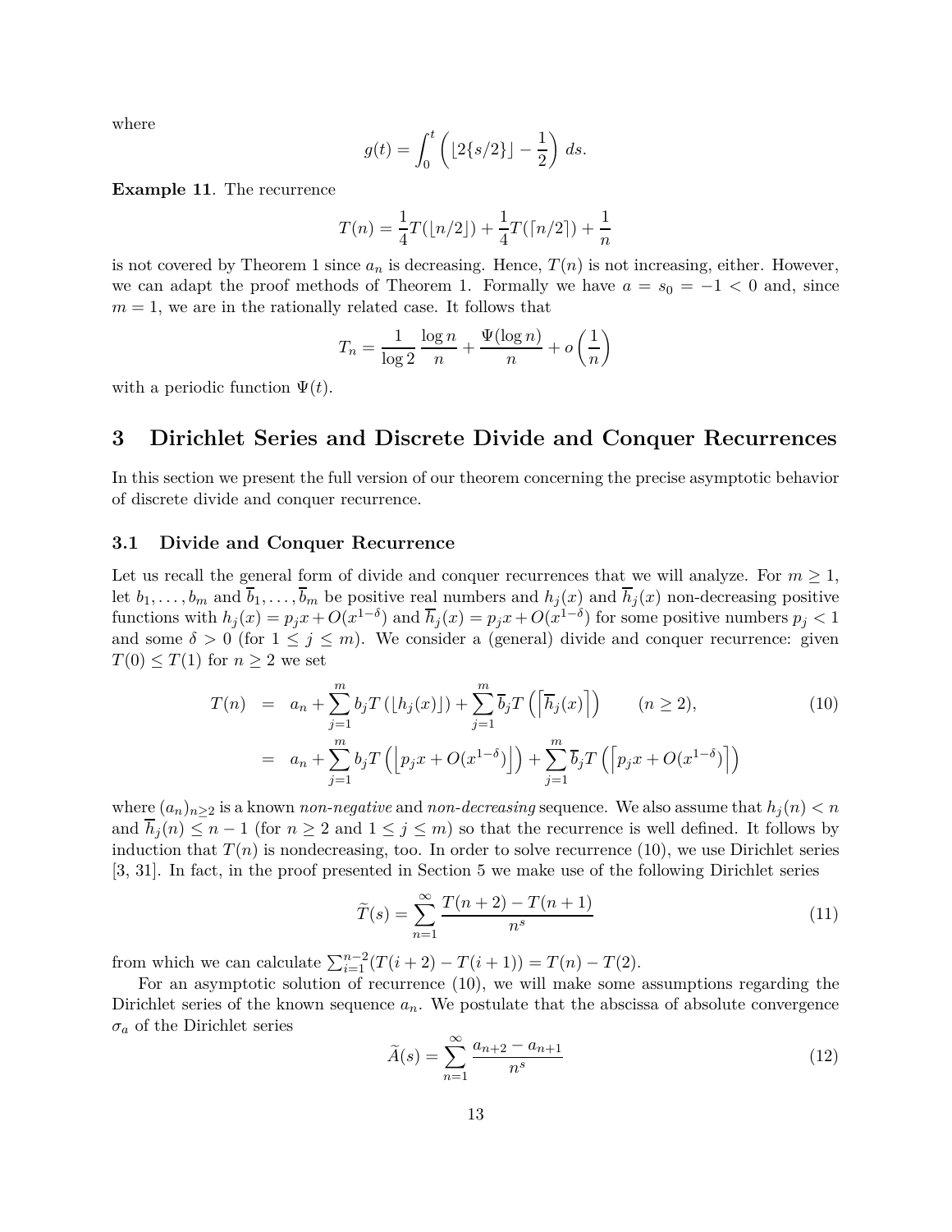where

$$g(t) = \int_0^t \left( \lfloor 2\{s/2\} \rfloor - \frac{1}{2} \right) \, ds.$$

**Example 11**. The recurrence

$$T(n) = \frac{1}{4} T(\lfloor n/2 \rfloor) + \frac{1}{4} T(\lceil n/2 \rceil) + \frac{1}{n}$$

is not covered by Theorem 1 since $a_n$ is decreasing. Hence, $T(n)$ is not increasing, either. However, we can adapt the proof methods of Theorem 1. Formally we have $a = s_0 = -1 < 0$ and, since $m = 1$, we are in the rationally related case. It follows that

$$T_n = \frac{1}{\log 2} \frac{\log n}{n} + \frac{\Psi(\log n)}{n} + o\left(\frac{1}{n}\right)$$

with a periodic function $\Psi(t)$.

# 3 Dirichlet Series and Discrete Divide and Conquer Recurrences

In this section we present the full version of our theorem concerning the precise asymptotic behavior of discrete divide and conquer recurrence.

## 3.1 Divide and Conquer Recurrence

Let us recall the general form of divide and conquer recurrences that we will analyze. For $m \geq 1$, let $b_1, \ldots, b_m$ and $\overline{b}_1, \ldots, \overline{b}_m$ be positive real numbers and $h_j(x)$ and $\overline{h}_j(x)$ non-decreasing positive functions with $h_j(x) = p_j x + O(x^{1-\delta})$ and $\overline{h}_j(x) = p_j x + O(x^{1-\delta})$ for some positive numbers $p_j < 1$ and some $\delta > 0$ (for $1 \leq j \leq m$). We consider a (general) divide and conquer recurrence: given $T(0) \leq T(1)$ for $n \geq 2$ we set

$$\begin{aligned} T(n) &= a_n + \sum_{j=1}^m b_j T\left(\lfloor h_j(x) \rfloor\right) + \sum_{j=1}^m \overline{b}_j T\left(\left\lceil \overline{h}_j(x) \right\rceil\right) \qquad (n \geq 2), \\ &= a_n + \sum_{j=1}^m b_j T\left(\left\lfloor p_j x + O(x^{1-\delta}) \right\rfloor\right) + \sum_{j=1}^m \overline{b}_j T\left(\left\lceil p_j x + O(x^{1-\delta}) \right\rceil\right) \end{aligned} \tag{10}$$

where $(a_n)_{n \geq 2}$ is a known *non-negative* and *non-decreasing* sequence. We also assume that $h_j(n) < n$ and $\overline{h}_j(n) \leq n - 1$ (for $n \geq 2$ and $1 \leq j \leq m$) so that the recurrence is well defined. It follows by induction that $T(n)$ is nondecreasing, too. In order to solve recurrence (10), we use Dirichlet series [3, 31]. In fact, in the proof presented in Section 5 we make use of the following Dirichlet series

$$\widetilde{T}(s) = \sum_{n=1}^{\infty} \frac{T(n+2) - T(n+1)}{n^s} \tag{11}$$

from which we can calculate $\sum_{i=1}^{n-2} (T(i+2) - T(i+1)) = T(n) - T(2)$.

For an asymptotic solution of recurrence (10), we will make some assumptions regarding the Dirichlet series of the known sequence $a_n$. We postulate that the abscissa of absolute convergence $\sigma_a$ of the Dirichlet series

$$\widetilde{A}(s) = \sum_{n=1}^{\infty} \frac{a_{n+2} - a_{n+1}}{n^s} \tag{12}$$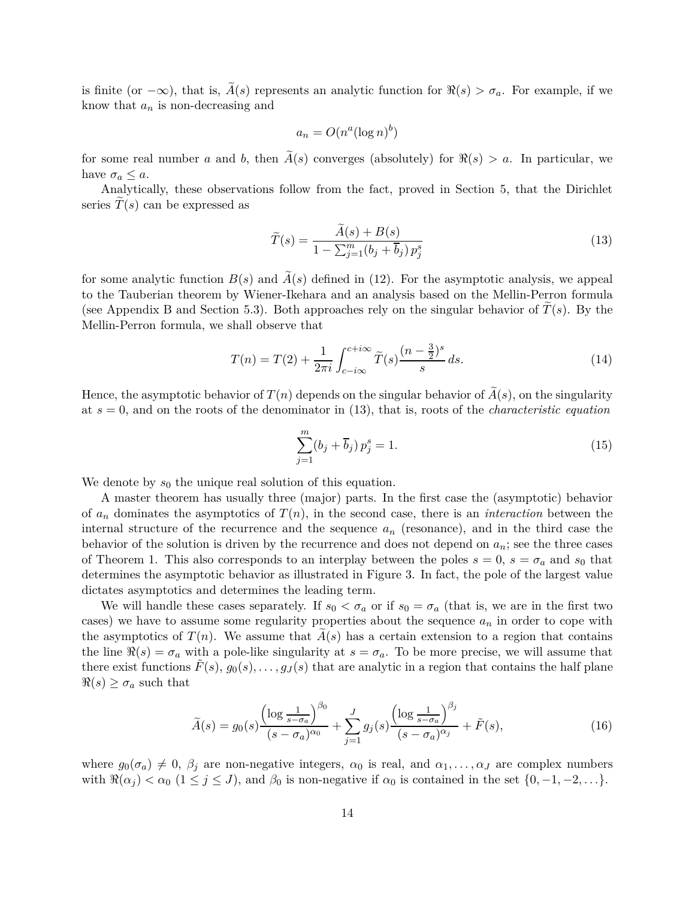is finite (or $-\infty$), that is, $\widetilde{A}(s)$ represents an analytic function for $\Re(s) > \sigma_a$. For example, if we know that $a_n$ is non-decreasing and

$$a_n = O(n^a (\log n)^b)$$

for some real number $a$ and $b$, then $\widetilde{A}(s)$ converges (absolutely) for $\Re(s) > a$. In particular, we have $\sigma_a \le a$.

Analytically, these observations follow from the fact, proved in Section 5, that the Dirichlet series $\widetilde{T}(s)$ can be expressed as

$$\widetilde{T}(s) = \frac{\widetilde{A}(s) + B(s)}{1 - \sum_{j=1}^{m} (b_j + \overline{b}_j)\, p_j^s} \tag{13}$$

for some analytic function $B(s)$ and $\widetilde{A}(s)$ defined in (12). For the asymptotic analysis, we appeal to the Tauberian theorem by Wiener-Ikehara and an analysis based on the Mellin-Perron formula (see Appendix B and Section 5.3). Both approaches rely on the singular behavior of $\widetilde{T}(s)$. By the Mellin-Perron formula, we shall observe that

$$T(n) = T(2) + \frac{1}{2\pi i} \int_{c-i\infty}^{c+i\infty} \widetilde{T}(s) \frac{(n - \frac{3}{2})^s}{s}\, ds. \tag{14}$$

Hence, the asymptotic behavior of $T(n)$ depends on the singular behavior of $\widetilde{A}(s)$, on the singularity at $s = 0$, and on the roots of the denominator in (13), that is, roots of the *characteristic equation*

$$\sum_{j=1}^{m} (b_j + \overline{b}_j)\, p_j^s = 1. \tag{15}$$

We denote by $s_0$ the unique real solution of this equation.

A master theorem has usually three (major) parts. In the first case the (asymptotic) behavior of $a_n$ dominates the asymptotics of $T(n)$, in the second case, there is an *interaction* between the internal structure of the recurrence and the sequence $a_n$ (resonance), and in the third case the behavior of the solution is driven by the recurrence and does not depend on $a_n$; see the three cases of Theorem 1. This also corresponds to an interplay between the poles $s = 0$, $s = \sigma_a$ and $s_0$ that determines the asymptotic behavior as illustrated in Figure 3. In fact, the pole of the largest value dictates asymptotics and determines the leading term.

We will handle these cases separately. If $s_0 < \sigma_a$ or if $s_0 = \sigma_a$ (that is, we are in the first two cases) we have to assume some regularity properties about the sequence $a_n$ in order to cope with the asymptotics of $T(n)$. We assume that $\widetilde{A}(s)$ has a certain extension to a region that contains the line $\Re(s) = \sigma_a$ with a pole-like singularity at $s = \sigma_a$. To be more precise, we will assume that there exist functions $\tilde{F}(s)$, $g_0(s), \ldots, g_J(s)$ that are analytic in a region that contains the half plane $\Re(s) \ge \sigma_a$ such that

$$\widetilde{A}(s) = g_0(s) \frac{\left(\log \frac{1}{s-\sigma_a}\right)^{\beta_0}}{(s-\sigma_a)^{\alpha_0}} + \sum_{j=1}^{J} g_j(s) \frac{\left(\log \frac{1}{s-\sigma_a}\right)^{\beta_j}}{(s-\sigma_a)^{\alpha_j}} + \tilde{F}(s), \tag{16}$$

where $g_0(\sigma_a) \ne 0$, $\beta_j$ are non-negative integers, $\alpha_0$ is real, and $\alpha_1, \ldots, \alpha_J$ are complex numbers with $\Re(\alpha_j) < \alpha_0$ $(1 \le j \le J)$, and $\beta_0$ is non-negative if $\alpha_0$ is contained in the set $\{0, -1, -2, \ldots\}$.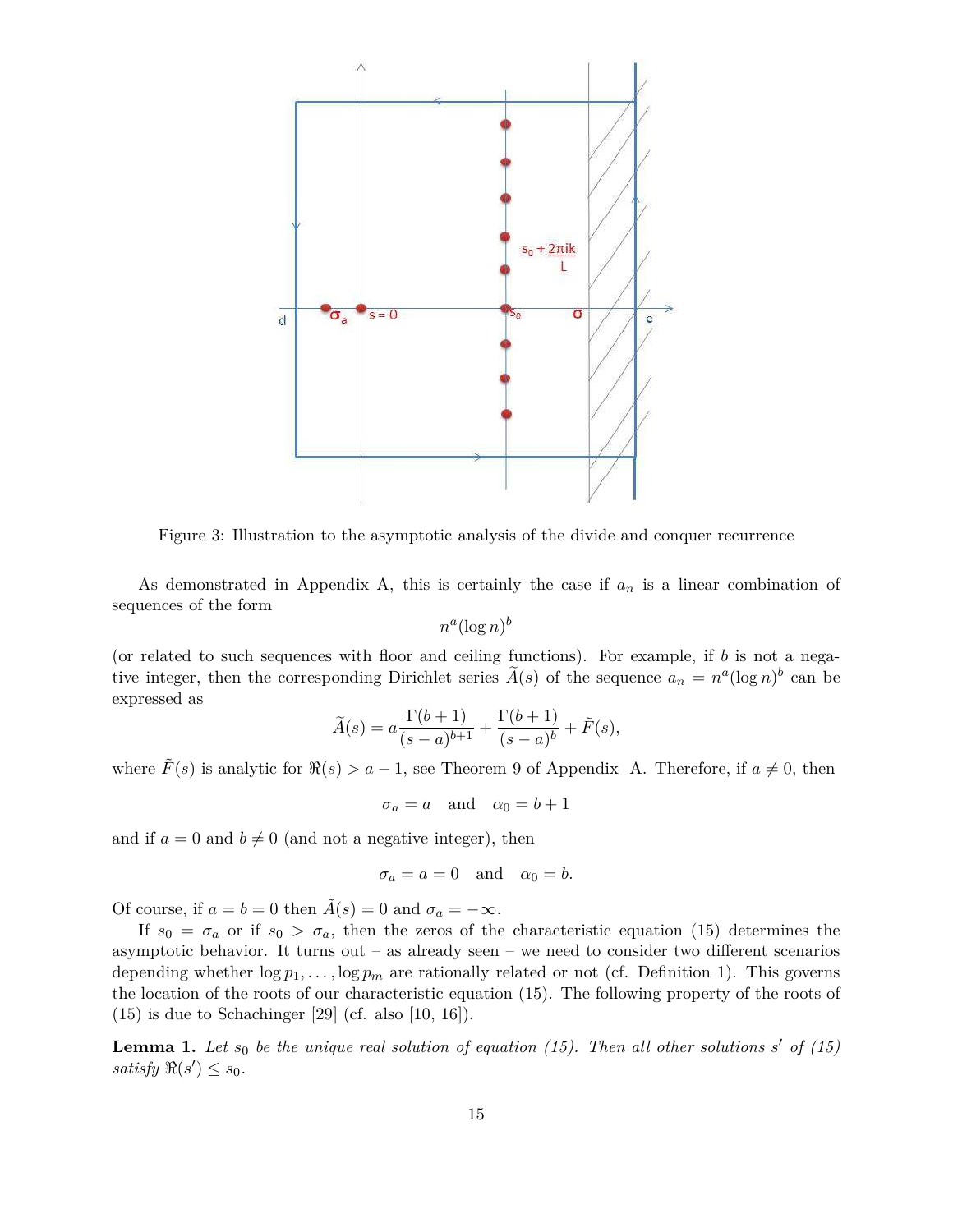Figure 3: Illustration to the asymptotic analysis of the divide and conquer recurrence

As demonstrated in Appendix A, this is certainly the case if $a_n$ is a linear combination of sequences of the form

$$n^a(\log n)^b$$

(or related to such sequences with floor and ceiling functions). For example, if $b$ is not a negative integer, then the corresponding Dirichlet series $\widetilde{A}(s)$ of the sequence $a_n = n^a(\log n)^b$ can be expressed as

$$\widetilde{A}(s) = a\frac{\Gamma(b+1)}{(s-a)^{b+1}} + \frac{\Gamma(b+1)}{(s-a)^b} + \tilde{F}(s),$$

where $\tilde{F}(s)$ is analytic for $\Re(s) > a-1$, see Theorem 9 of Appendix A. Therefore, if $a \neq 0$, then

$$\sigma_a = a \quad \text{and} \quad \alpha_0 = b+1$$

and if $a = 0$ and $b \neq 0$ (and not a negative integer), then

$$\sigma_a = a = 0 \quad \text{and} \quad \alpha_0 = b.$$

Of course, if $a = b = 0$ then $\tilde{A}(s) = 0$ and $\sigma_a = -\infty$.

If $s_0 = \sigma_a$ or if $s_0 > \sigma_a$, then the zeros of the characteristic equation (15) determines the asymptotic behavior. It turns out – as already seen – we need to consider two different scenarios depending whether $\log p_1, \ldots, \log p_m$ are rationally related or not (cf. Definition 1). This governs the location of the roots of our characteristic equation (15). The following property of the roots of (15) is due to Schachinger [29] (cf. also [10, 16]).

**Lemma 1.** *Let $s_0$ be the unique real solution of equation (15). Then all other solutions $s'$ of (15) satisfy $\Re(s') \leq s_0$.*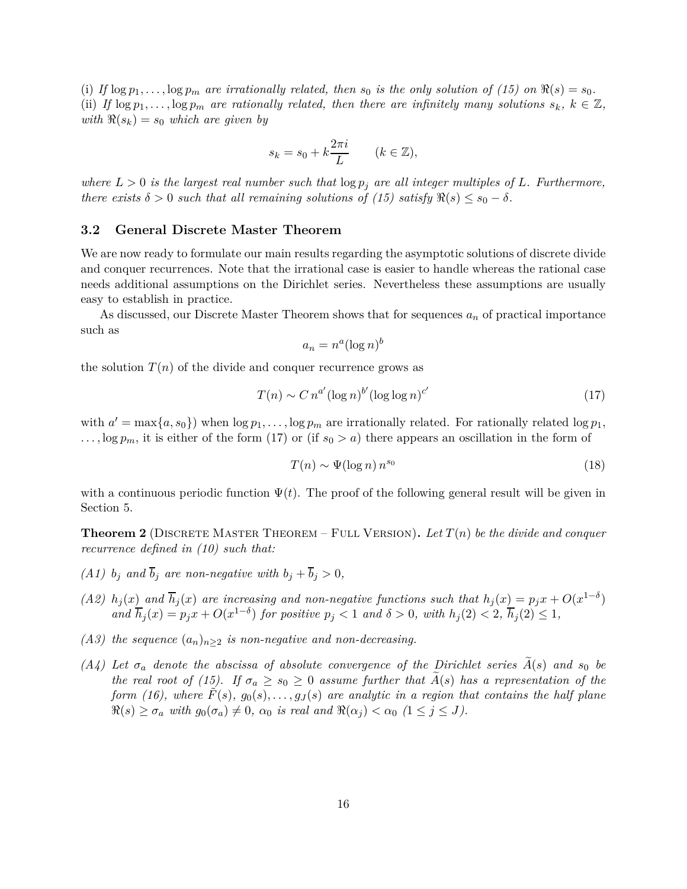(i) *If* $\log p_1, \ldots, \log p_m$ *are irrationally related, then* $s_0$ *is the only solution of (15) on* $\Re(s) = s_0$.
(ii) *If* $\log p_1, \ldots, \log p_m$ *are rationally related, then there are infinitely many solutions* $s_k$, $k \in \mathbb{Z}$, *with* $\Re(s_k) = s_0$ *which are given by*

$$s_k = s_0 + k\frac{2\pi i}{L} \qquad (k \in \mathbb{Z}),$$

*where* $L > 0$ *is the largest real number such that* $\log p_j$ *are all integer multiples of* $L$. *Furthermore, there exists* $\delta > 0$ *such that all remaining solutions of (15) satisfy* $\Re(s) \le s_0 - \delta$.

### 3.2 General Discrete Master Theorem

We are now ready to formulate our main results regarding the asymptotic solutions of discrete divide and conquer recurrences. Note that the irrational case is easier to handle whereas the rational case needs additional assumptions on the Dirichlet series. Nevertheless these assumptions are usually easy to establish in practice.

As discussed, our Discrete Master Theorem shows that for sequences $a_n$ of practical importance such as

$$a_n = n^a (\log n)^b$$

the solution $T(n)$ of the divide and conquer recurrence grows as

$$T(n) \sim C\, n^{a'} (\log n)^{b'} (\log\log n)^{c'} \tag{17}$$

with $a' = \max\{a, s_0\}$) when $\log p_1, \ldots, \log p_m$ are irrationally related. For rationally related $\log p_1$, $\ldots, \log p_m$, it is either of the form (17) or (if $s_0 > a$) there appears an oscillation in the form of

$$T(n) \sim \Psi(\log n)\, n^{s_0} \tag{18}$$

with a continuous periodic function $\Psi(t)$. The proof of the following general result will be given in Section 5.

**Theorem 2** (Discrete Master Theorem – Full Version)**.** *Let* $T(n)$ *be the divide and conquer recurrence defined in (10) such that:*

*(A1)* $b_j$ *and* $\overline{b}_j$ *are non-negative with* $b_j + \overline{b}_j > 0$,

*(A2)* $h_j(x)$ *and* $\overline{h}_j(x)$ *are increasing and non-negative functions such that* $h_j(x) = p_j x + O(x^{1-\delta})$ *and* $\overline{h}_j(x) = p_j x + O(x^{1-\delta})$ *for positive* $p_j < 1$ *and* $\delta > 0$, *with* $h_j(2) < 2$, $\overline{h}_j(2) \le 1$,

*(A3) the sequence* $(a_n)_{n \ge 2}$ *is non-negative and non-decreasing.*

*(A4) Let* $\sigma_a$ *denote the abscissa of absolute convergence of the Dirichlet series* $\widetilde{A}(s)$ *and* $s_0$ *be the real root of (15). If* $\sigma_a \ge s_0 \ge 0$ *assume further that* $\widetilde{A}(s)$ *has a representation of the form (16), where* $\tilde{F}(s)$, $g_0(s), \ldots, g_J(s)$ *are analytic in a region that contains the half plane* $\Re(s) \ge \sigma_a$ *with* $g_0(\sigma_a) \ne 0$, $\alpha_0$ *is real and* $\Re(\alpha_j) < \alpha_0$ $(1 \le j \le J)$.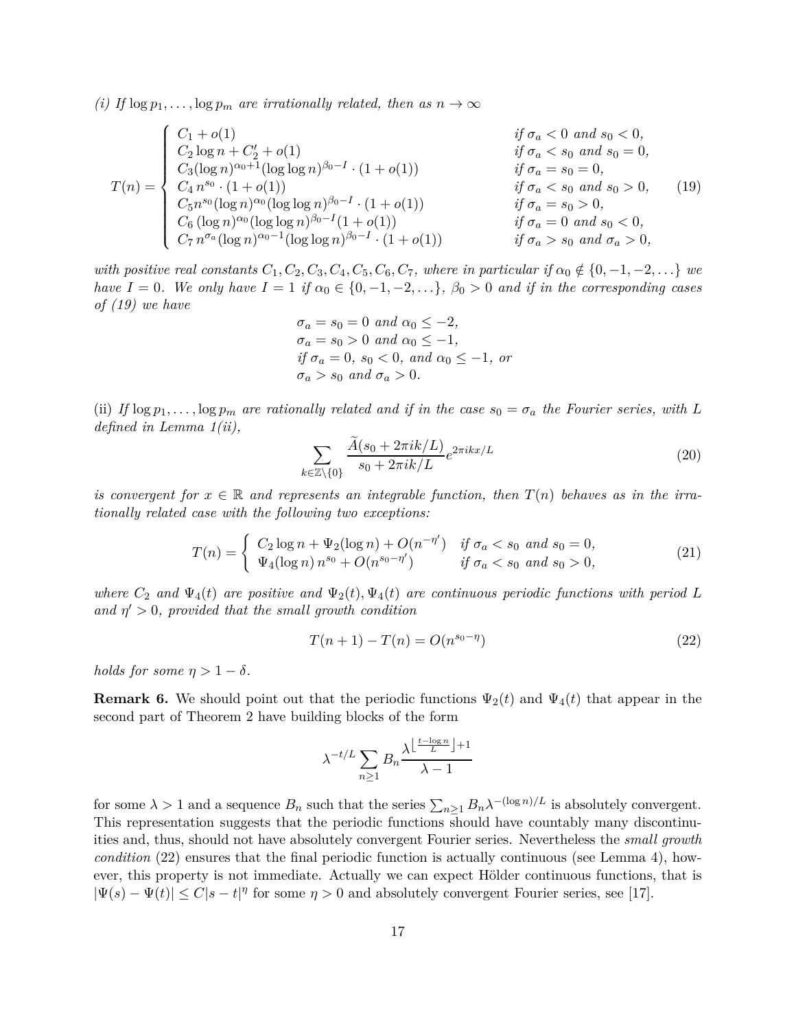*(i) If $\log p_1, \ldots, \log p_m$ are irrationally related, then as $n \to \infty$*

$$
T(n) = \begin{cases} C_1 + o(1) & \text{if } \sigma_a < 0 \text{ and } s_0 < 0, \\ C_2 \log n + C_2' + o(1) & \text{if } \sigma_a < s_0 \text{ and } s_0 = 0, \\ C_3 (\log n)^{\alpha_0+1} (\log\log n)^{\beta_0 - I} \cdot (1+o(1)) & \text{if } \sigma_a = s_0 = 0, \\ C_4 \, n^{s_0} \cdot (1+o(1)) & \text{if } \sigma_a < s_0 \text{ and } s_0 > 0, \\ C_5 n^{s_0} (\log n)^{\alpha_0} (\log\log n)^{\beta_0 - I} \cdot (1+o(1)) & \text{if } \sigma_a = s_0 > 0, \\ C_6 \, (\log n)^{\alpha_0} (\log\log n)^{\beta_0 - I} (1+o(1)) & \text{if } \sigma_a = 0 \text{ and } s_0 < 0, \\ C_7 \, n^{\sigma_a} (\log n)^{\alpha_0 - 1} (\log\log n)^{\beta_0 - I} \cdot (1+o(1)) & \text{if } \sigma_a > s_0 \text{ and } \sigma_a > 0, \end{cases} \tag{19}
$$

*with positive real constants $C_1, C_2, C_3, C_4, C_5, C_6, C_7$, where in particular if $\alpha_0 \notin \{0, -1, -2, \ldots\}$ we have $I = 0$. We only have $I = 1$ if $\alpha_0 \in \{0, -1, -2, \ldots\}$, $\beta_0 > 0$ and if in the corresponding cases of (19) we have*

$$
\begin{aligned}
&\sigma_a = s_0 = 0 \text{ and } \alpha_0 \le -2, \\
&\sigma_a = s_0 > 0 \text{ and } \alpha_0 \le -1, \\
&\text{if } \sigma_a = 0,\ s_0 < 0, \text{ and } \alpha_0 \le -1, \text{ or} \\
&\sigma_a > s_0 \text{ and } \sigma_a > 0.
\end{aligned}
$$

(ii) *If $\log p_1, \ldots, \log p_m$ are rationally related and if in the case $s_0 = \sigma_a$ the Fourier series, with $L$ defined in Lemma 1(ii),*

$$
\sum_{k \in \mathbb{Z}\setminus\{0\}} \frac{\widetilde{A}(s_0 + 2\pi i k/L)}{s_0 + 2\pi i k/L} e^{2\pi i k x/L} \tag{20}
$$

*is convergent for $x \in \mathbb{R}$ and represents an integrable function, then $T(n)$ behaves as in the irrationally related case with the following two exceptions:*

$$
T(n) = \begin{cases} C_2 \log n + \Psi_2(\log n) + O(n^{-\eta'}) & \text{if } \sigma_a < s_0 \text{ and } s_0 = 0, \\ \Psi_4(\log n)\, n^{s_0} + O(n^{s_0 - \eta'}) & \text{if } \sigma_a < s_0 \text{ and } s_0 > 0, \end{cases} \tag{21}
$$

*where $C_2$ and $\Psi_4(t)$ are positive and $\Psi_2(t), \Psi_4(t)$ are continuous periodic functions with period $L$ and $\eta' > 0$, provided that the small growth condition*

$$
T(n+1) - T(n) = O(n^{s_0 - \eta}) \tag{22}
$$

*holds for some $\eta > 1 - \delta$.*

**Remark 6.** We should point out that the periodic functions $\Psi_2(t)$ and $\Psi_4(t)$ that appear in the second part of Theorem 2 have building blocks of the form

$$
\lambda^{-t/L} \sum_{n \ge 1} B_n \frac{\lambda^{\lfloor \frac{t - \log n}{L} \rfloor + 1}}{\lambda - 1}
$$

for some $\lambda > 1$ and a sequence $B_n$ such that the series $\sum_{n\ge 1} B_n \lambda^{-(\log n)/L}$ is absolutely convergent. This representation suggests that the periodic functions should have countably many discontinuities and, thus, should not have absolutely convergent Fourier series. Nevertheless the *small growth condition* (22) ensures that the final periodic function is actually continuous (see Lemma 4), however, this property is not immediate. Actually we can expect Hölder continuous functions, that is $|\Psi(s) - \Psi(t)| \le C|s-t|^\eta$ for some $\eta > 0$ and absolutely convergent Fourier series, see [17].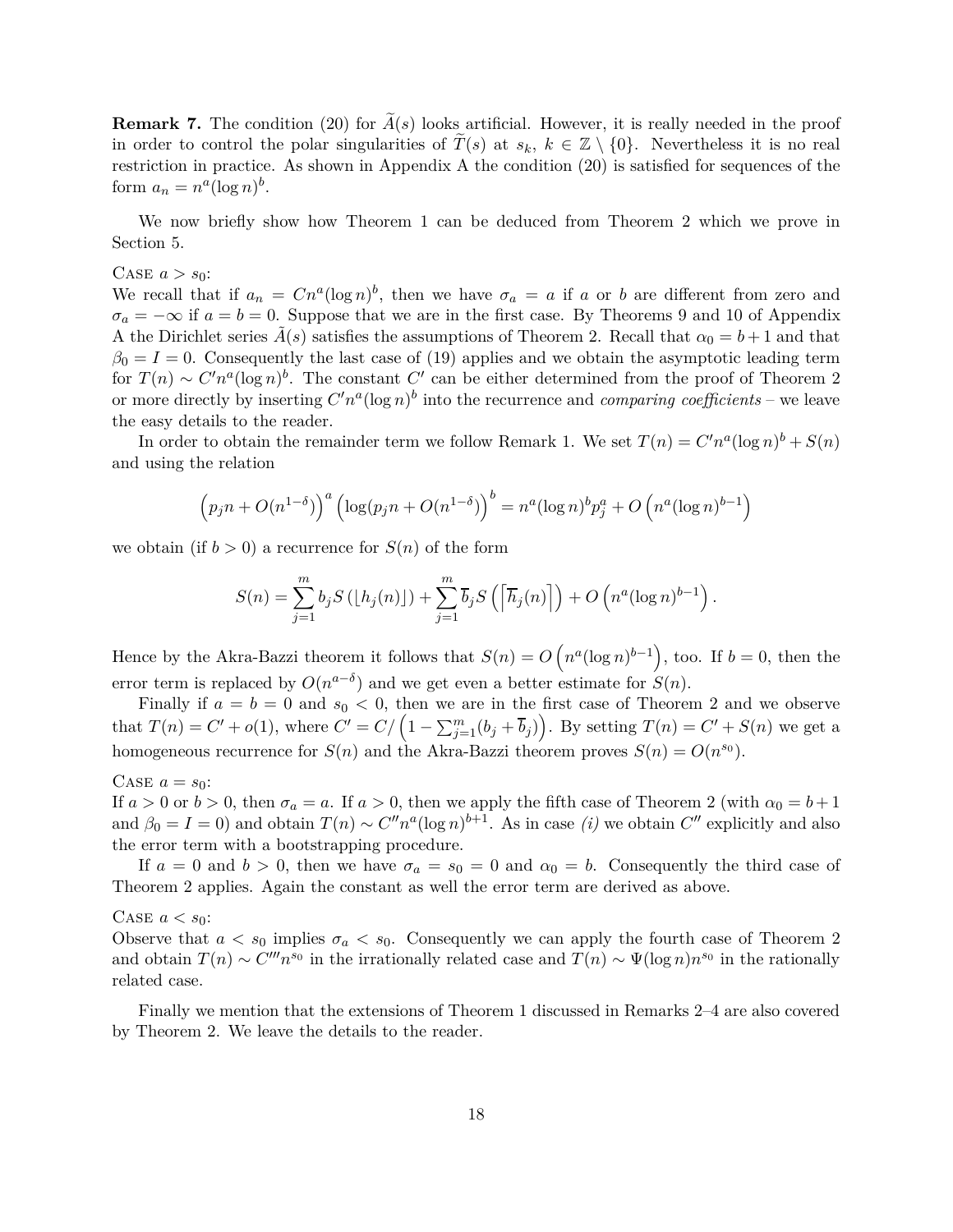**Remark 7.** The condition (20) for $\widetilde{A}(s)$ looks artificial. However, it is really needed in the proof in order to control the polar singularities of $\widetilde{T}(s)$ at $s_k$, $k \in \mathbb{Z} \setminus \{0\}$. Nevertheless it is no real restriction in practice. As shown in Appendix A the condition (20) is satisfied for sequences of the form $a_n = n^a (\log n)^b$.

We now briefly show how Theorem 1 can be deduced from Theorem 2 which we prove in Section 5.

Case $a > s_0$:
We recall that if $a_n = Cn^a(\log n)^b$, then we have $\sigma_a = a$ if $a$ or $b$ are different from zero and $\sigma_a = -\infty$ if $a = b = 0$. Suppose that we are in the first case. By Theorems 9 and 10 of Appendix A the Dirichlet series $\tilde{A}(s)$ satisfies the assumptions of Theorem 2. Recall that $\alpha_0 = b+1$ and that $\beta_0 = I = 0$. Consequently the last case of (19) applies and we obtain the asymptotic leading term for $T(n) \sim C' n^a (\log n)^b$. The constant $C'$ can be either determined from the proof of Theorem 2 or more directly by inserting $C'n^a(\log n)^b$ into the recurrence and *comparing coefficients* – we leave the easy details to the reader.

In order to obtain the remainder term we follow Remark 1. We set $T(n) = C'n^a(\log n)^b + S(n)$ and using the relation

$$\left(p_j n + O(n^{1-\delta})\right)^a \left(\log(p_j n + O(n^{1-\delta})\right)^b = n^a (\log n)^b p_j^a + O\left(n^a (\log n)^{b-1}\right)$$

we obtain (if $b > 0$) a recurrence for $S(n)$ of the form

$$S(n) = \sum_{j=1}^{m} b_j S\left(\lfloor h_j(n) \rfloor\right) + \sum_{j=1}^{m} \overline{b}_j S\left(\left\lceil \overline{h}_j(n) \right\rceil\right) + O\left(n^a (\log n)^{b-1}\right).$$

Hence by the Akra-Bazzi theorem it follows that $S(n) = O\left(n^a(\log n)^{b-1}\right)$, too. If $b = 0$, then the error term is replaced by $O(n^{a-\delta})$ and we get even a better estimate for $S(n)$.

Finally if $a = b = 0$ and $s_0 < 0$, then we are in the first case of Theorem 2 and we observe that $T(n) = C' + o(1)$, where $C' = C/\left(1 - \sum_{j=1}^{m}(b_j + \overline{b}_j)\right)$. By setting $T(n) = C' + S(n)$ we get a homogeneous recurrence for $S(n)$ and the Akra-Bazzi theorem proves $S(n) = O(n^{s_0})$.

Case $a = s_0$:
If $a > 0$ or $b > 0$, then $\sigma_a = a$. If $a > 0$, then we apply the fifth case of Theorem 2 (with $\alpha_0 = b+1$ and $\beta_0 = I = 0$) and obtain $T(n) \sim C'' n^a (\log n)^{b+1}$. As in case *(i)* we obtain $C''$ explicitly and also the error term with a bootstrapping procedure.

If $a = 0$ and $b > 0$, then we have $\sigma_a = s_0 = 0$ and $\alpha_0 = b$. Consequently the third case of Theorem 2 applies. Again the constant as well the error term are derived as above.

Case $a < s_0$:
Observe that $a < s_0$ implies $\sigma_a < s_0$. Consequently we can apply the fourth case of Theorem 2 and obtain $T(n) \sim C''' n^{s_0}$ in the irrationally related case and $T(n) \sim \Psi(\log n) n^{s_0}$ in the rationally related case.

Finally we mention that the extensions of Theorem 1 discussed in Remarks 2–4 are also covered by Theorem 2. We leave the details to the reader.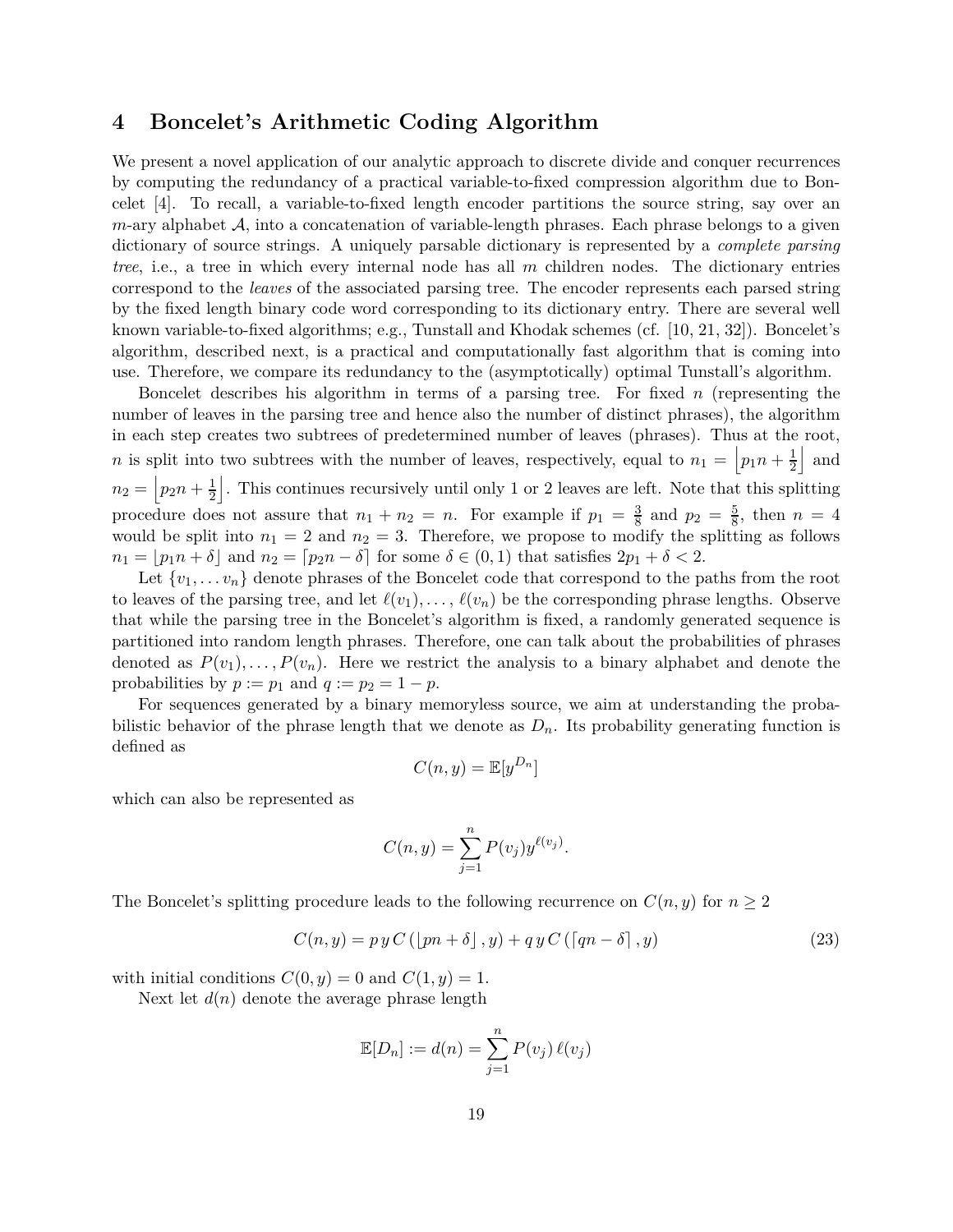## 4 Boncelet's Arithmetic Coding Algorithm

We present a novel application of our analytic approach to discrete divide and conquer recurrences by computing the redundancy of a practical variable-to-fixed compression algorithm due to Boncelet [4]. To recall, a variable-to-fixed length encoder partitions the source string, say over an $m$-ary alphabet $\mathcal{A}$, into a concatenation of variable-length phrases. Each phrase belongs to a given dictionary of source strings. A uniquely parsable dictionary is represented by a *complete parsing tree*, i.e., a tree in which every internal node has all $m$ children nodes. The dictionary entries correspond to the *leaves* of the associated parsing tree. The encoder represents each parsed string by the fixed length binary code word corresponding to its dictionary entry. There are several well known variable-to-fixed algorithms; e.g., Tunstall and Khodak schemes (cf. [10, 21, 32]). Boncelet's algorithm, described next, is a practical and computationally fast algorithm that is coming into use. Therefore, we compare its redundancy to the (asymptotically) optimal Tunstall's algorithm.

Boncelet describes his algorithm in terms of a parsing tree. For fixed $n$ (representing the number of leaves in the parsing tree and hence also the number of distinct phrases), the algorithm in each step creates two subtrees of predetermined number of leaves (phrases). Thus at the root, $n$ is split into two subtrees with the number of leaves, respectively, equal to $n_1 = \left\lfloor p_1 n + \frac{1}{2} \right\rfloor$ and $n_2 = \left\lfloor p_2 n + \frac{1}{2} \right\rfloor$. This continues recursively until only 1 or 2 leaves are left. Note that this splitting procedure does not assure that $n_1 + n_2 = n$. For example if $p_1 = \frac{3}{8}$ and $p_2 = \frac{5}{8}$, then $n = 4$ would be split into $n_1 = 2$ and $n_2 = 3$. Therefore, we propose to modify the splitting as follows $n_1 = \lfloor p_1 n + \delta \rfloor$ and $n_2 = \lceil p_2 n - \delta \rceil$ for some $\delta \in (0, 1)$ that satisfies $2p_1 + \delta < 2$.

Let $\{v_1, \dots v_n\}$ denote phrases of the Boncelet code that correspond to the paths from the root to leaves of the parsing tree, and let $\ell(v_1), \dots, \ell(v_n)$ be the corresponding phrase lengths. Observe that while the parsing tree in the Boncelet's algorithm is fixed, a randomly generated sequence is partitioned into random length phrases. Therefore, one can talk about the probabilities of phrases denoted as $P(v_1), \dots, P(v_n)$. Here we restrict the analysis to a binary alphabet and denote the probabilities by $p := p_1$ and $q := p_2 = 1 - p$.

For sequences generated by a binary memoryless source, we aim at understanding the probabilistic behavior of the phrase length that we denote as $D_n$. Its probability generating function is defined as

$$C(n, y) = \mathbb{E}[y^{D_n}]$$

which can also be represented as

$$C(n, y) = \sum_{j=1}^{n} P(v_j) y^{\ell(v_j)}.$$

The Boncelet's splitting procedure leads to the following recurrence on $C(n, y)$ for $n \geq 2$

$$C(n, y) = p\, y\, C\left(\lfloor pn + \delta \rfloor, y\right) + q\, y\, C\left(\lceil qn - \delta \rceil, y\right) \tag{23}$$

with initial conditions $C(0, y) = 0$ and $C(1, y) = 1$.

Next let $d(n)$ denote the average phrase length

$$\mathbb{E}[D_n] := d(n) = \sum_{j=1}^{n} P(v_j)\, \ell(v_j)$$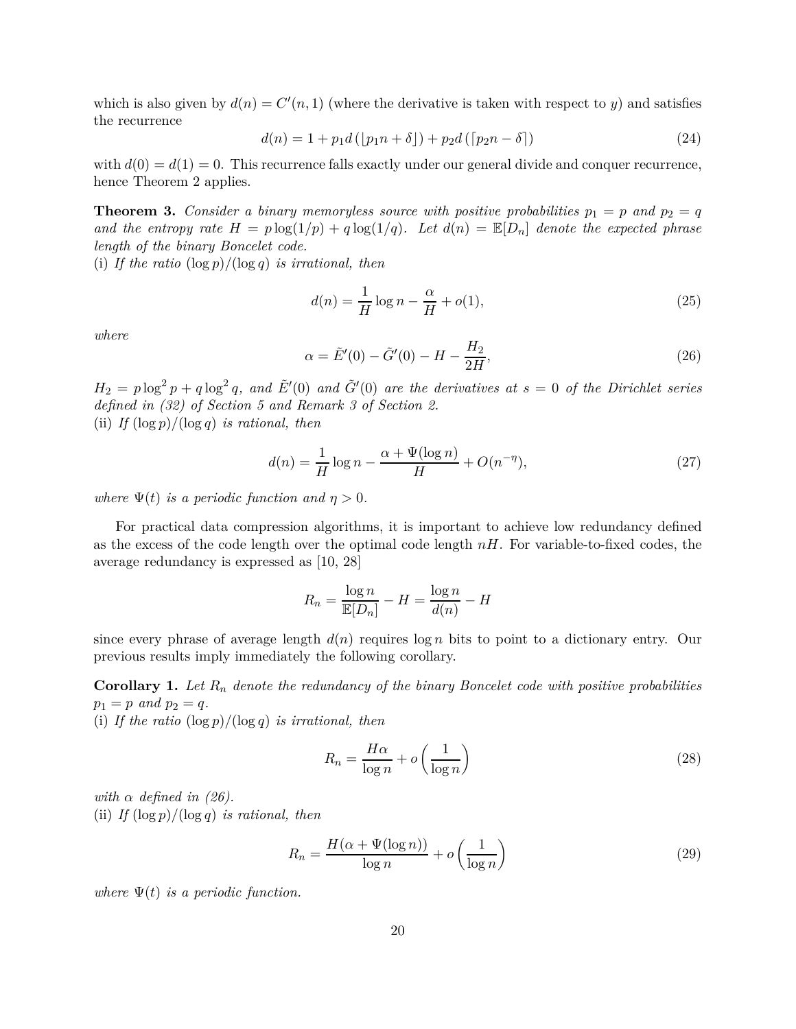which is also given by $d(n) = C'(n, 1)$ (where the derivative is taken with respect to $y$) and satisfies the recurrence

$$d(n) = 1 + p_1 d\left(\lfloor p_1 n + \delta \rfloor\right) + p_2 d\left(\lceil p_2 n - \delta \rceil\right) \tag{24}$$

with $d(0) = d(1) = 0$. This recurrence falls exactly under our general divide and conquer recurrence, hence Theorem 2 applies.

**Theorem 3.** *Consider a binary memoryless source with positive probabilities $p_1 = p$ and $p_2 = q$ and the entropy rate $H = p \log(1/p) + q \log(1/q)$. Let $d(n) = \mathbb{E}[D_n]$ denote the expected phrase length of the binary Boncelet code.*

(i) *If the ratio $(\log p)/(\log q)$ is irrational, then*

$$d(n) = \frac{1}{H} \log n - \frac{\alpha}{H} + o(1), \tag{25}$$

*where*

$$\alpha = \tilde{E}'(0) - \tilde{G}'(0) - H - \frac{H_2}{2H}, \tag{26}$$

*$H_2 = p \log^2 p + q \log^2 q$, and $\tilde{E}'(0)$ and $\tilde{G}'(0)$ are the derivatives at $s = 0$ of the Dirichlet series defined in (32) of Section 5 and Remark 3 of Section 2.*

(ii) *If $(\log p)/(\log q)$ is rational, then*

$$d(n) = \frac{1}{H} \log n - \frac{\alpha + \Psi(\log n)}{H} + O(n^{-\eta}), \tag{27}$$

*where $\Psi(t)$ is a periodic function and $\eta > 0$.*

For practical data compression algorithms, it is important to achieve low redundancy defined as the excess of the code length over the optimal code length $nH$. For variable-to-fixed codes, the average redundancy is expressed as [10, 28]

$$R_n = \frac{\log n}{\mathbb{E}[D_n]} - H = \frac{\log n}{d(n)} - H$$

since every phrase of average length $d(n)$ requires $\log n$ bits to point to a dictionary entry. Our previous results imply immediately the following corollary.

**Corollary 1.** *Let $R_n$ denote the redundancy of the binary Boncelet code with positive probabilities $p_1 = p$ and $p_2 = q$.*

(i) *If the ratio $(\log p)/(\log q)$ is irrational, then*

$$R_n = \frac{H\alpha}{\log n} + o\left(\frac{1}{\log n}\right) \tag{28}$$

*with $\alpha$ defined in (26).*

(ii) *If $(\log p)/(\log q)$ is rational, then*

$$R_n = \frac{H(\alpha + \Psi(\log n))}{\log n} + o\left(\frac{1}{\log n}\right) \tag{29}$$

*where $\Psi(t)$ is a periodic function.*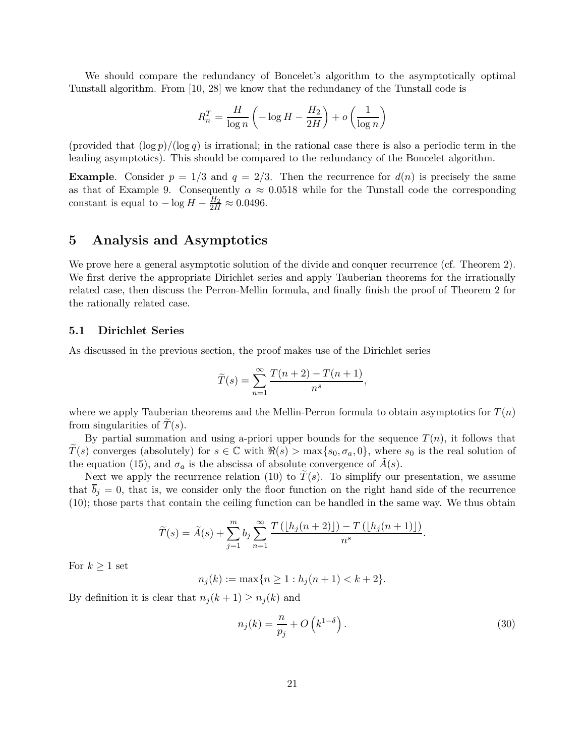We should compare the redundancy of Boncelet's algorithm to the asymptotically optimal Tunstall algorithm. From [10, 28] we know that the redundancy of the Tunstall code is

$$R_n^T = \frac{H}{\log n}\left(-\log H - \frac{H_2}{2H}\right) + o\left(\frac{1}{\log n}\right)$$

(provided that $(\log p)/(\log q)$ is irrational; in the rational case there is also a periodic term in the leading asymptotics). This should be compared to the redundancy of the Boncelet algorithm.

**Example**. Consider $p = 1/3$ and $q = 2/3$. Then the recurrence for $d(n)$ is precisely the same as that of Example 9. Consequently $\alpha \approx 0.0518$ while for the Tunstall code the corresponding constant is equal to $-\log H - \frac{H_2}{2H} \approx 0.0496$.

## 5 Analysis and Asymptotics

We prove here a general asymptotic solution of the divide and conquer recurrence (cf. Theorem 2). We first derive the appropriate Dirichlet series and apply Tauberian theorems for the irrationally related case, then discuss the Perron-Mellin formula, and finally finish the proof of Theorem 2 for the rationally related case.

### 5.1 Dirichlet Series

As discussed in the previous section, the proof makes use of the Dirichlet series

$$\widetilde{T}(s) = \sum_{n=1}^{\infty} \frac{T(n+2) - T(n+1)}{n^s},$$

where we apply Tauberian theorems and the Mellin-Perron formula to obtain asymptotics for $T(n)$ from singularities of $\widetilde{T}(s)$.

By partial summation and using a-priori upper bounds for the sequence $T(n)$, it follows that $\widetilde{T}(s)$ converges (absolutely) for $s \in \mathbb{C}$ with $\Re(s) > \max\{s_0, \sigma_a, 0\}$, where $s_0$ is the real solution of the equation (15), and $\sigma_a$ is the abscissa of absolute convergence of $\tilde{A}(s)$.

Next we apply the recurrence relation (10) to $\widetilde{T}(s)$. To simplify our presentation, we assume that $\overline{b}_j = 0$, that is, we consider only the floor function on the right hand side of the recurrence (10); those parts that contain the ceiling function can be handled in the same way. We thus obtain

$$\widetilde{T}(s) = \widetilde{A}(s) + \sum_{j=1}^{m} b_j \sum_{n=1}^{\infty} \frac{T\left(\lfloor h_j(n+2) \rfloor\right) - T\left(\lfloor h_j(n+1) \rfloor\right)}{n^s}.$$

For $k \geq 1$ set

$$n_j(k) := \max\{n \geq 1 : h_j(n+1) < k+2\}.$$

By definition it is clear that $n_j(k+1) \geq n_j(k)$ and

$$n_j(k) = \frac{n}{p_j} + O\left(k^{1-\delta}\right). \tag{30}$$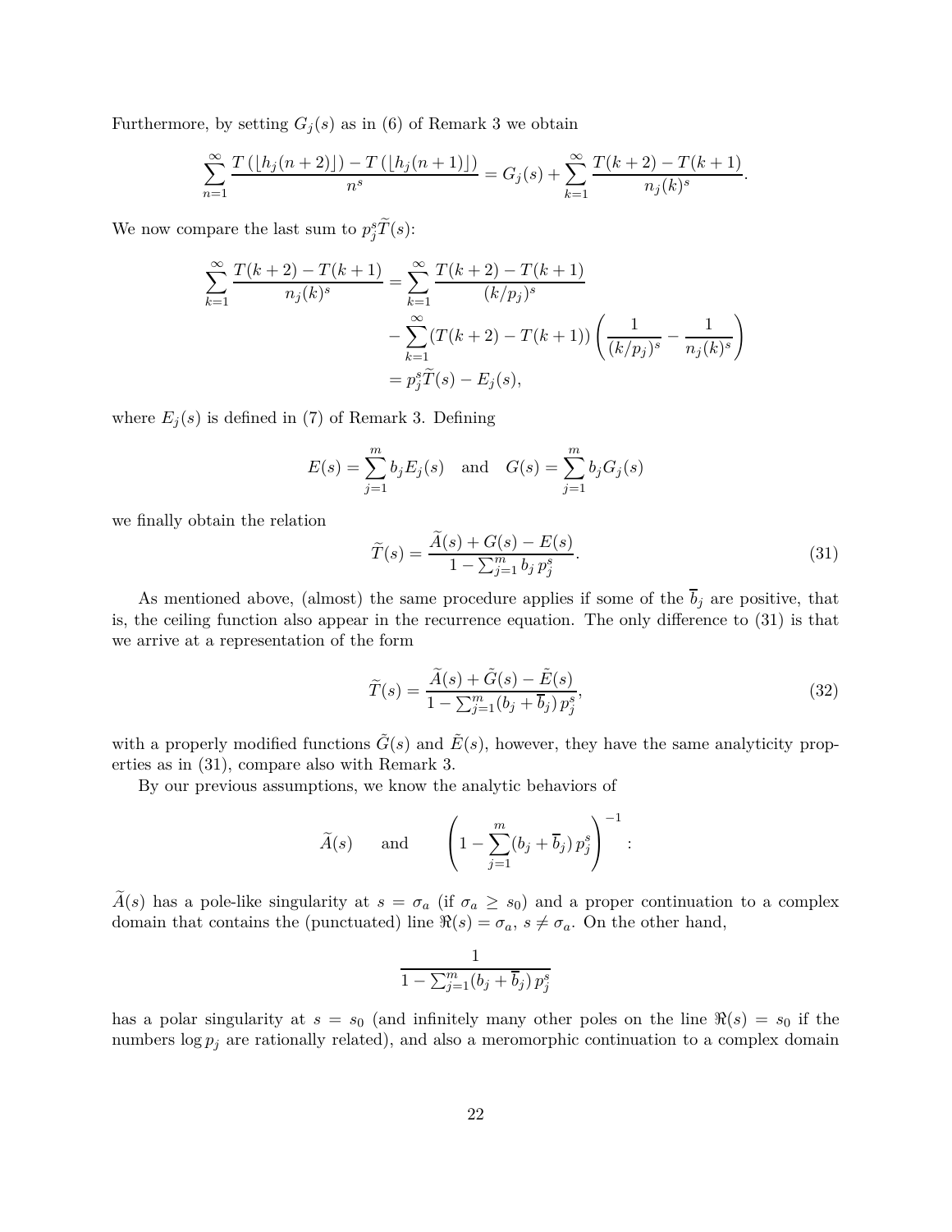Furthermore, by setting $G_j(s)$ as in (6) of Remark 3 we obtain

$$\sum_{n=1}^{\infty} \frac{T\left(\lfloor h_j(n+2) \rfloor\right) - T\left(\lfloor h_j(n+1) \rfloor\right)}{n^s} = G_j(s) + \sum_{k=1}^{\infty} \frac{T(k+2) - T(k+1)}{n_j(k)^s}.$$

We now compare the last sum to $p_j^s \widetilde{T}(s)$:

$$\begin{aligned}
\sum_{k=1}^{\infty} \frac{T(k+2) - T(k+1)}{n_j(k)^s} &= \sum_{k=1}^{\infty} \frac{T(k+2) - T(k+1)}{(k/p_j)^s} \\
&\quad - \sum_{k=1}^{\infty} (T(k+2) - T(k+1)) \left( \frac{1}{(k/p_j)^s} - \frac{1}{n_j(k)^s} \right) \\
&= p_j^s \widetilde{T}(s) - E_j(s),
\end{aligned}$$

where $E_j(s)$ is defined in (7) of Remark 3. Defining

$$E(s) = \sum_{j=1}^{m} b_j E_j(s) \quad \text{and} \quad G(s) = \sum_{j=1}^{m} b_j G_j(s)$$

we finally obtain the relation

$$\widetilde{T}(s) = \frac{\widetilde{A}(s) + G(s) - E(s)}{1 - \sum_{j=1}^{m} b_j \, p_j^s}. \tag{31}$$

As mentioned above, (almost) the same procedure applies if some of the $\overline{b}_j$ are positive, that is, the ceiling function also appear in the recurrence equation. The only difference to (31) is that we arrive at a representation of the form

$$\widetilde{T}(s) = \frac{\widetilde{A}(s) + \tilde{G}(s) - \tilde{E}(s)}{1 - \sum_{j=1}^{m} (b_j + \overline{b}_j) \, p_j^s}, \tag{32}$$

with a properly modified functions $\tilde{G}(s)$ and $\tilde{E}(s)$, however, they have the same analyticity properties as in (31), compare also with Remark 3.

By our previous assumptions, we know the analytic behaviors of

$$\widetilde{A}(s) \qquad \text{and} \qquad \left( 1 - \sum_{j=1}^{m} (b_j + \overline{b}_j) \, p_j^s \right)^{-1} :$$

$\widetilde{A}(s)$ has a pole-like singularity at $s = \sigma_a$ (if $\sigma_a \geq s_0$) and a proper continuation to a complex domain that contains the (punctuated) line $\Re(s) = \sigma_a$, $s \neq \sigma_a$. On the other hand,

$$\frac{1}{1 - \sum_{j=1}^{m} (b_j + \overline{b}_j) \, p_j^s}$$

has a polar singularity at $s = s_0$ (and infinitely many other poles on the line $\Re(s) = s_0$ if the numbers $\log p_j$ are rationally related), and also a meromorphic continuation to a complex domain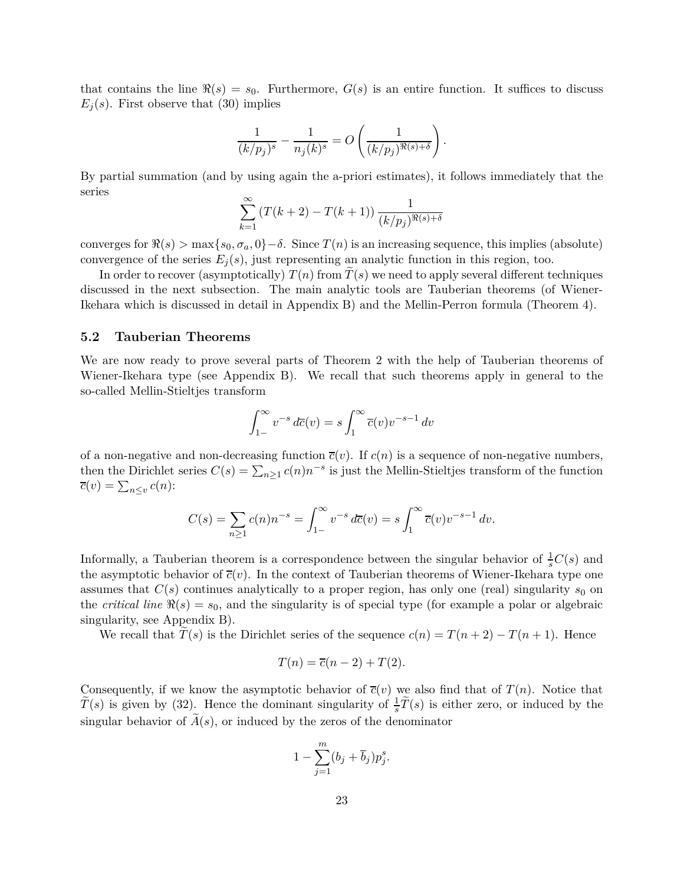that contains the line $\Re(s) = s_0$. Furthermore, $G(s)$ is an entire function. It suffices to discuss $E_j(s)$. First observe that (30) implies

$$\frac{1}{(k/p_j)^s} - \frac{1}{n_j(k)^s} = O\left(\frac{1}{(k/p_j)^{\Re(s)+\delta}}\right).$$

By partial summation (and by using again the a-priori estimates), it follows immediately that the series

$$\sum_{k=1}^{\infty} \left(T(k+2) - T(k+1)\right) \frac{1}{(k/p_j)^{\Re(s)+\delta}}$$

converges for $\Re(s) > \max\{s_0, \sigma_a, 0\} - \delta$. Since $T(n)$ is an increasing sequence, this implies (absolute) convergence of the series $E_j(s)$, just representing an analytic function in this region, too.

In order to recover (asymptotically) $T(n)$ from $\widetilde{T}(s)$ we need to apply several different techniques discussed in the next subsection. The main analytic tools are Tauberian theorems (of Wiener-Ikehara which is discussed in detail in Appendix B) and the Mellin-Perron formula (Theorem 4).

## 5.2 Tauberian Theorems

We are now ready to prove several parts of Theorem 2 with the help of Tauberian theorems of Wiener-Ikehara type (see Appendix B). We recall that such theorems apply in general to the so-called Mellin-Stieltjes transform

$$\int_{1-}^{\infty} v^{-s}\, d\overline{c}(v) = s \int_{1}^{\infty} \overline{c}(v) v^{-s-1}\, dv$$

of a non-negative and non-decreasing function $\overline{c}(v)$. If $c(n)$ is a sequence of non-negative numbers, then the Dirichlet series $C(s) = \sum_{n\geq 1} c(n) n^{-s}$ is just the Mellin-Stieltjes transform of the function $\overline{c}(v) = \sum_{n \leq v} c(n)$:

$$C(s) = \sum_{n\geq 1} c(n) n^{-s} = \int_{1-}^{\infty} v^{-s}\, d\overline{c}(v) = s \int_{1}^{\infty} \overline{c}(v) v^{-s-1}\, dv.$$

Informally, a Tauberian theorem is a correspondence between the singular behavior of $\frac{1}{s}C(s)$ and the asymptotic behavior of $\overline{c}(v)$. In the context of Tauberian theorems of Wiener-Ikehara type one assumes that $C(s)$ continues analytically to a proper region, has only one (real) singularity $s_0$ on the *critical line* $\Re(s) = s_0$, and the singularity is of special type (for example a polar or algebraic singularity, see Appendix B).

We recall that $\widetilde{T}(s)$ is the Dirichlet series of the sequence $c(n) = T(n+2) - T(n+1)$. Hence

$$T(n) = \overline{c}(n-2) + T(2).$$

Consequently, if we know the asymptotic behavior of $\overline{c}(v)$ we also find that of $T(n)$. Notice that $\widetilde{T}(s)$ is given by (32). Hence the dominant singularity of $\frac{1}{s}\widetilde{T}(s)$ is either zero, or induced by the singular behavior of $\widetilde{A}(s)$, or induced by the zeros of the denominator

$$1 - \sum_{j=1}^{m} (b_j + \overline{b}_j) p_j^s.$$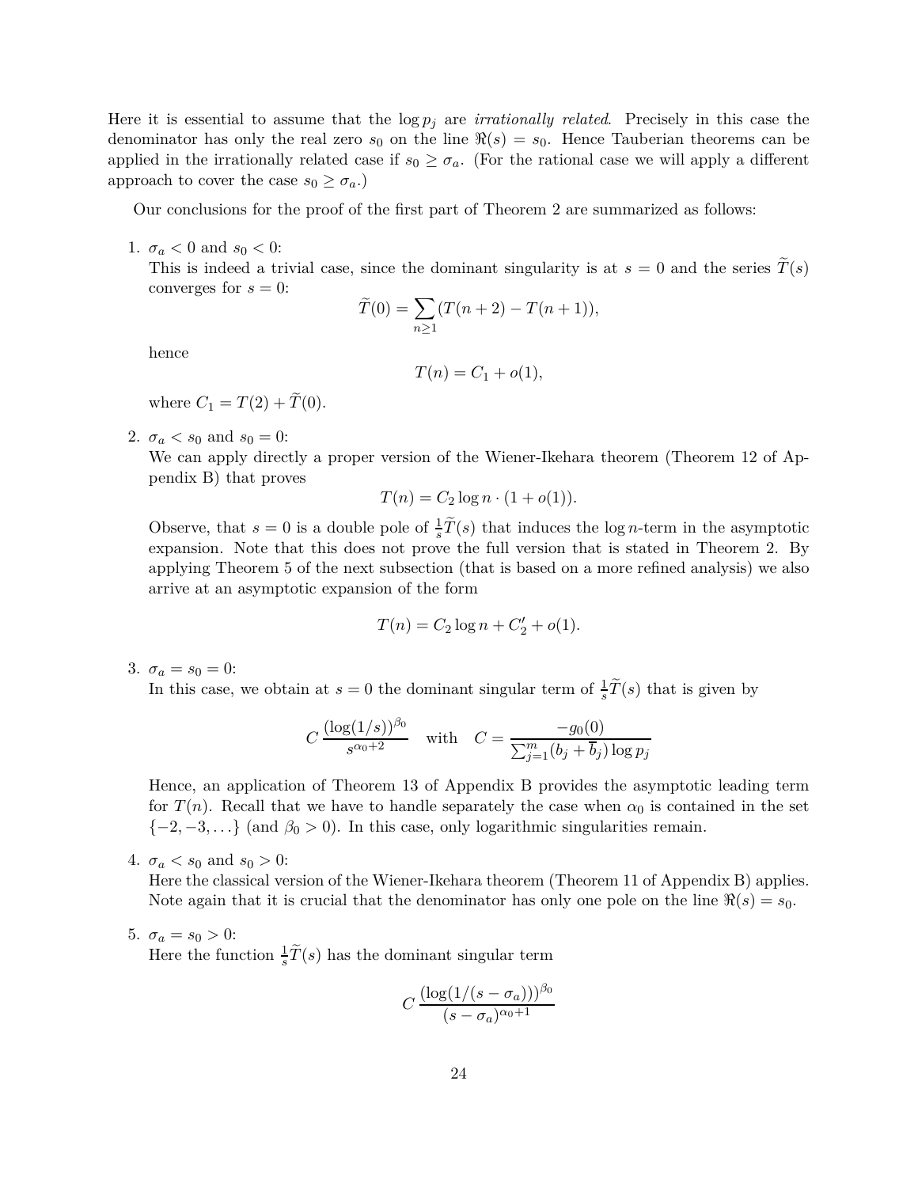Here it is essential to assume that the $\log p_j$ are *irrationally related*. Precisely in this case the denominator has only the real zero $s_0$ on the line $\Re(s) = s_0$. Hence Tauberian theorems can be applied in the irrationally related case if $s_0 \geq \sigma_a$. (For the rational case we will apply a different approach to cover the case $s_0 \geq \sigma_a$.)

Our conclusions for the proof of the first part of Theorem 2 are summarized as follows:

1. $\sigma_a < 0$ and $s_0 < 0$:
   This is indeed a trivial case, since the dominant singularity is at $s = 0$ and the series $\widetilde{T}(s)$ converges for $s = 0$:
   $$\widetilde{T}(0) = \sum_{n \geq 1} (T(n+2) - T(n+1)),$$
   hence
   $$T(n) = C_1 + o(1),$$
   where $C_1 = T(2) + \widetilde{T}(0)$.

2. $\sigma_a < s_0$ and $s_0 = 0$:
   We can apply directly a proper version of the Wiener-Ikehara theorem (Theorem 12 of Appendix B) that proves
   $$T(n) = C_2 \log n \cdot (1 + o(1)).$$
   Observe, that $s = 0$ is a double pole of $\frac{1}{s}\widetilde{T}(s)$ that induces the $\log n$-term in the asymptotic expansion. Note that this does not prove the full version that is stated in Theorem 2. By applying Theorem 5 of the next subsection (that is based on a more refined analysis) we also arrive at an asymptotic expansion of the form
   $$T(n) = C_2 \log n + C_2' + o(1).$$

3. $\sigma_a = s_0 = 0$:
   In this case, we obtain at $s = 0$ the dominant singular term of $\frac{1}{s}\widetilde{T}(s)$ that is given by
   $$C \, \frac{(\log(1/s))^{\beta_0}}{s^{\alpha_0 + 2}} \quad \text{with} \quad C = \frac{-g_0(0)}{\sum_{j=1}^{m} (b_j + \overline{b}_j) \log p_j}$$
   Hence, an application of Theorem 13 of Appendix B provides the asymptotic leading term for $T(n)$. Recall that we have to handle separately the case when $\alpha_0$ is contained in the set $\{-2, -3, \ldots\}$ (and $\beta_0 > 0$). In this case, only logarithmic singularities remain.

4. $\sigma_a < s_0$ and $s_0 > 0$:
   Here the classical version of the Wiener-Ikehara theorem (Theorem 11 of Appendix B) applies. Note again that it is crucial that the denominator has only one pole on the line $\Re(s) = s_0$.

5. $\sigma_a = s_0 > 0$:
   Here the function $\frac{1}{s}\widetilde{T}(s)$ has the dominant singular term
   $$C \, \frac{(\log(1/(s - \sigma_a)))^{\beta_0}}{(s - \sigma_a)^{\alpha_0 + 1}}$$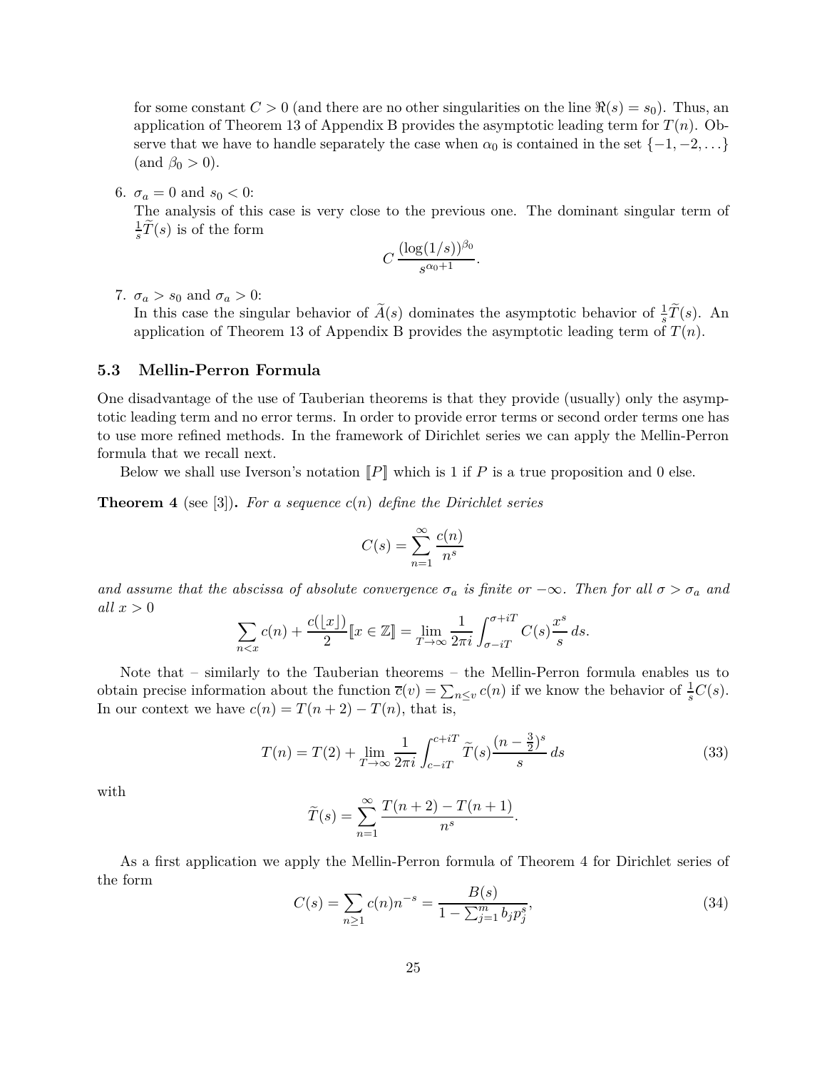for some constant $C > 0$ (and there are no other singularities on the line $\Re(s) = s_0$). Thus, an application of Theorem 13 of Appendix B provides the asymptotic leading term for $T(n)$. Observe that we have to handle separately the case when $\alpha_0$ is contained in the set $\{-1, -2, \ldots\}$ (and $\beta_0 > 0$).

6. $\sigma_a = 0$ and $s_0 < 0$:
   The analysis of this case is very close to the previous one. The dominant singular term of $\frac{1}{s}\widetilde{T}(s)$ is of the form
   $$C \, \frac{(\log(1/s))^{\beta_0}}{s^{\alpha_0+1}}.$$

7. $\sigma_a > s_0$ and $\sigma_a > 0$:
   In this case the singular behavior of $\widetilde{A}(s)$ dominates the asymptotic behavior of $\frac{1}{s}\widetilde{T}(s)$. An application of Theorem 13 of Appendix B provides the asymptotic leading term of $T(n)$.

### 5.3 Mellin-Perron Formula

One disadvantage of the use of Tauberian theorems is that they provide (usually) only the asymptotic leading term and no error terms. In order to provide error terms or second order terms one has to use more refined methods. In the framework of Dirichlet series we can apply the Mellin-Perron formula that we recall next.

Below we shall use Iverson's notation $[\![P]\!]$ which is 1 if $P$ is a true proposition and 0 else.

**Theorem 4** (see [3])**.** *For a sequence $c(n)$ define the Dirichlet series*

$$C(s) = \sum_{n=1}^{\infty} \frac{c(n)}{n^s}$$

*and assume that the abscissa of absolute convergence $\sigma_a$ is finite or $-\infty$. Then for all $\sigma > \sigma_a$ and all $x > 0$*

$$\sum_{n<x} c(n) + \frac{c(\lfloor x \rfloor)}{2}[\![x \in \mathbb{Z}]\!] = \lim_{T\to\infty} \frac{1}{2\pi i} \int_{\sigma-iT}^{\sigma+iT} C(s) \frac{x^s}{s} \, ds.$$

Note that – similarly to the Tauberian theorems – the Mellin-Perron formula enables us to obtain precise information about the function $\overline{c}(v) = \sum_{n\le v} c(n)$ if we know the behavior of $\frac{1}{s}C(s)$. In our context we have $c(n) = T(n+2) - T(n)$, that is,

$$T(n) = T(2) + \lim_{T\to\infty} \frac{1}{2\pi i} \int_{c-iT}^{c+iT} \widetilde{T}(s) \frac{(n-\frac{3}{2})^s}{s} \, ds \tag{33}$$

with

$$\widetilde{T}(s) = \sum_{n=1}^{\infty} \frac{T(n+2) - T(n+1)}{n^s}.$$

As a first application we apply the Mellin-Perron formula of Theorem 4 for Dirichlet series of the form

$$C(s) = \sum_{n\ge 1} c(n) n^{-s} = \frac{B(s)}{1 - \sum_{j=1}^{m} b_j p_j^s}, \tag{34}$$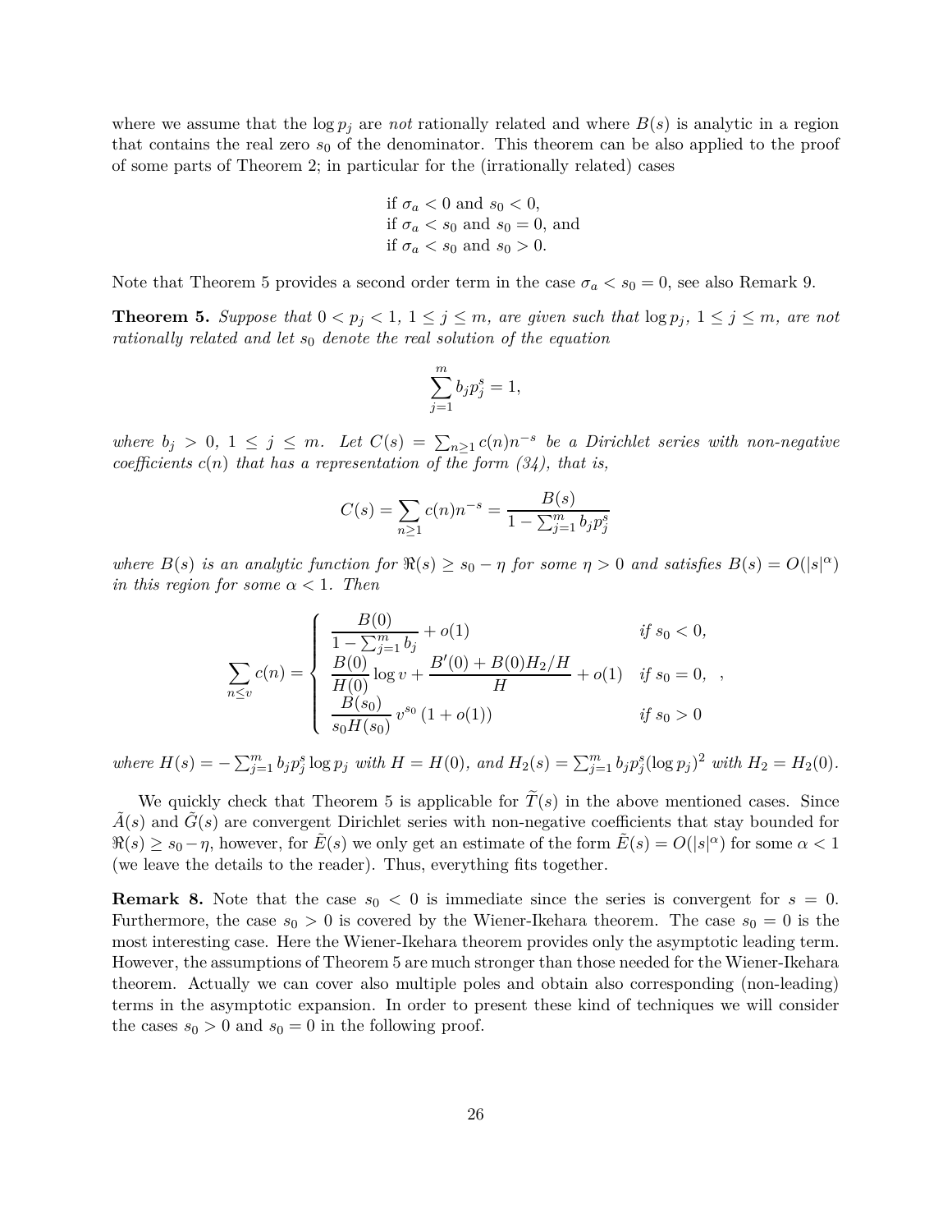where we assume that the $\log p_j$ are *not* rationally related and where $B(s)$ is analytic in a region that contains the real zero $s_0$ of the denominator. This theorem can be also applied to the proof of some parts of Theorem 2; in particular for the (irrationally related) cases

if $\sigma_a < 0$ and $s_0 < 0$,
if $\sigma_a < s_0$ and $s_0 = 0$, and
if $\sigma_a < s_0$ and $s_0 > 0$.

Note that Theorem 5 provides a second order term in the case $\sigma_a < s_0 = 0$, see also Remark 9.

**Theorem 5.** *Suppose that $0 < p_j < 1$, $1 \le j \le m$, are given such that $\log p_j$, $1 \le j \le m$, are not rationally related and let $s_0$ denote the real solution of the equation*

$$\sum_{j=1}^{m} b_j p_j^s = 1,$$

*where $b_j > 0$, $1 \le j \le m$. Let $C(s) = \sum_{n\ge 1} c(n) n^{-s}$ be a Dirichlet series with non-negative coefficients $c(n)$ that has a representation of the form (34), that is,*

$$C(s) = \sum_{n\ge 1} c(n) n^{-s} = \frac{B(s)}{1 - \sum_{j=1}^{m} b_j p_j^s}$$

*where $B(s)$ is an analytic function for $\Re(s) \ge s_0 - \eta$ for some $\eta > 0$ and satisfies $B(s) = O(|s|^\alpha)$ in this region for some $\alpha < 1$. Then*

$$\sum_{n\le v} c(n) = \begin{cases} \dfrac{B(0)}{1 - \sum_{j=1}^{m} b_j} + o(1) & \text{if } s_0 < 0, \\ \dfrac{B(0)}{H(0)} \log v + \dfrac{B'(0) + B(0)H_2/H}{H} + o(1) & \text{if } s_0 = 0, \\ \dfrac{B(s_0)}{s_0 H(s_0)}\, v^{s_0} \left(1 + o(1)\right) & \text{if } s_0 > 0 \end{cases},$$

*where $H(s) = -\sum_{j=1}^{m} b_j p_j^s \log p_j$ with $H = H(0)$, and $H_2(s) = \sum_{j=1}^{m} b_j p_j^s (\log p_j)^2$ with $H_2 = H_2(0)$.*

We quickly check that Theorem 5 is applicable for $\widetilde{T}(s)$ in the above mentioned cases. Since $\tilde{A}(s)$ and $\tilde{G}(s)$ are convergent Dirichlet series with non-negative coefficients that stay bounded for $\Re(s) \ge s_0 - \eta$, however, for $\tilde{E}(s)$ we only get an estimate of the form $\tilde{E}(s) = O(|s|^\alpha)$ for some $\alpha < 1$ (we leave the details to the reader). Thus, everything fits together.

**Remark 8.** Note that the case $s_0 < 0$ is immediate since the series is convergent for $s = 0$. Furthermore, the case $s_0 > 0$ is covered by the Wiener-Ikehara theorem. The case $s_0 = 0$ is the most interesting case. Here the Wiener-Ikehara theorem provides only the asymptotic leading term. However, the assumptions of Theorem 5 are much stronger than those needed for the Wiener-Ikehara theorem. Actually we can cover also multiple poles and obtain also corresponding (non-leading) terms in the asymptotic expansion. In order to present these kind of techniques we will consider the cases $s_0 > 0$ and $s_0 = 0$ in the following proof.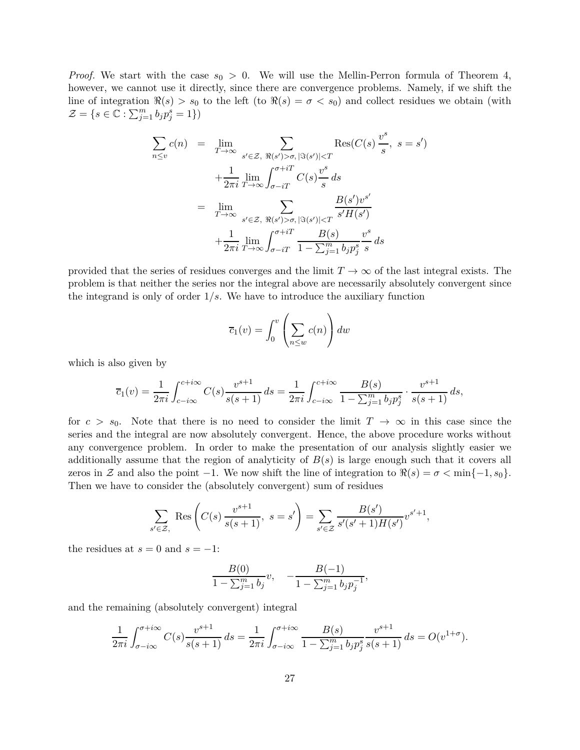*Proof.* We start with the case $s_0 > 0$. We will use the Mellin-Perron formula of Theorem 4, however, we cannot use it directly, since there are convergence problems. Namely, if we shift the line of integration $\Re(s) > s_0$ to the left (to $\Re(s) = \sigma < s_0$) and collect residues we obtain (with $\mathcal{Z} = \{s \in \mathbb{C} : \sum_{j=1}^m b_j p_j^s = 1\}$)

$$
\begin{aligned}
\sum_{n \le v} c(n) &= \lim_{T\to\infty} \sum_{s' \in \mathcal{Z},\ \Re(s')>\sigma,\ |\Im(s')|<T} \operatorname{Res}(C(s)\,\frac{v^s}{s},\ s = s') \\
&\quad + \frac{1}{2\pi i} \lim_{T\to\infty} \int_{\sigma - iT}^{\sigma+iT} C(s) \frac{v^s}{s}\, ds \\
&= \lim_{T\to\infty} \sum_{s' \in \mathcal{Z},\ \Re(s')>\sigma,\ |\Im(s')|<T} \frac{B(s')v^{s'}}{s'H(s')} \\
&\quad + \frac{1}{2\pi i} \lim_{T\to\infty} \int_{\sigma - iT}^{\sigma+iT} \frac{B(s)}{1 - \sum_{j=1}^m b_j p_j^s} \frac{v^s}{s}\, ds
\end{aligned}
$$

provided that the series of residues converges and the limit $T \to \infty$ of the last integral exists. The problem is that neither the series nor the integral above are necessarily absolutely convergent since the integrand is only of order $1/s$. We have to introduce the auxiliary function

$$
\overline{c}_1(v) = \int_0^v \left( \sum_{n \le w} c(n) \right) dw
$$

which is also given by

$$
\overline{c}_1(v) = \frac{1}{2\pi i} \int_{c-i\infty}^{c+i\infty} C(s) \frac{v^{s+1}}{s(s+1)}\, ds = \frac{1}{2\pi i} \int_{c-i\infty}^{c+i\infty} \frac{B(s)}{1 - \sum_{j=1}^m b_j p_j^s} \cdot \frac{v^{s+1}}{s(s+1)}\, ds,
$$

for $c > s_0$. Note that there is no need to consider the limit $T \to \infty$ in this case since the series and the integral are now absolutely convergent. Hence, the above procedure works without any convergence problem. In order to make the presentation of our analysis slightly easier we additionally assume that the region of analyticity of $B(s)$ is large enough such that it covers all zeros in $\mathcal{Z}$ and also the point $-1$. We now shift the line of integration to $\Re(s) = \sigma < \min\{-1, s_0\}$. Then we have to consider the (absolutely convergent) sum of residues

$$
\sum_{s' \in \mathcal{Z},} \operatorname{Res}\left( C(s)\,\frac{v^{s+1}}{s(s+1)},\ s = s' \right) = \sum_{s' \in \mathcal{Z}} \frac{B(s')}{s'(s'+1)H(s')} v^{s'+1},
$$

the residues at $s = 0$ and $s = -1$:

$$
\frac{B(0)}{1 - \sum_{j=1}^m b_j} v, \quad -\frac{B(-1)}{1 - \sum_{j=1}^m b_j p_j^{-1}},
$$

and the remaining (absolutely convergent) integral

$$
\frac{1}{2\pi i} \int_{\sigma - i\infty}^{\sigma+i\infty} C(s) \frac{v^{s+1}}{s(s+1)}\, ds = \frac{1}{2\pi i} \int_{\sigma - i\infty}^{\sigma+i\infty} \frac{B(s)}{1 - \sum_{j=1}^m b_j p_j^s} \frac{v^{s+1}}{s(s+1)}\, ds = O(v^{1+\sigma}).
$$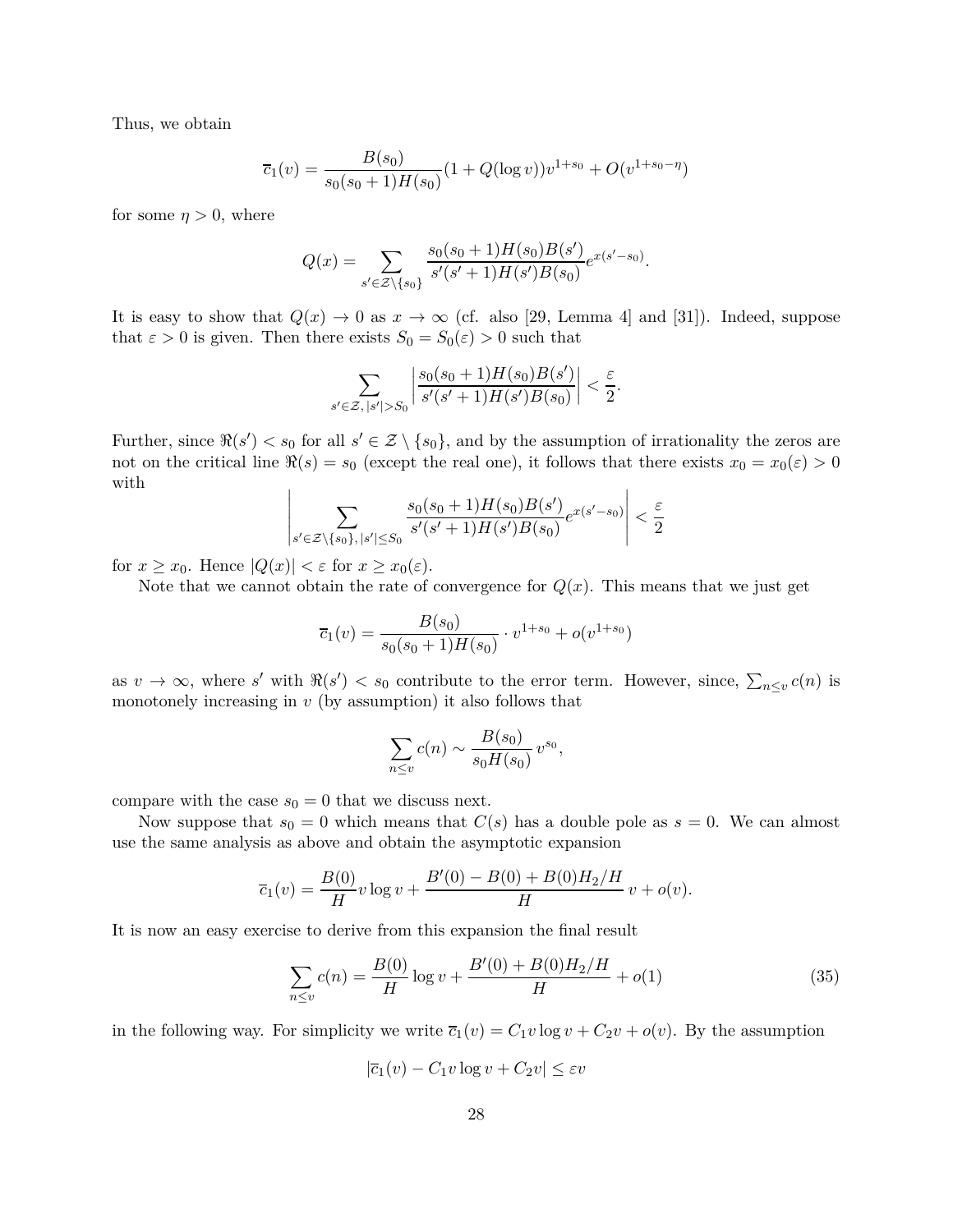Thus, we obtain

$$\overline{c}_1(v) = \frac{B(s_0)}{s_0(s_0+1)H(s_0)}(1 + Q(\log v))v^{1+s_0} + O(v^{1+s_0-\eta})$$

for some $\eta > 0$, where

$$Q(x) = \sum_{s' \in \mathcal{Z}\setminus\{s_0\}} \frac{s_0(s_0+1)H(s_0)B(s')}{s'(s'+1)H(s')B(s_0)} e^{x(s'-s_0)}.$$

It is easy to show that $Q(x) \to 0$ as $x \to \infty$ (cf. also [29, Lemma 4] and [31]). Indeed, suppose that $\varepsilon > 0$ is given. Then there exists $S_0 = S_0(\varepsilon) > 0$ such that

$$\sum_{s' \in \mathcal{Z},\, |s'|>S_0} \left| \frac{s_0(s_0+1)H(s_0)B(s')}{s'(s'+1)H(s')B(s_0)} \right| < \frac{\varepsilon}{2}.$$

Further, since $\Re(s') < s_0$ for all $s' \in \mathcal{Z} \setminus \{s_0\}$, and by the assumption of irrationality the zeros are not on the critical line $\Re(s) = s_0$ (except the real one), it follows that there exists $x_0 = x_0(\varepsilon) > 0$ with

$$\left| \sum_{s' \in \mathcal{Z}\setminus\{s_0\},\, |s'|\le S_0} \frac{s_0(s_0+1)H(s_0)B(s')}{s'(s'+1)H(s')B(s_0)} e^{x(s'-s_0)} \right| < \frac{\varepsilon}{2}$$

for $x \ge x_0$. Hence $|Q(x)| < \varepsilon$ for $x \ge x_0(\varepsilon)$.

Note that we cannot obtain the rate of convergence for $Q(x)$. This means that we just get

$$\overline{c}_1(v) = \frac{B(s_0)}{s_0(s_0+1)H(s_0)} \cdot v^{1+s_0} + o(v^{1+s_0})$$

as $v \to \infty$, where $s'$ with $\Re(s') < s_0$ contribute to the error term. However, since, $\sum_{n\le v} c(n)$ is monotonely increasing in $v$ (by assumption) it also follows that

$$\sum_{n\le v} c(n) \sim \frac{B(s_0)}{s_0 H(s_0)}\, v^{s_0},$$

compare with the case $s_0 = 0$ that we discuss next.

Now suppose that $s_0 = 0$ which means that $C(s)$ has a double pole as $s = 0$. We can almost use the same analysis as above and obtain the asymptotic expansion

$$\overline{c}_1(v) = \frac{B(0)}{H} v \log v + \frac{B'(0) - B(0) + B(0)H_2/H}{H}\, v + o(v).$$

It is now an easy exercise to derive from this expansion the final result

$$\sum_{n\le v} c(n) = \frac{B(0)}{H}\log v + \frac{B'(0) + B(0)H_2/H}{H} + o(1) \tag{35}$$

in the following way. For simplicity we write $\overline{c}_1(v) = C_1 v\log v + C_2 v + o(v)$. By the assumption

$$|\overline{c}_1(v) - C_1 v \log v + C_2 v| \le \varepsilon v$$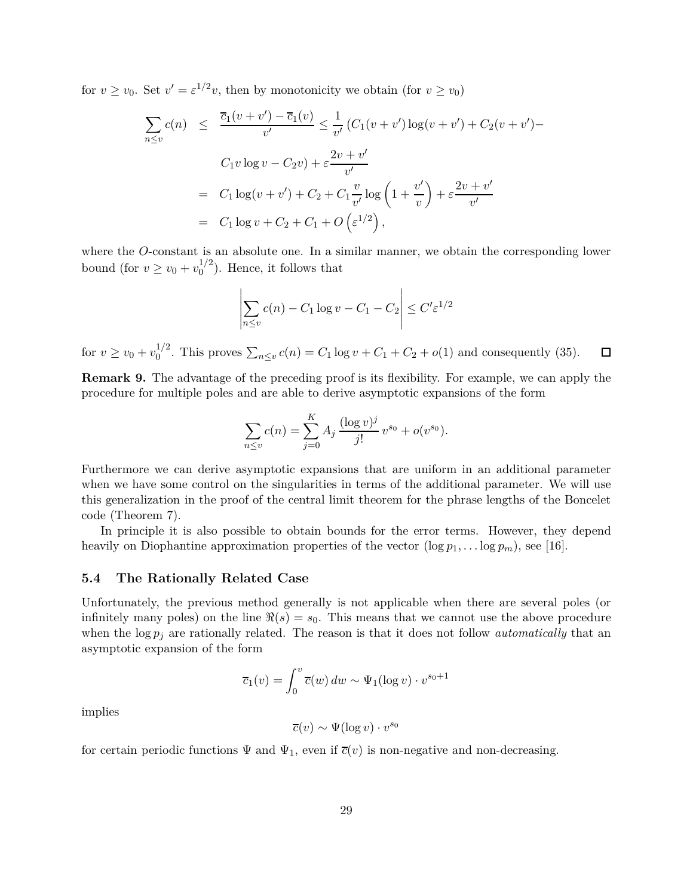for $v \ge v_0$. Set $v' = \varepsilon^{1/2} v$, then by monotonicity we obtain (for $v \ge v_0$)

$$
\begin{aligned}
\sum_{n \le v} c(n) &\le \frac{\overline{c}_1(v+v') - \overline{c}_1(v)}{v'} \le \frac{1}{v'} \left( C_1 (v+v') \log(v+v') + C_2 (v+v') - \right. \\
&\quad \left. C_1 v \log v - C_2 v \right) + \varepsilon \frac{2v + v'}{v'} \\
&= C_1 \log(v+v') + C_2 + C_1 \frac{v}{v'} \log\left(1 + \frac{v'}{v}\right) + \varepsilon \frac{2v+v'}{v'} \\
&= C_1 \log v + C_2 + C_1 + O\left(\varepsilon^{1/2}\right),
\end{aligned}
$$

where the $O$-constant is an absolute one. In a similar manner, we obtain the corresponding lower bound (for $v \ge v_0 + v_0^{1/2}$). Hence, it follows that

$$
\left| \sum_{n \le v} c(n) - C_1 \log v - C_1 - C_2 \right| \le C' \varepsilon^{1/2}
$$

for $v \ge v_0 + v_0^{1/2}$. This proves $\sum_{n \le v} c(n) = C_1 \log v + C_1 + C_2 + o(1)$ and consequently (35). $\square$

**Remark 9.** The advantage of the preceding proof is its flexibility. For example, we can apply the procedure for multiple poles and are able to derive asymptotic expansions of the form

$$
\sum_{n \le v} c(n) = \sum_{j=0}^{K} A_j \, \frac{(\log v)^j}{j!} \, v^{s_0} + o(v^{s_0}).
$$

Furthermore we can derive asymptotic expansions that are uniform in an additional parameter when we have some control on the singularities in terms of the additional parameter. We will use this generalization in the proof of the central limit theorem for the phrase lengths of the Boncelet code (Theorem 7).

In principle it is also possible to obtain bounds for the error terms. However, they depend heavily on Diophantine approximation properties of the vector $(\log p_1, \ldots \log p_m)$, see [16].

### 5.4 The Rationally Related Case

Unfortunately, the previous method generally is not applicable when there are several poles (or infinitely many poles) on the line $\Re(s) = s_0$. This means that we cannot use the above procedure when the $\log p_j$ are rationally related. The reason is that it does not follow *automatically* that an asymptotic expansion of the form

$$
\overline{c}_1(v) = \int_0^v \overline{c}(w) \, dw \sim \Psi_1(\log v) \cdot v^{s_0+1}
$$

implies

$$
\overline{c}(v) \sim \Psi(\log v) \cdot v^{s_0}
$$

for certain periodic functions $\Psi$ and $\Psi_1$, even if $\overline{c}(v)$ is non-negative and non-decreasing.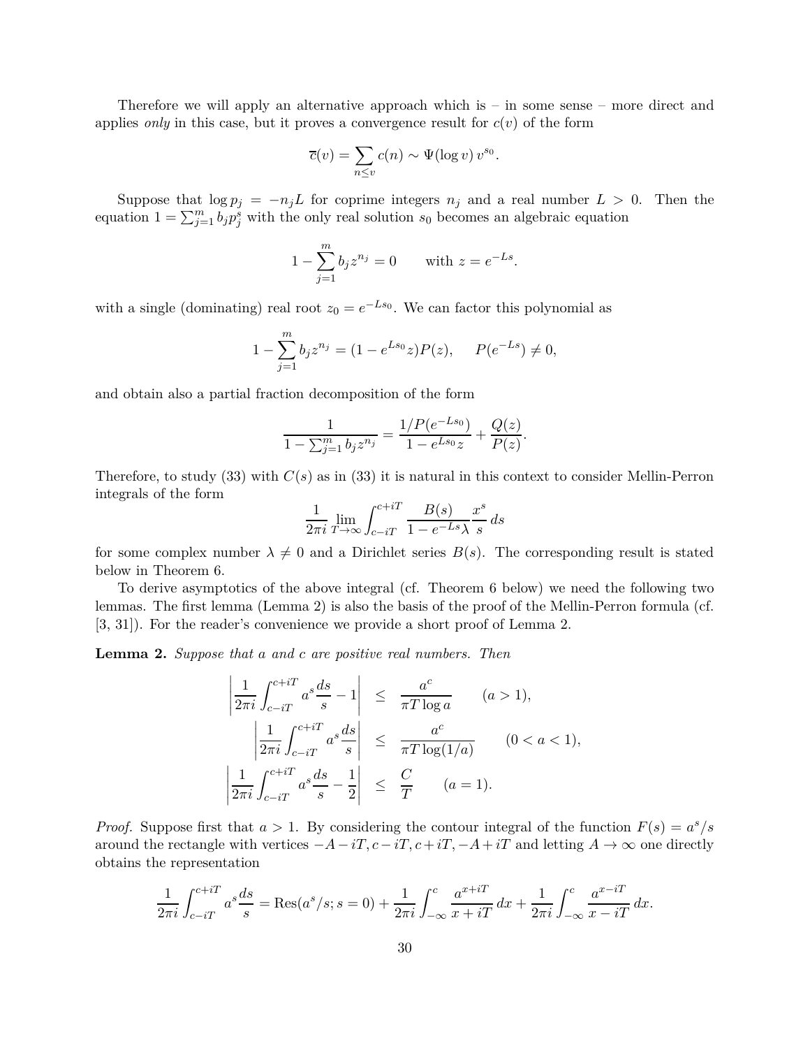Therefore we will apply an alternative approach which is – in some sense – more direct and applies *only* in this case, but it proves a convergence result for $c(v)$ of the form

$$\overline{c}(v) = \sum_{n \le v} c(n) \sim \Psi(\log v)\, v^{s_0}.$$

Suppose that $\log p_j = -n_j L$ for coprime integers $n_j$ and a real number $L > 0$. Then the equation $1 = \sum_{j=1}^m b_j p_j^s$ with the only real solution $s_0$ becomes an algebraic equation

$$1 - \sum_{j=1}^m b_j z^{n_j} = 0 \qquad \text{with } z = e^{-Ls}.$$

with a single (dominating) real root $z_0 = e^{-Ls_0}$. We can factor this polynomial as

$$1 - \sum_{j=1}^m b_j z^{n_j} = (1 - e^{Ls_0} z) P(z), \qquad P(e^{-Ls}) \neq 0,$$

and obtain also a partial fraction decomposition of the form

$$\frac{1}{1 - \sum_{j=1}^m b_j z^{n_j}} = \frac{1/P(e^{-Ls_0})}{1 - e^{Ls_0} z} + \frac{Q(z)}{P(z)}.$$

Therefore, to study (33) with $C(s)$ as in (33) it is natural in this context to consider Mellin-Perron integrals of the form

$$\frac{1}{2\pi i} \lim_{T \to \infty} \int_{c-iT}^{c+iT} \frac{B(s)}{1 - e^{-Ls}\lambda} \frac{x^s}{s}\, ds$$

for some complex number $\lambda \neq 0$ and a Dirichlet series $B(s)$. The corresponding result is stated below in Theorem 6.

To derive asymptotics of the above integral (cf. Theorem 6 below) we need the following two lemmas. The first lemma (Lemma 2) is also the basis of the proof of the Mellin-Perron formula (cf. [3, 31]). For the reader's convenience we provide a short proof of Lemma 2.

**Lemma 2.** *Suppose that $a$ and $c$ are positive real numbers. Then*

$$\left| \frac{1}{2\pi i} \int_{c-iT}^{c+iT} a^s \frac{ds}{s} - 1 \right| \le \frac{a^c}{\pi T \log a} \qquad (a > 1),$$

$$\left| \frac{1}{2\pi i} \int_{c-iT}^{c+iT} a^s \frac{ds}{s} \right| \le \frac{a^c}{\pi T \log(1/a)} \qquad (0 < a < 1),$$

$$\left| \frac{1}{2\pi i} \int_{c-iT}^{c+iT} a^s \frac{ds}{s} - \frac{1}{2} \right| \le \frac{C}{T} \qquad (a = 1).$$

*Proof.* Suppose first that $a > 1$. By considering the contour integral of the function $F(s) = a^s/s$ around the rectangle with vertices $-A - iT, c - iT, c + iT, -A + iT$ and letting $A \to \infty$ one directly obtains the representation

$$\frac{1}{2\pi i} \int_{c-iT}^{c+iT} a^s \frac{ds}{s} = \mathrm{Res}(a^s/s; s = 0) + \frac{1}{2\pi i} \int_{-\infty}^{c} \frac{a^{x+iT}}{x + iT}\, dx + \frac{1}{2\pi i} \int_{-\infty}^{c} \frac{a^{x-iT}}{x - iT}\, dx.$$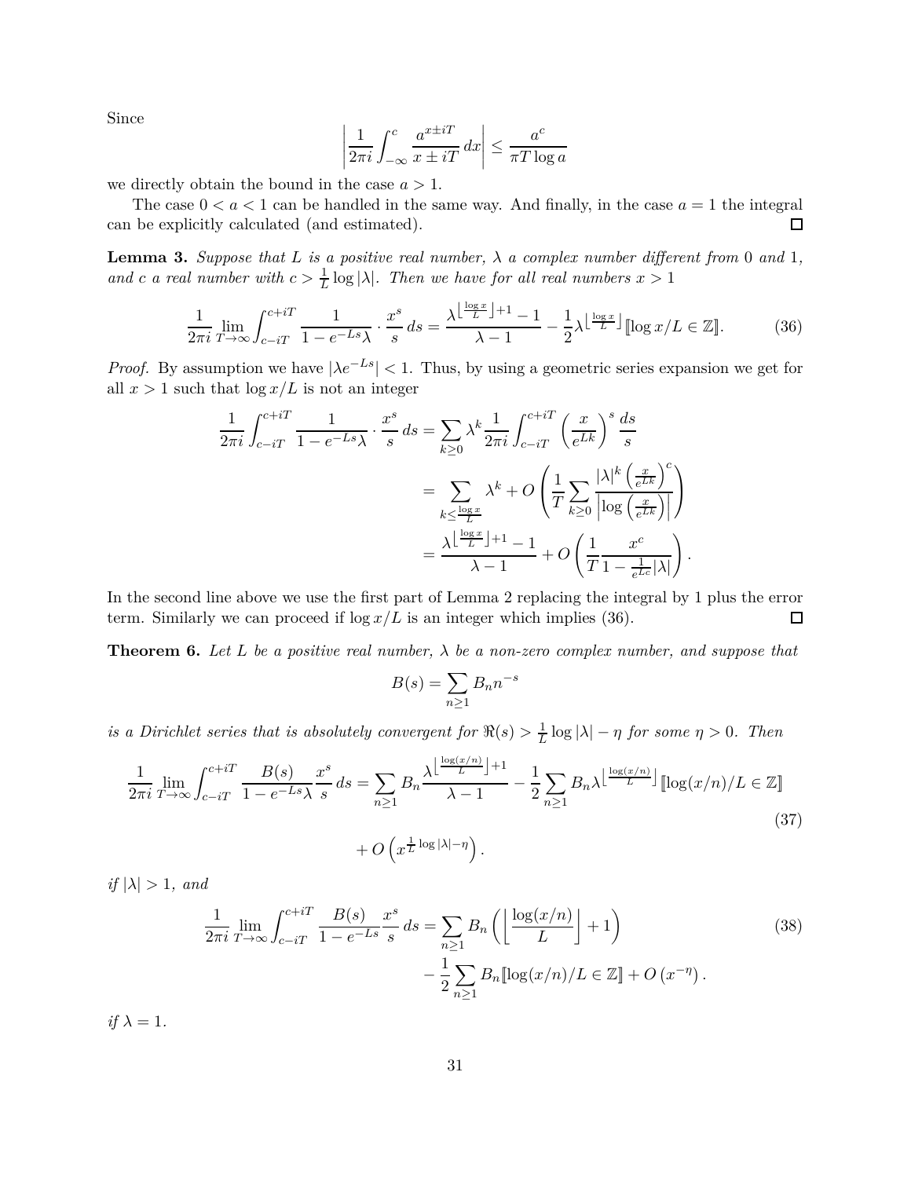Since

$$\left| \frac{1}{2\pi i} \int_{-\infty}^{c} \frac{a^{x\pm iT}}{x \pm iT}\, dx \right| \le \frac{a^c}{\pi T \log a}$$

we directly obtain the bound in the case $a > 1$.

The case $0 < a < 1$ can be handled in the same way. And finally, in the case $a = 1$ the integral can be explicitly calculated (and estimated). $\square$

**Lemma 3.** *Suppose that $L$ is a positive real number, $\lambda$ a complex number different from $0$ and $1$, and $c$ a real number with $c > \frac{1}{L}\log|\lambda|$. Then we have for all real numbers $x > 1$*

$$\frac{1}{2\pi i} \lim_{T\to\infty} \int_{c-iT}^{c+iT} \frac{1}{1 - e^{-Ls}\lambda} \cdot \frac{x^s}{s}\, ds = \frac{\lambda^{\left\lfloor \frac{\log x}{L} \right\rfloor + 1} - 1}{\lambda - 1} - \frac{1}{2}\lambda^{\left\lfloor \frac{\log x}{L} \right\rfloor} [\![\log x / L \in \mathbb{Z}]\!]. \tag{36}$$

*Proof.* By assumption we have $|\lambda e^{-Ls}| < 1$. Thus, by using a geometric series expansion we get for all $x > 1$ such that $\log x / L$ is not an integer

$$\begin{aligned}
\frac{1}{2\pi i} \int_{c-iT}^{c+iT} \frac{1}{1 - e^{-Ls}\lambda} \cdot \frac{x^s}{s}\, ds &= \sum_{k\ge 0} \lambda^k \frac{1}{2\pi i} \int_{c-iT}^{c+iT} \left(\frac{x}{e^{Lk}}\right)^s \frac{ds}{s} \\
&= \sum_{k \le \frac{\log x}{L}} \lambda^k + O\left( \frac{1}{T} \sum_{k\ge 0} \frac{|\lambda|^k \left(\frac{x}{e^{Lk}}\right)^c}{\left|\log\left(\frac{x}{e^{Lk}}\right)\right|} \right) \\
&= \frac{\lambda^{\left\lfloor \frac{\log x}{L} \right\rfloor + 1} - 1}{\lambda - 1} + O\left( \frac{1}{T} \frac{x^c}{1 - \frac{1}{e^{Lc}}|\lambda|} \right).
\end{aligned}$$

In the second line above we use the first part of Lemma 2 replacing the integral by 1 plus the error term. Similarly we can proceed if $\log x / L$ is an integer which implies (36). $\square$

**Theorem 6.** *Let $L$ be a positive real number, $\lambda$ be a non-zero complex number, and suppose that*

$$B(s) = \sum_{n\ge 1} B_n n^{-s}$$

*is a Dirichlet series that is absolutely convergent for $\Re(s) > \frac{1}{L}\log|\lambda| - \eta$ for some $\eta > 0$. Then*

$$\begin{aligned}
\frac{1}{2\pi i} \lim_{T\to\infty} \int_{c-iT}^{c+iT} \frac{B(s)}{1 - e^{-Ls}\lambda} \frac{x^s}{s}\, ds = \sum_{n\ge 1} B_n \frac{\lambda^{\left\lfloor \frac{\log(x/n)}{L} \right\rfloor + 1}}{\lambda - 1} - \frac{1}{2}\sum_{n\ge 1} B_n \lambda^{\left\lfloor \frac{\log(x/n)}{L} \right\rfloor} [\![\log(x/n)/L \in \mathbb{Z}]\!] \\
+ O\left( x^{\frac{1}{L}\log|\lambda| - \eta} \right).
\end{aligned} \tag{37}$$

*if $|\lambda| > 1$, and*

$$\begin{aligned}
\frac{1}{2\pi i} \lim_{T\to\infty} \int_{c-iT}^{c+iT} \frac{B(s)}{1 - e^{-Ls}} \frac{x^s}{s}\, ds = \sum_{n\ge 1} B_n \left( \left\lfloor \frac{\log(x/n)}{L} \right\rfloor + 1 \right) \\
- \frac{1}{2}\sum_{n\ge 1} B_n [\![\log(x/n)/L \in \mathbb{Z}]\!] + O\left(x^{-\eta}\right).
\end{aligned} \tag{38}$$

*if $\lambda = 1$.*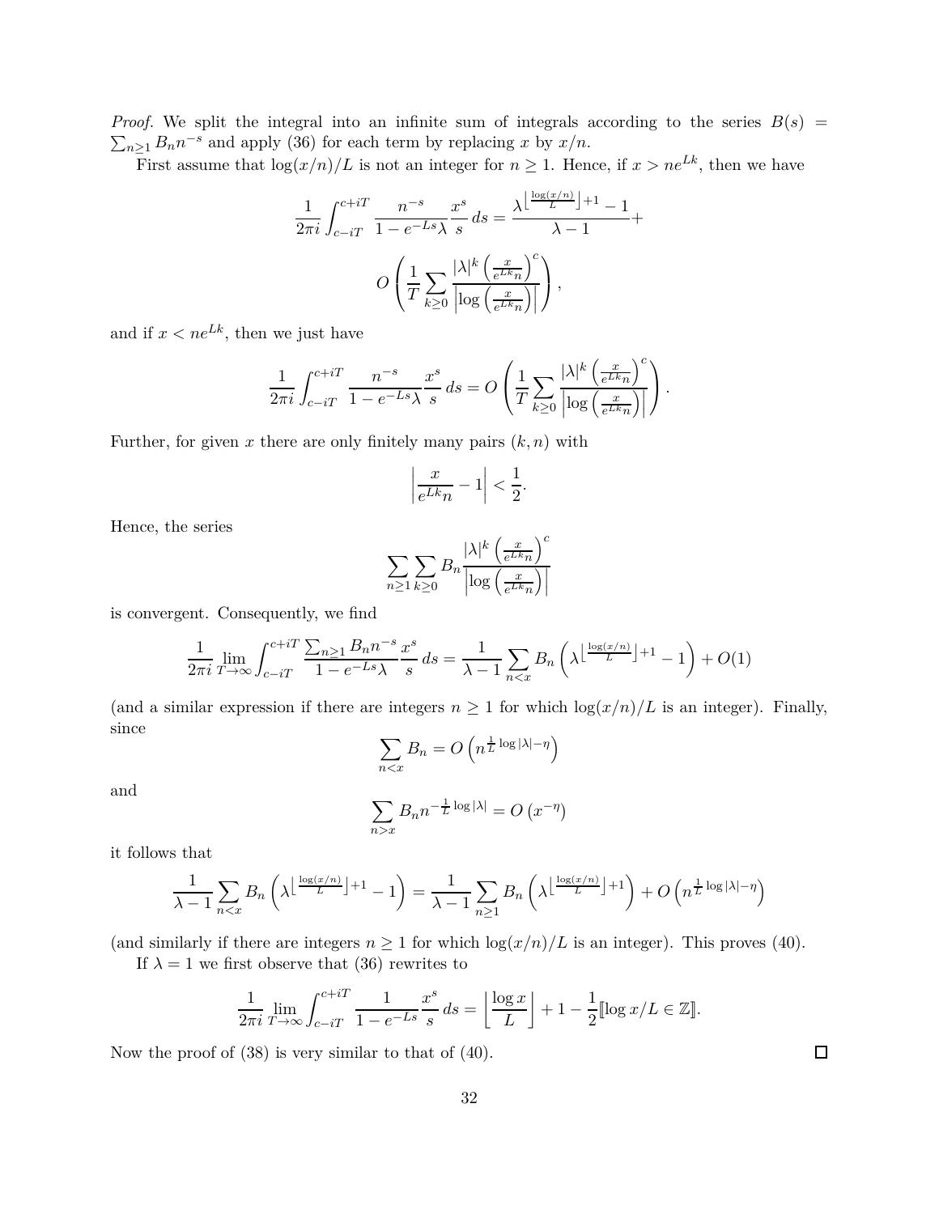*Proof.* We split the integral into an infinite sum of integrals according to the series $B(s) = \sum_{n\geq 1} B_n n^{-s}$ and apply (36) for each term by replacing $x$ by $x/n$.

First assume that $\log(x/n)/L$ is not an integer for $n \geq 1$. Hence, if $x > ne^{Lk}$, then we have

$$\frac{1}{2\pi i}\int_{c-iT}^{c+iT} \frac{n^{-s}}{1-e^{-Ls}\lambda}\frac{x^s}{s}\,ds = \frac{\lambda^{\left\lfloor \frac{\log(x/n)}{L}\right\rfloor+1}-1}{\lambda-1}+$$

$$O\left(\frac{1}{T}\sum_{k\geq 0}\frac{|\lambda|^k\left(\frac{x}{e^{Lk}n}\right)^c}{\left|\log\left(\frac{x}{e^{Lk}n}\right)\right|}\right),$$

and if $x < ne^{Lk}$, then we just have

$$\frac{1}{2\pi i}\int_{c-iT}^{c+iT} \frac{n^{-s}}{1-e^{-Ls}\lambda}\frac{x^s}{s}\,ds = O\left(\frac{1}{T}\sum_{k\geq 0}\frac{|\lambda|^k\left(\frac{x}{e^{Lk}n}\right)^c}{\left|\log\left(\frac{x}{e^{Lk}n}\right)\right|}\right).$$

Further, for given $x$ there are only finitely many pairs $(k,n)$ with

$$\left|\frac{x}{e^{Lk}n}-1\right| < \frac{1}{2}.$$

Hence, the series

$$\sum_{n\geq 1}\sum_{k\geq 0} B_n \frac{|\lambda|^k\left(\frac{x}{e^{Lk}n}\right)^c}{\left|\log\left(\frac{x}{e^{Lk}n}\right)\right|}$$

is convergent. Consequently, we find

$$\frac{1}{2\pi i}\lim_{T\to\infty}\int_{c-iT}^{c+iT}\frac{\sum_{n\geq 1}B_n n^{-s}}{1-e^{-Ls}\lambda}\frac{x^s}{s}\,ds = \frac{1}{\lambda-1}\sum_{n<x}B_n\left(\lambda^{\left\lfloor \frac{\log(x/n)}{L}\right\rfloor+1}-1\right)+O(1)$$

(and a similar expression if there are integers $n \geq 1$ for which $\log(x/n)/L$ is an integer). Finally, since

$$\sum_{n<x} B_n = O\left(n^{\frac{1}{L}\log|\lambda|-\eta}\right)$$

and

$$\sum_{n>x} B_n n^{-\frac{1}{L}\log|\lambda|} = O\left(x^{-\eta}\right)$$

it follows that

$$\frac{1}{\lambda-1}\sum_{n<x}B_n\left(\lambda^{\left\lfloor \frac{\log(x/n)}{L}\right\rfloor+1}-1\right) = \frac{1}{\lambda-1}\sum_{n\geq 1}B_n\left(\lambda^{\left\lfloor \frac{\log(x/n)}{L}\right\rfloor+1}\right)+O\left(n^{\frac{1}{L}\log|\lambda|-\eta}\right)$$

(and similarly if there are integers $n \geq 1$ for which $\log(x/n)/L$ is an integer). This proves (40).

If $\lambda = 1$ we first observe that (36) rewrites to

$$\frac{1}{2\pi i}\lim_{T\to\infty}\int_{c-iT}^{c+iT}\frac{1}{1-e^{-Ls}}\frac{x^s}{s}\,ds = \left\lfloor\frac{\log x}{L}\right\rfloor + 1 - \frac{1}{2}[\![\log x/L \in \mathbb{Z}]\!].$$

Now the proof of (38) is very similar to that of (40). ☐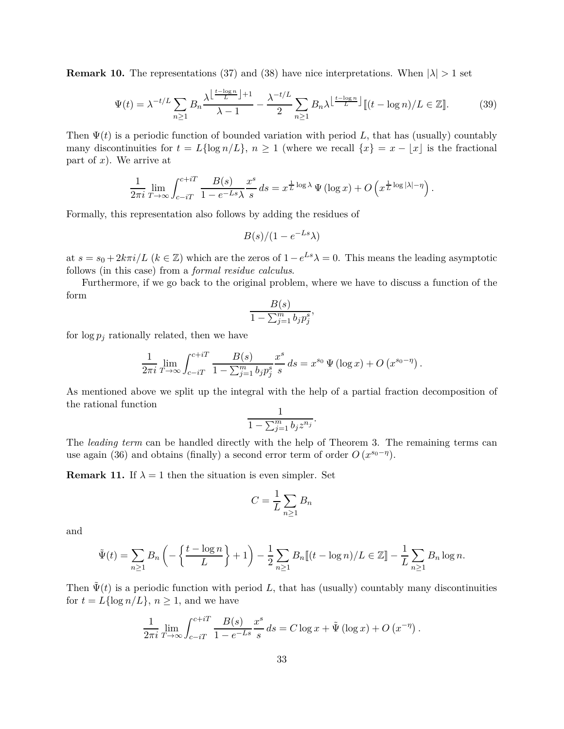**Remark 10.** The representations (37) and (38) have nice interpretations. When $|\lambda| > 1$ set

$$\Psi(t) = \lambda^{-t/L} \sum_{n\ge 1} B_n \frac{\lambda^{\left\lfloor \frac{t-\log n}{L} \right\rfloor +1}}{\lambda - 1} - \frac{\lambda^{-t/L}}{2} \sum_{n \ge 1} B_n \lambda^{\left\lfloor \frac{t-\log n}{L} \right\rfloor} [\![ (t-\log n)/L \in \mathbb{Z} ]\!]. \tag{39}$$

Then $\Psi(t)$ is a periodic function of bounded variation with period $L$, that has (usually) countably many discontinuities for $t = L\{\log n/L\}$, $n \ge 1$ (where we recall $\{x\} = x - \lfloor x \rfloor$ is the fractional part of $x$). We arrive at

$$\frac{1}{2\pi i} \lim_{T\to\infty} \int_{c-iT}^{c+iT} \frac{B(s)}{1-e^{-Ls}\lambda} \frac{x^s}{s}\, ds = x^{\frac{1}{L}\log\lambda}\, \Psi(\log x) + O\left(x^{\frac{1}{L}\log|\lambda| - \eta}\right).$$

Formally, this representation also follows by adding the residues of

$$B(s)/(1-e^{-Ls}\lambda)$$

at $s = s_0 + 2k\pi i/L$ ($k \in \mathbb{Z}$) which are the zeros of $1 - e^{Ls}\lambda = 0$. This means the leading asymptotic follows (in this case) from a *formal residue calculus*.

Furthermore, if we go back to the original problem, where we have to discuss a function of the form

$$\frac{B(s)}{1-\sum_{j=1}^m b_j p_j^s},$$

for $\log p_j$ rationally related, then we have

$$\frac{1}{2\pi i} \lim_{T\to\infty} \int_{c-iT}^{c+iT} \frac{B(s)}{1-\sum_{j=1}^m b_j p_j^s} \frac{x^s}{s}\, ds = x^{s_0}\, \Psi(\log x) + O\left(x^{s_0-\eta}\right).$$

As mentioned above we split up the integral with the help of a partial fraction decomposition of the rational function

$$\frac{1}{1-\sum_{j=1}^m b_j z^{n_j}}.$$

The *leading term* can be handled directly with the help of Theorem 3. The remaining terms can use again (36) and obtains (finally) a second error term of order $O\left(x^{s_0-\eta}\right)$.

**Remark 11.** If $\lambda = 1$ then the situation is even simpler. Set

$$C = \frac{1}{L} \sum_{n\ge 1} B_n$$

and

$$\tilde{\Psi}(t) = \sum_{n\ge 1} B_n \left( -\left\{ \frac{t-\log n}{L} \right\} + 1 \right) - \frac{1}{2} \sum_{n\ge 1} B_n [\![ (t-\log n)/L \in \mathbb{Z} ]\!] - \frac{1}{L} \sum_{n\ge 1} B_n \log n.$$

Then $\tilde{\Psi}(t)$ is a periodic function with period $L$, that has (usually) countably many discontinuities for $t = L\{\log n/L\}$, $n \ge 1$, and we have

$$\frac{1}{2\pi i} \lim_{T\to\infty} \int_{c-iT}^{c+iT} \frac{B(s)}{1-e^{-Ls}} \frac{x^s}{s}\, ds = C\log x + \tilde{\Psi}(\log x) + O\left(x^{-\eta}\right).$$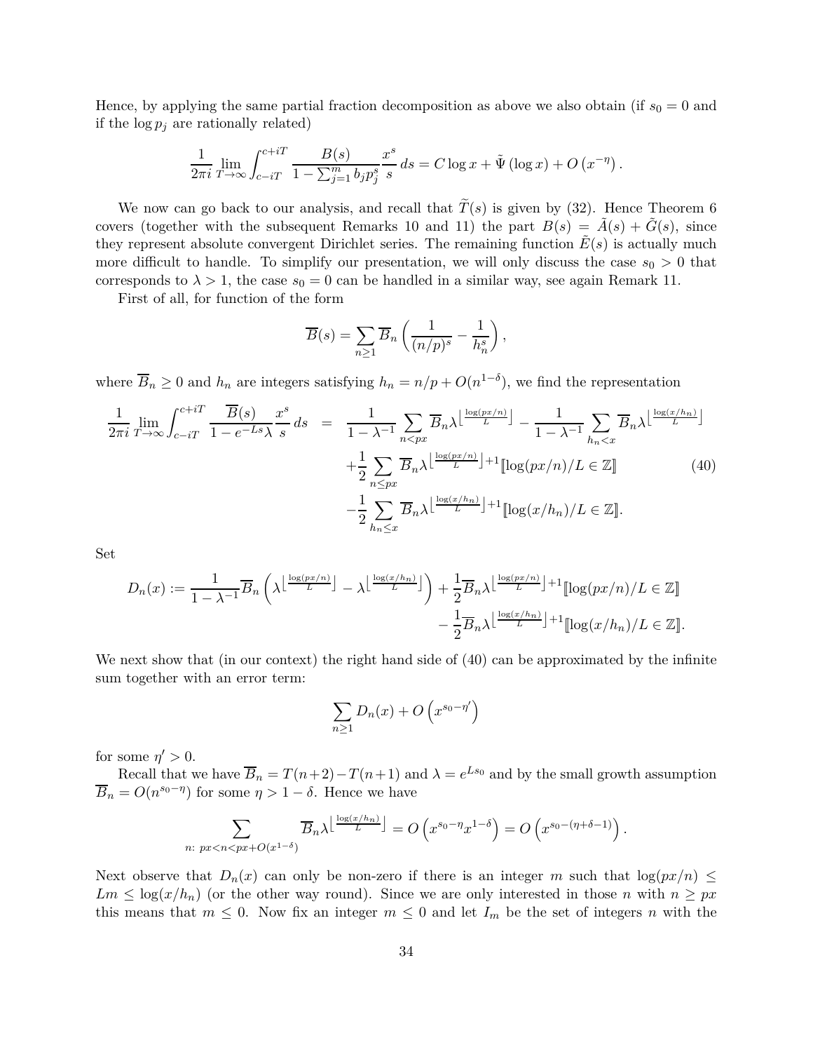Hence, by applying the same partial fraction decomposition as above we also obtain (if $s_0 = 0$ and if the $\log p_j$ are rationally related)

$$\frac{1}{2\pi i}\lim_{T\to\infty}\int_{c-iT}^{c+iT}\frac{B(s)}{1-\sum_{j=1}^m b_j p_j^s}\frac{x^s}{s}\,ds = C\log x + \tilde{\Psi}\left(\log x\right) + O\left(x^{-\eta}\right).$$

We now can go back to our analysis, and recall that $\widetilde{T}(s)$ is given by (32). Hence Theorem 6 covers (together with the subsequent Remarks 10 and 11) the part $B(s) = \tilde{A}(s) + \tilde{G}(s)$, since they represent absolute convergent Dirichlet series. The remaining function $\tilde{E}(s)$ is actually much more difficult to handle. To simplify our presentation, we will only discuss the case $s_0 > 0$ that corresponds to $\lambda > 1$, the case $s_0 = 0$ can be handled in a similar way, see again Remark 11.

First of all, for function of the form

$$\overline{B}(s) = \sum_{n\ge 1}\overline{B}_n\left(\frac{1}{(n/p)^s} - \frac{1}{h_n^s}\right),$$

where $\overline{B}_n \ge 0$ and $h_n$ are integers satisfying $h_n = n/p + O(n^{1-\delta})$, we find the representation

$$\begin{aligned}\frac{1}{2\pi i}\lim_{T\to\infty}\int_{c-iT}^{c+iT}\frac{\overline{B}(s)}{1-e^{-Ls}\lambda}\frac{x^s}{s}\,ds \;=\;& \frac{1}{1-\lambda^{-1}}\sum_{n<px}\overline{B}_n\lambda^{\left\lfloor\frac{\log(px/n)}{L}\right\rfloor} - \frac{1}{1-\lambda^{-1}}\sum_{h_n<x}\overline{B}_n\lambda^{\left\lfloor\frac{\log(x/h_n)}{L}\right\rfloor}\\ &+\frac{1}{2}\sum_{n\le px}\overline{B}_n\lambda^{\left\lfloor\frac{\log(px/n)}{L}\right\rfloor+1}[\![\log(px/n)/L\in\mathbb{Z}]\!] \\ &-\frac{1}{2}\sum_{h_n\le x}\overline{B}_n\lambda^{\left\lfloor\frac{\log(x/h_n)}{L}\right\rfloor+1}[\![\log(x/h_n)/L\in\mathbb{Z}]\!].\end{aligned}\qquad(40)$$

Set

$$\begin{aligned}D_n(x) := \frac{1}{1-\lambda^{-1}}\overline{B}_n\left(\lambda^{\left\lfloor\frac{\log(px/n)}{L}\right\rfloor} - \lambda^{\left\lfloor\frac{\log(x/h_n)}{L}\right\rfloor}\right) &+ \frac{1}{2}\overline{B}_n\lambda^{\left\lfloor\frac{\log(px/n)}{L}\right\rfloor+1}[\![\log(px/n)/L\in\mathbb{Z}]\!]\\ &-\frac{1}{2}\overline{B}_n\lambda^{\left\lfloor\frac{\log(x/h_n)}{L}\right\rfloor+1}[\![\log(x/h_n)/L\in\mathbb{Z}]\!].\end{aligned}$$

We next show that (in our context) the right hand side of (40) can be approximated by the infinite sum together with an error term:

$$\sum_{n\ge 1}D_n(x) + O\left(x^{s_0-\eta'}\right)$$

for some $\eta' > 0$.

Recall that we have $\overline{B}_n = T(n+2) - T(n+1)$ and $\lambda = e^{Ls_0}$ and by the small growth assumption $\overline{B}_n = O(n^{s_0-\eta})$ for some $\eta > 1-\delta$. Hence we have

$$\sum_{n:\ px<n<px+O(x^{1-\delta})}\overline{B}_n\lambda^{\left\lfloor\frac{\log(x/h_n)}{L}\right\rfloor} = O\left(x^{s_0-\eta}x^{1-\delta}\right) = O\left(x^{s_0-(\eta+\delta-1)}\right).$$

Next observe that $D_n(x)$ can only be non-zero if there is an integer $m$ such that $\log(px/n) \le Lm \le \log(x/h_n)$ (or the other way round). Since we are only interested in those $n$ with $n \ge px$ this means that $m \le 0$. Now fix an integer $m \le 0$ and let $I_m$ be the set of integers $n$ with the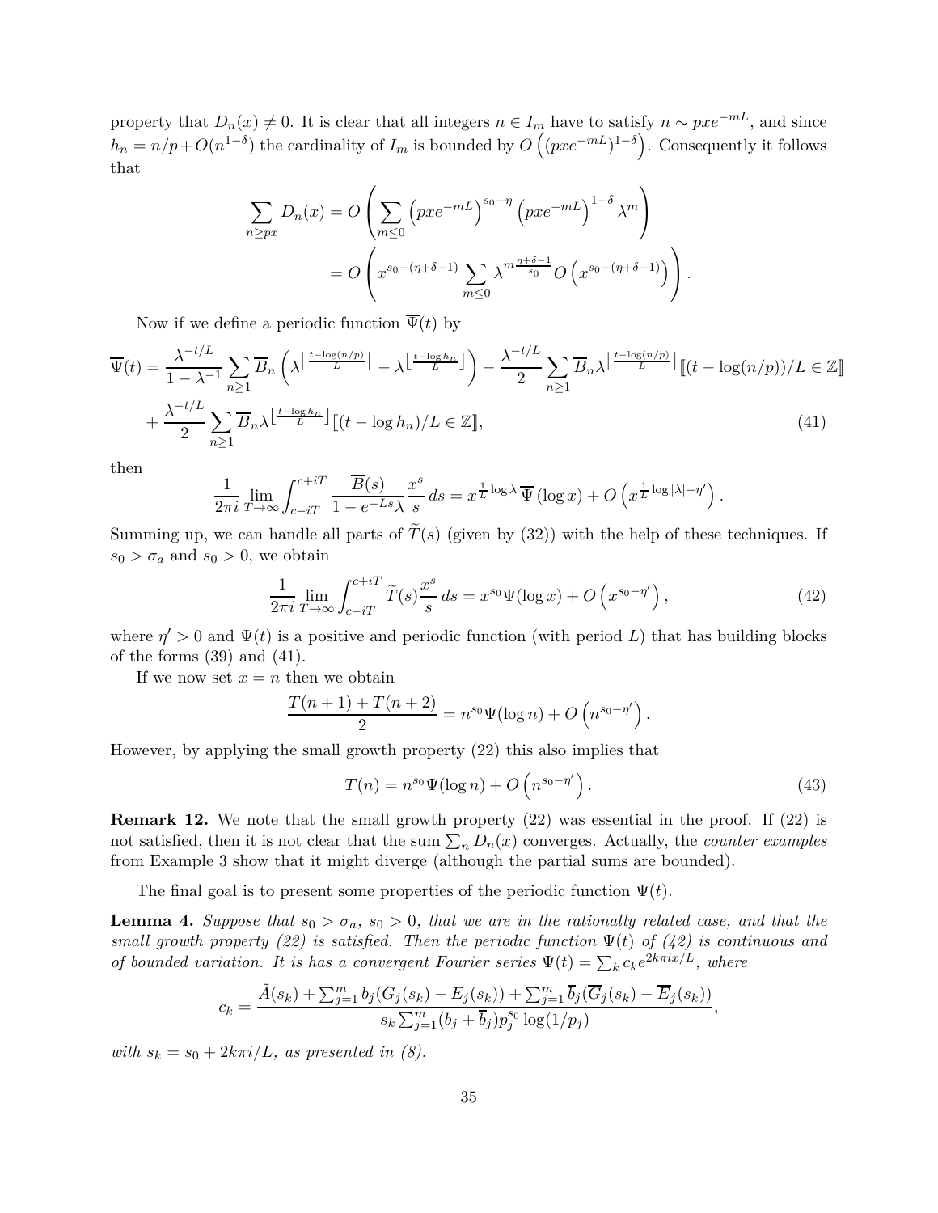property that $D_n(x) \neq 0$. It is clear that all integers $n \in I_m$ have to satisfy $n \sim pxe^{-mL}$, and since $h_n = n/p + O(n^{1-\delta})$ the cardinality of $I_m$ is bounded by $O\left((pxe^{-mL})^{1-\delta}\right)$. Consequently it follows that

$$\sum_{n \geq px} D_n(x) = O\left(\sum_{m \leq 0} \left(pxe^{-mL}\right)^{s_0-\eta} \left(pxe^{-mL}\right)^{1-\delta} \lambda^m\right)$$
$$= O\left(x^{s_0-(\eta+\delta-1)} \sum_{m \leq 0} \lambda^{m\frac{\eta+\delta-1}{s_0}} O\left(x^{s_0-(\eta+\delta-1)}\right)\right).$$

Now if we define a periodic function $\overline{\Psi}(t)$ by

$$\overline{\Psi}(t) = \frac{\lambda^{-t/L}}{1-\lambda^{-1}} \sum_{n \geq 1} \overline{B}_n \left(\lambda^{\left\lfloor \frac{t-\log(n/p)}{L} \right\rfloor} - \lambda^{\left\lfloor \frac{t-\log h_n}{L} \right\rfloor}\right) - \frac{\lambda^{-t/L}}{2} \sum_{n \geq 1} \overline{B}_n \lambda^{\left\lfloor \frac{t-\log(n/p)}{L} \right\rfloor} [\![(t-\log(n/p))/L \in \mathbb{Z}]\!]$$
$$+ \frac{\lambda^{-t/L}}{2} \sum_{n \geq 1} \overline{B}_n \lambda^{\left\lfloor \frac{t-\log h_n}{L} \right\rfloor} [\![(t-\log h_n)/L \in \mathbb{Z}]\!], \tag{41}$$

then

$$\frac{1}{2\pi i} \lim_{T \to \infty} \int_{c-iT}^{c+iT} \frac{\overline{B}(s)}{1-e^{-Ls}\lambda} \frac{x^s}{s} \, ds = x^{\frac{1}{L}\log\lambda}\, \overline{\Psi}(\log x) + O\left(x^{\frac{1}{L}\log|\lambda| - \eta'}\right).$$

Summing up, we can handle all parts of $\widetilde{T}(s)$ (given by (32)) with the help of these techniques. If $s_0 > \sigma_a$ and $s_0 > 0$, we obtain

$$\frac{1}{2\pi i} \lim_{T \to \infty} \int_{c-iT}^{c+iT} \widetilde{T}(s) \frac{x^s}{s} \, ds = x^{s_0} \Psi(\log x) + O\left(x^{s_0-\eta'}\right), \tag{42}$$

where $\eta' > 0$ and $\Psi(t)$ is a positive and periodic function (with period $L$) that has building blocks of the forms (39) and (41).

If we now set $x = n$ then we obtain

$$\frac{T(n+1)+T(n+2)}{2} = n^{s_0} \Psi(\log n) + O\left(n^{s_0-\eta'}\right).$$

However, by applying the small growth property (22) this also implies that

$$T(n) = n^{s_0} \Psi(\log n) + O\left(n^{s_0-\eta'}\right). \tag{43}$$

**Remark 12.** We note that the small growth property (22) was essential in the proof. If (22) is not satisfied, then it is not clear that the sum $\sum_n D_n(x)$ converges. Actually, the *counter examples* from Example 3 show that it might diverge (although the partial sums are bounded).

The final goal is to present some properties of the periodic function $\Psi(t)$.

**Lemma 4.** *Suppose that $s_0 > \sigma_a$, $s_0 > 0$, that we are in the rationally related case, and that the small growth property (22) is satisfied. Then the periodic function $\Psi(t)$ of (42) is continuous and of bounded variation. It is has a convergent Fourier series $\Psi(t) = \sum_k c_k e^{2k\pi i x/L}$, where*

$$c_k = \frac{\tilde{A}(s_k) + \sum_{j=1}^m b_j(G_j(s_k) - E_j(s_k)) + \sum_{j=1}^m \overline{b}_j(\overline{G}_j(s_k) - \overline{E}_j(s_k))}{s_k \sum_{j=1}^m (b_j + \overline{b}_j) p_j^{s_0} \log(1/p_j)},$$

*with $s_k = s_0 + 2k\pi i/L$, as presented in (8).*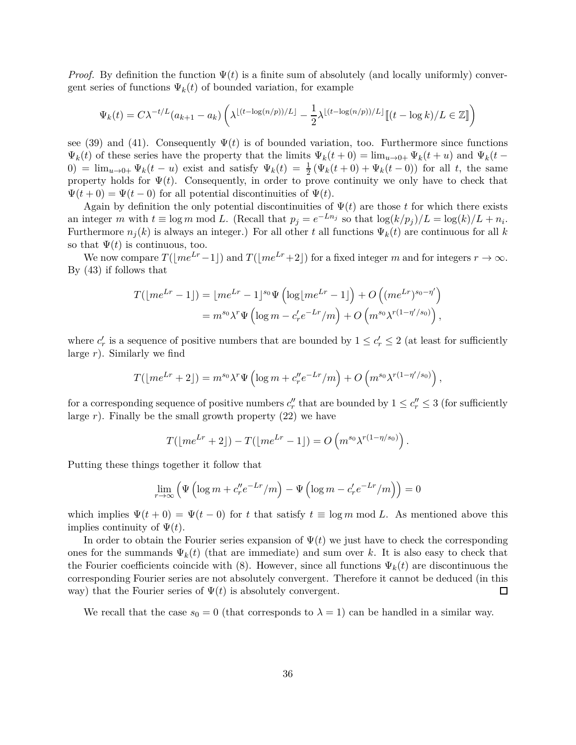*Proof.* By definition the function $\Psi(t)$ is a finite sum of absolutely (and locally uniformly) convergent series of functions $\Psi_k(t)$ of bounded variation, for example

$$\Psi_k(t) = C\lambda^{-t/L}(a_{k+1} - a_k)\left(\lambda^{\lfloor (t-\log(n/p))/L\rfloor} - \frac{1}{2}\lambda^{\lfloor (t-\log(n/p))/L\rfloor}[\![(t-\log k)/L \in \mathbb{Z}]\!]\right)$$

see (39) and (41). Consequently $\Psi(t)$ is of bounded variation, too. Furthermore since functions $\Psi_k(t)$ of these series have the property that the limits $\Psi_k(t+0) = \lim_{u\to 0+}\Psi_k(t+u)$ and $\Psi_k(t-0) = \lim_{u\to 0+}\Psi_k(t-u)$ exist and satisfy $\Psi_k(t) = \frac{1}{2}(\Psi_k(t+0) + \Psi_k(t-0))$ for all $t$, the same property holds for $\Psi(t)$. Consequently, in order to prove continuity we only have to check that $\Psi(t+0) = \Psi(t-0)$ for all potential discontinuities of $\Psi(t)$.

Again by definition the only potential discontinuities of $\Psi(t)$ are those $t$ for which there exists an integer $m$ with $t \equiv \log m \bmod L$. (Recall that $p_j = e^{-Ln_j}$ so that $\log(k/p_j)/L = \log(k)/L + n_i$. Furthermore $n_j(k)$ is always an integer.) For all other $t$ all functions $\Psi_k(t)$ are continuous for all $k$ so that $\Psi(t)$ is continuous, too.

We now compare $T(\lfloor me^{Lr}-1\rfloor)$ and $T(\lfloor me^{Lr}+2\rfloor)$ for a fixed integer $m$ and for integers $r\to\infty$. By (43) if follows that

$$\begin{aligned}
T(\lfloor me^{Lr}-1\rfloor) &= \lfloor me^{Lr}-1\rfloor^{s_0}\Psi\left(\log\lfloor me^{Lr}-1\rfloor\right) + O\left((me^{Lr})^{s_0-\eta'}\right) \\
&= m^{s_0}\lambda^r\Psi\left(\log m - c_r' e^{-Lr}/m\right) + O\left(m^{s_0}\lambda^{r(1-\eta'/s_0)}\right),
\end{aligned}$$

where $c_r'$ is a sequence of positive numbers that are bounded by $1 \le c_r' \le 2$ (at least for sufficiently large $r$). Similarly we find

$$T(\lfloor me^{Lr}+2\rfloor) = m^{s_0}\lambda^r\Psi\left(\log m + c_r'' e^{-Lr}/m\right) + O\left(m^{s_0}\lambda^{r(1-\eta'/s_0)}\right),$$

for a corresponding sequence of positive numbers $c_r''$ that are bounded by $1 \le c_r'' \le 3$ (for sufficiently large $r$). Finally be the small growth property (22) we have

$$T(\lfloor me^{Lr}+2\rfloor) - T(\lfloor me^{Lr}-1\rfloor) = O\left(m^{s_0}\lambda^{r(1-\eta/s_0)}\right).$$

Putting these things together it follow that

$$\lim_{r\to\infty}\left(\Psi\left(\log m + c_r'' e^{-Lr}/m\right) - \Psi\left(\log m - c_r' e^{-Lr}/m\right)\right) = 0$$

which implies $\Psi(t+0) = \Psi(t-0)$ for $t$ that satisfy $t \equiv \log m \bmod L$. As mentioned above this implies continuity of $\Psi(t)$.

In order to obtain the Fourier series expansion of $\Psi(t)$ we just have to check the corresponding ones for the summands $\Psi_k(t)$ (that are immediate) and sum over $k$. It is also easy to check that the Fourier coefficients coincide with (8). However, since all functions $\Psi_k(t)$ are discontinuous the corresponding Fourier series are not absolutely convergent. Therefore it cannot be deduced (in this way) that the Fourier series of $\Psi(t)$ is absolutely convergent. ∎

We recall that the case $s_0 = 0$ (that corresponds to $\lambda = 1$) can be handled in a similar way.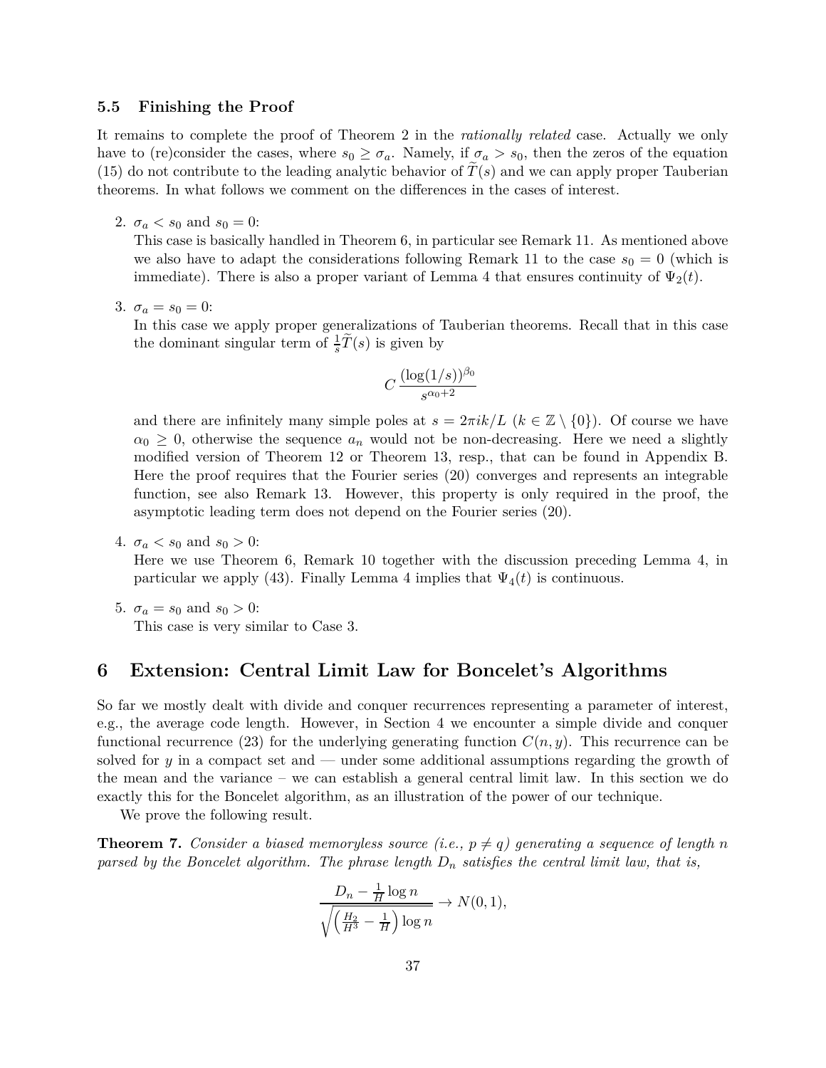### 5.5 Finishing the Proof

It remains to complete the proof of Theorem 2 in the *rationally related* case. Actually we only have to (re)consider the cases, where $s_0 \geq \sigma_a$. Namely, if $\sigma_a > s_0$, then the zeros of the equation (15) do not contribute to the leading analytic behavior of $\widetilde{T}(s)$ and we can apply proper Tauberian theorems. In what follows we comment on the differences in the cases of interest.

2. $\sigma_a < s_0$ and $s_0 = 0$:
   This case is basically handled in Theorem 6, in particular see Remark 11. As mentioned above we also have to adapt the considerations following Remark 11 to the case $s_0 = 0$ (which is immediate). There is also a proper variant of Lemma 4 that ensures continuity of $\Psi_2(t)$.

3. $\sigma_a = s_0 = 0$:
   In this case we apply proper generalizations of Tauberian theorems. Recall that in this case the dominant singular term of $\frac{1}{s}\widetilde{T}(s)$ is given by

   $$C\,\frac{(\log(1/s))^{\beta_0}}{s^{\alpha_0+2}}$$

   and there are infinitely many simple poles at $s = 2\pi i k/L$ ($k \in \mathbb{Z} \setminus \{0\}$). Of course we have $\alpha_0 \geq 0$, otherwise the sequence $a_n$ would not be non-decreasing. Here we need a slightly modified version of Theorem 12 or Theorem 13, resp., that can be found in Appendix B. Here the proof requires that the Fourier series (20) converges and represents an integrable function, see also Remark 13. However, this property is only required in the proof, the asymptotic leading term does not depend on the Fourier series (20).

4. $\sigma_a < s_0$ and $s_0 > 0$:
   Here we use Theorem 6, Remark 10 together with the discussion preceding Lemma 4, in particular we apply (43). Finally Lemma 4 implies that $\Psi_4(t)$ is continuous.

5. $\sigma_a = s_0$ and $s_0 > 0$:
   This case is very similar to Case 3.

## 6 Extension: Central Limit Law for Boncelet's Algorithms

So far we mostly dealt with divide and conquer recurrences representing a parameter of interest, e.g., the average code length. However, in Section 4 we encounter a simple divide and conquer functional recurrence (23) for the underlying generating function $C(n, y)$. This recurrence can be solved for $y$ in a compact set and — under some additional assumptions regarding the growth of the mean and the variance – we can establish a general central limit law. In this section we do exactly this for the Boncelet algorithm, as an illustration of the power of our technique.

We prove the following result.

**Theorem 7.** *Consider a biased memoryless source (i.e., $p \neq q$) generating a sequence of length $n$ parsed by the Boncelet algorithm. The phrase length $D_n$ satisfies the central limit law, that is,*

$$\frac{D_n - \frac{1}{H}\log n}{\sqrt{\left(\frac{H_2}{H^3} - \frac{1}{H}\right)\log n}} \to N(0,1),$$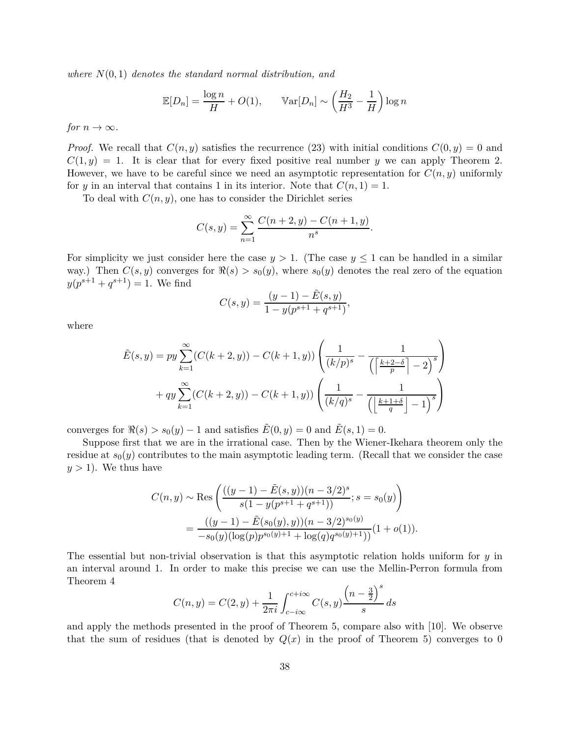*where* $N(0,1)$ *denotes the standard normal distribution, and*

$$\mathbb{E}[D_n] = \frac{\log n}{H} + O(1), \qquad \mathbb{V}\mathrm{ar}[D_n] \sim \left(\frac{H_2}{H^3} - \frac{1}{H}\right)\log n$$

*for* $n \to \infty$.

*Proof.* We recall that $C(n,y)$ satisfies the recurrence (23) with initial conditions $C(0,y) = 0$ and $C(1,y) = 1$. It is clear that for every fixed positive real number $y$ we can apply Theorem 2. However, we have to be careful since we need an asymptotic representation for $C(n,y)$ uniformly for $y$ in an interval that contains 1 in its interior. Note that $C(n,1) = 1$.

To deal with $C(n,y)$, one has to consider the Dirichlet series

$$C(s,y) = \sum_{n=1}^{\infty} \frac{C(n+2,y) - C(n+1,y)}{n^s}.$$

For simplicity we just consider here the case $y > 1$. (The case $y \le 1$ can be handled in a similar way.) Then $C(s,y)$ converges for $\Re(s) > s_0(y)$, where $s_0(y)$ denotes the real zero of the equation $y(p^{s+1} + q^{s+1}) = 1$. We find

$$C(s,y) = \frac{(y-1) - \tilde{E}(s,y)}{1 - y(p^{s+1} + q^{s+1})},$$

where

$$\begin{aligned}
\tilde{E}(s,y) = py \sum_{k=1}^{\infty} (C(k+2,y)) - C(k+1,y)) \left( \frac{1}{(k/p)^s} - \frac{1}{\left(\left\lceil \frac{k+2-\delta}{p} \right\rceil - 2\right)^s} \right) \\
+ qy \sum_{k=1}^{\infty} (C(k+2,y)) - C(k+1,y)) \left( \frac{1}{(k/q)^s} - \frac{1}{\left(\left\lfloor \frac{k+1+\delta}{q} \right\rfloor - 1\right)^s} \right)
\end{aligned}$$

converges for $\Re(s) > s_0(y) - 1$ and satisfies $\tilde{E}(0,y) = 0$ and $\tilde{E}(s,1) = 0$.

Suppose first that we are in the irrational case. Then by the Wiener-Ikehara theorem only the residue at $s_0(y)$ contributes to the main asymptotic leading term. (Recall that we consider the case $y > 1$). We thus have

$$\begin{aligned}
C(n,y) &\sim \mathrm{Res}\left( \frac{((y-1) - \tilde{E}(s,y))(n-3/2)^s}{s(1 - y(p^{s+1} + q^{s+1}))}; s = s_0(y) \right) \\
&= \frac{((y-1) - \tilde{E}(s_0(y),y))(n-3/2)^{s_0(y)}}{-s_0(y)(\log(p)p^{s_0(y)+1} + \log(q)q^{s_0(y)+1}))}(1 + o(1)).
\end{aligned}$$

The essential but non-trivial observation is that this asymptotic relation holds uniform for $y$ in an interval around 1. In order to make this precise we can use the Mellin-Perron formula from Theorem 4

$$C(n,y) = C(2,y) + \frac{1}{2\pi i} \int_{c-i\infty}^{c+i\infty} C(s,y) \frac{\left(n - \frac{3}{2}\right)^s}{s}\, ds$$

and apply the methods presented in the proof of Theorem 5, compare also with [10]. We observe that the sum of residues (that is denoted by $Q(x)$ in the proof of Theorem 5) converges to 0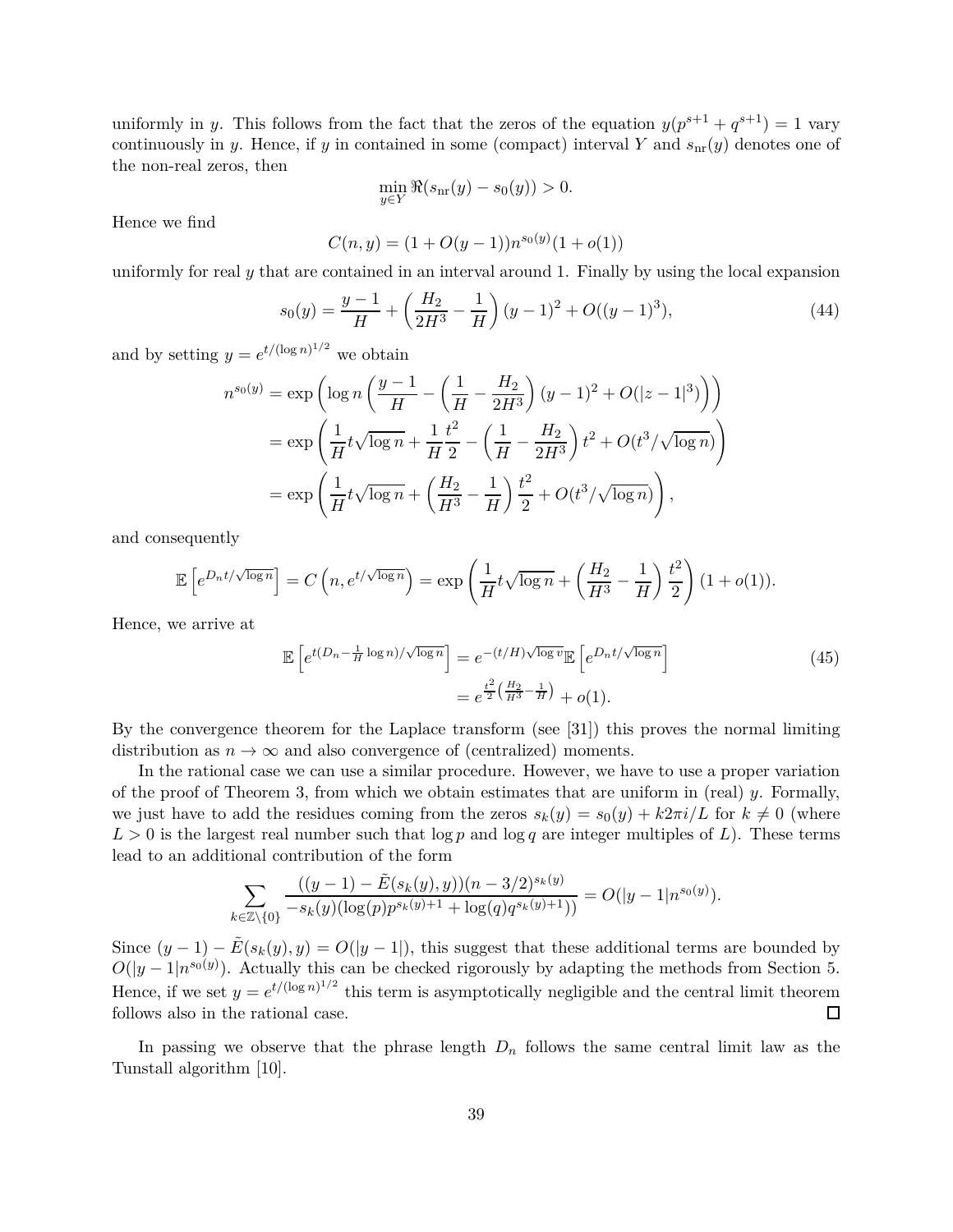uniformly in $y$. This follows from the fact that the zeros of the equation $y(p^{s+1} + q^{s+1}) = 1$ vary continuously in $y$. Hence, if $y$ in contained in some (compact) interval $Y$ and $s_{\mathrm{nr}}(y)$ denotes one of the non-real zeros, then

$$\min_{y \in Y} \Re(s_{\mathrm{nr}}(y) - s_0(y)) > 0.$$

Hence we find

$$C(n, y) = (1 + O(y - 1)) n^{s_0(y)} (1 + o(1))$$

uniformly for real $y$ that are contained in an interval around 1. Finally by using the local expansion

$$s_0(y) = \frac{y-1}{H} + \left( \frac{H_2}{2H^3} - \frac{1}{H} \right) (y-1)^2 + O((y-1)^3), \tag{44}$$

and by setting $y = e^{t/(\log n)^{1/2}}$ we obtain

$$\begin{aligned}
n^{s_0(y)} &= \exp\left( \log n \left( \frac{y-1}{H} - \left( \frac{1}{H} - \frac{H_2}{2H^3} \right) (y-1)^2 + O(|z-1|^3) \right) \right) \\
&= \exp\left( \frac{1}{H} t \sqrt{\log n} + \frac{1}{H} \frac{t^2}{2} - \left( \frac{1}{H} - \frac{H_2}{2H^3} \right) t^2 + O(t^3/\sqrt{\log n}) \right) \\
&= \exp\left( \frac{1}{H} t \sqrt{\log n} + \left( \frac{H_2}{H^3} - \frac{1}{H} \right) \frac{t^2}{2} + O(t^3/\sqrt{\log n}) \right),
\end{aligned}$$

and consequently

$$\mathbb{E}\left[ e^{D_n t/\sqrt{\log n}} \right] = C\left( n, e^{t/\sqrt{\log n}} \right) = \exp\left( \frac{1}{H} t \sqrt{\log n} + \left( \frac{H_2}{H^3} - \frac{1}{H} \right) \frac{t^2}{2} \right) (1 + o(1)).$$

Hence, we arrive at

$$\begin{aligned}
\mathbb{E}\left[ e^{t(D_n - \frac{1}{H}\log n)/\sqrt{\log n}} \right] &= e^{-(t/H)\sqrt{\log v}} \mathbb{E}\left[ e^{D_n t/\sqrt{\log n}} \right] \\
&= e^{\frac{t^2}{2}\left( \frac{H_2}{H^3} - \frac{1}{H} \right)} + o(1).
\end{aligned} \tag{45}$$

By the convergence theorem for the Laplace transform (see [31]) this proves the normal limiting distribution as $n \to \infty$ and also convergence of (centralized) moments.

In the rational case we can use a similar procedure. However, we have to use a proper variation of the proof of Theorem 3, from which we obtain estimates that are uniform in (real) $y$. Formally, we just have to add the residues coming from the zeros $s_k(y) = s_0(y) + k2\pi i/L$ for $k \neq 0$ (where $L > 0$ is the largest real number such that $\log p$ and $\log q$ are integer multiples of $L$). These terms lead to an additional contribution of the form

$$\sum_{k \in \mathbb{Z} \setminus \{0\}} \frac{((y-1) - \tilde{E}(s_k(y), y))(n - 3/2)^{s_k(y)}}{-s_k(y)(\log(p) p^{s_k(y)+1} + \log(q) q^{s_k(y)+1})} = O(|y-1| n^{s_0(y)}).$$

Since $(y-1) - \tilde{E}(s_k(y), y) = O(|y-1|)$, this suggest that these additional terms are bounded by $O(|y-1| n^{s_0(y)})$. Actually this can be checked rigorously by adapting the methods from Section 5. Hence, if we set $y = e^{t/(\log n)^{1/2}}$ this term is asymptotically negligible and the central limit theorem follows also in the rational case. $\square$

In passing we observe that the phrase length $D_n$ follows the same central limit law as the Tunstall algorithm [10].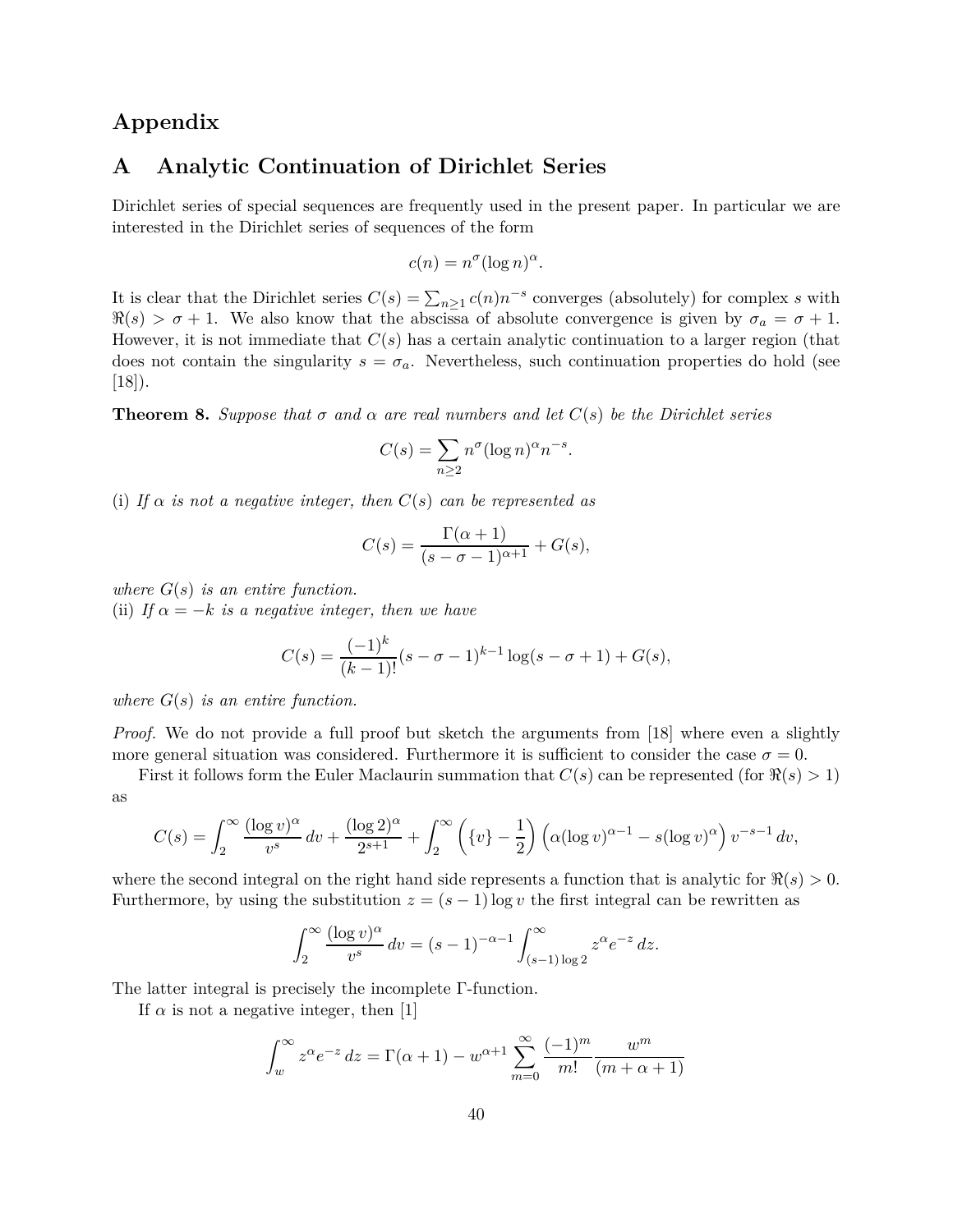# Appendix

## A Analytic Continuation of Dirichlet Series

Dirichlet series of special sequences are frequently used in the present paper. In particular we are interested in the Dirichlet series of sequences of the form

$$c(n) = n^\sigma (\log n)^\alpha.$$

It is clear that the Dirichlet series $C(s) = \sum_{n\ge 1} c(n)n^{-s}$ converges (absolutely) for complex $s$ with $\Re(s) > \sigma + 1$. We also know that the abscissa of absolute convergence is given by $\sigma_a = \sigma + 1$. However, it is not immediate that $C(s)$ has a certain analytic continuation to a larger region (that does not contain the singularity $s = \sigma_a$. Nevertheless, such continuation properties do hold (see [18]).

**Theorem 8.** *Suppose that $\sigma$ and $\alpha$ are real numbers and let $C(s)$ be the Dirichlet series*

$$C(s) = \sum_{n\ge 2} n^\sigma (\log n)^\alpha n^{-s}.$$

(i) *If $\alpha$ is not a negative integer, then $C(s)$ can be represented as*

$$C(s) = \frac{\Gamma(\alpha+1)}{(s-\sigma-1)^{\alpha+1}} + G(s),$$

*where $G(s)$ is an entire function.*
(ii) *If $\alpha = -k$ is a negative integer, then we have*

$$C(s) = \frac{(-1)^k}{(k-1)!}(s-\sigma-1)^{k-1}\log(s-\sigma+1) + G(s),$$

*where $G(s)$ is an entire function.*

*Proof.* We do not provide a full proof but sketch the arguments from [18] where even a slightly more general situation was considered. Furthermore it is sufficient to consider the case $\sigma = 0$.

First it follows form the Euler Maclaurin summation that $C(s)$ can be represented (for $\Re(s) > 1$) as

$$C(s) = \int_2^\infty \frac{(\log v)^\alpha}{v^s}\,dv + \frac{(\log 2)^\alpha}{2^{s+1}} + \int_2^\infty \left(\{v\} - \frac{1}{2}\right)\left(\alpha(\log v)^{\alpha-1} - s(\log v)^\alpha\right) v^{-s-1}\,dv,$$

where the second integral on the right hand side represents a function that is analytic for $\Re(s) > 0$. Furthermore, by using the substitution $z = (s-1)\log v$ the first integral can be rewritten as

$$\int_2^\infty \frac{(\log v)^\alpha}{v^s}\,dv = (s-1)^{-\alpha-1}\int_{(s-1)\log 2}^\infty z^\alpha e^{-z}\,dz.$$

The latter integral is precisely the incomplete $\Gamma$-function.

If $\alpha$ is not a negative integer, then [1]

$$\int_w^\infty z^\alpha e^{-z}\,dz = \Gamma(\alpha+1) - w^{\alpha+1}\sum_{m=0}^\infty \frac{(-1)^m}{m!}\frac{w^m}{(m+\alpha+1)}$$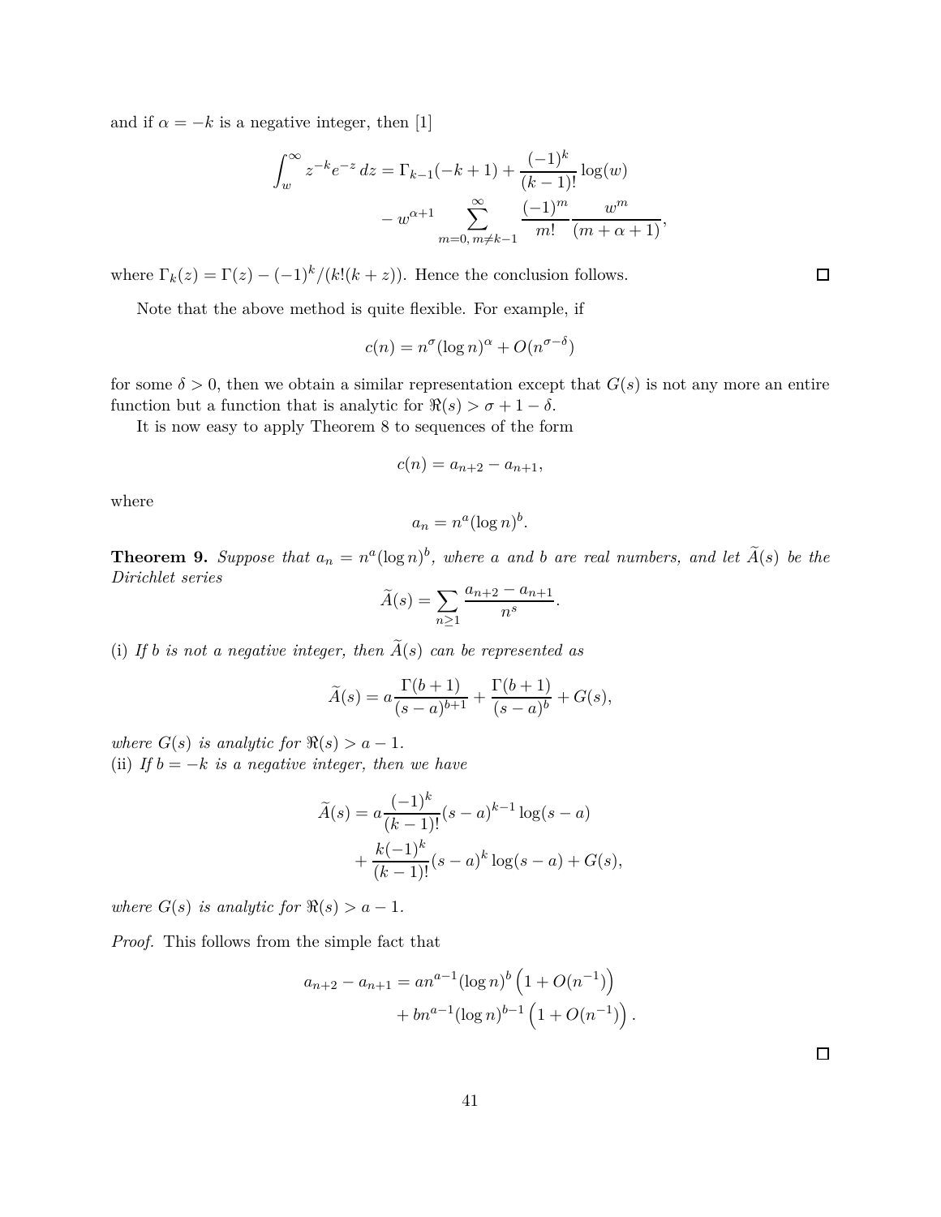and if $\alpha = -k$ is a negative integer, then [1]

$$\int_w^\infty z^{-k} e^{-z}\, dz = \Gamma_{k-1}(-k+1) + \frac{(-1)^k}{(k-1)!} \log(w) \\ - w^{\alpha+1} \sum_{m=0,\, m\neq k-1}^{\infty} \frac{(-1)^m}{m!} \frac{w^m}{(m+\alpha+1)},$$

where $\Gamma_k(z) = \Gamma(z) - (-1)^k/(k!(k+z))$. Hence the conclusion follows. $\square$

Note that the above method is quite flexible. For example, if

$$c(n) = n^\sigma (\log n)^\alpha + O(n^{\sigma-\delta})$$

for some $\delta > 0$, then we obtain a similar representation except that $G(s)$ is not any more an entire function but a function that is analytic for $\Re(s) > \sigma + 1 - \delta$.

It is now easy to apply Theorem 8 to sequences of the form

$$c(n) = a_{n+2} - a_{n+1},$$

where

$$a_n = n^a (\log n)^b.$$

**Theorem 9.** *Suppose that $a_n = n^a(\log n)^b$, where $a$ and $b$ are real numbers, and let $\widetilde{A}(s)$ be the Dirichlet series*

$$\widetilde{A}(s) = \sum_{n\geq 1} \frac{a_{n+2} - a_{n+1}}{n^s}.$$

(i) *If $b$ is not a negative integer, then $\widetilde{A}(s)$ can be represented as*

$$\widetilde{A}(s) = a\frac{\Gamma(b+1)}{(s-a)^{b+1}} + \frac{\Gamma(b+1)}{(s-a)^b} + G(s),$$

*where $G(s)$ is analytic for $\Re(s) > a - 1$.*
(ii) *If $b = -k$ is a negative integer, then we have*

$$\widetilde{A}(s) = a\frac{(-1)^k}{(k-1)!}(s-a)^{k-1}\log(s-a) \\ + \frac{k(-1)^k}{(k-1)!}(s-a)^k \log(s-a) + G(s),$$

*where $G(s)$ is analytic for $\Re(s) > a - 1$.*

*Proof.* This follows from the simple fact that

$$a_{n+2} - a_{n+1} = an^{a-1}(\log n)^b \left(1 + O(n^{-1})\right) \\ + bn^{a-1}(\log n)^{b-1}\left(1 + O(n^{-1})\right).$$

$\square$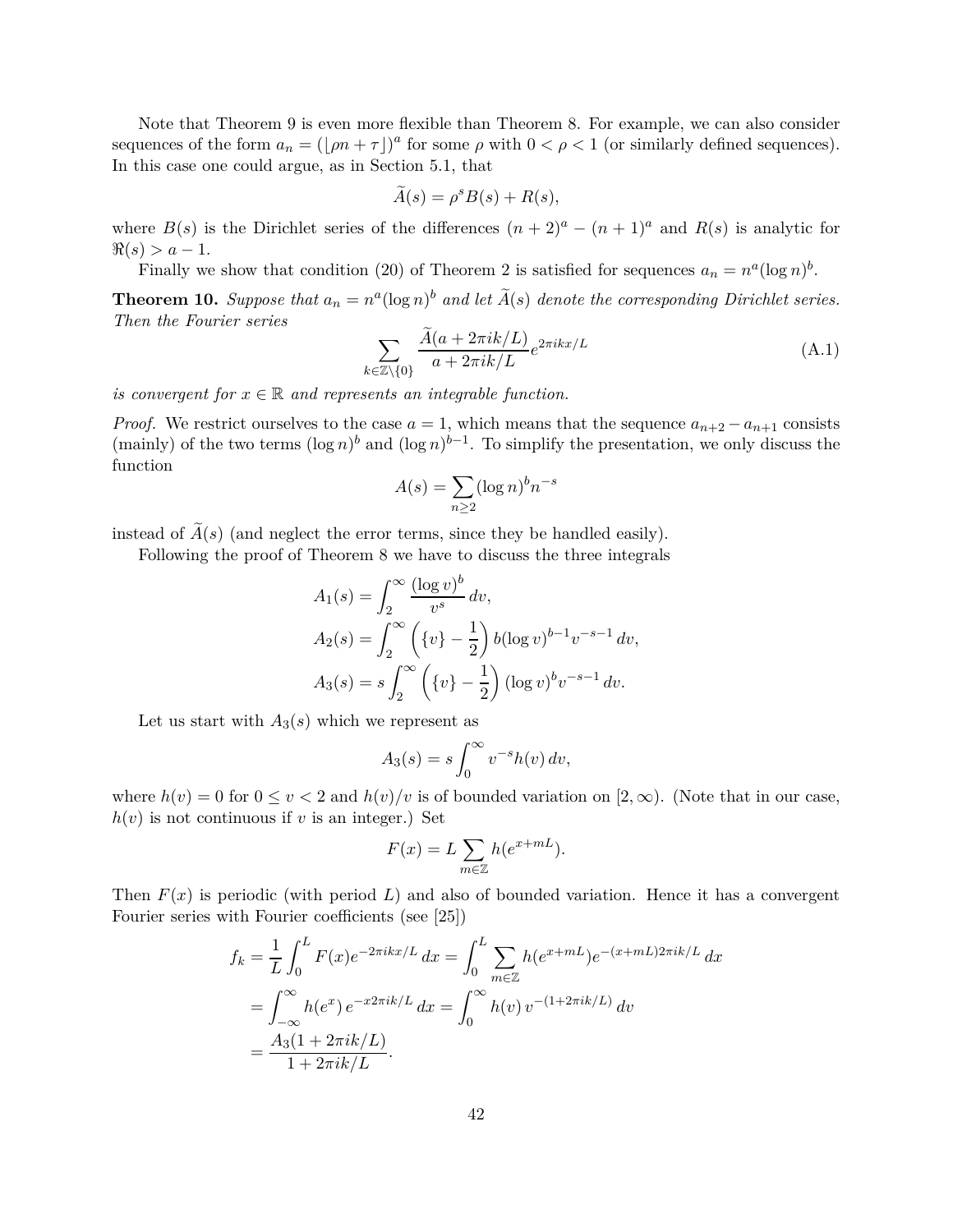Note that Theorem 9 is even more flexible than Theorem 8. For example, we can also consider sequences of the form $a_n = (\lfloor \rho n + \tau \rfloor)^a$ for some $\rho$ with $0 < \rho < 1$ (or similarly defined sequences). In this case one could argue, as in Section 5.1, that

$$\widetilde{A}(s) = \rho^s B(s) + R(s),$$

where $B(s)$ is the Dirichlet series of the differences $(n+2)^a - (n+1)^a$ and $R(s)$ is analytic for $\Re(s) > a - 1$.

Finally we show that condition (20) of Theorem 2 is satisfied for sequences $a_n = n^a (\log n)^b$.

**Theorem 10.** *Suppose that $a_n = n^a (\log n)^b$ and let $\widetilde{A}(s)$ denote the corresponding Dirichlet series. Then the Fourier series*

$$\sum_{k \in \mathbb{Z} \setminus \{0\}} \frac{\widetilde{A}(a + 2\pi i k/L)}{a + 2\pi i k/L} e^{2\pi i k x/L} \tag{A.1}$$

*is convergent for $x \in \mathbb{R}$ and represents an integrable function.*

*Proof.* We restrict ourselves to the case $a = 1$, which means that the sequence $a_{n+2} - a_{n+1}$ consists (mainly) of the two terms $(\log n)^b$ and $(\log n)^{b-1}$. To simplify the presentation, we only discuss the function

$$A(s) = \sum_{n \ge 2} (\log n)^b n^{-s}$$

instead of $\widetilde{A}(s)$ (and neglect the error terms, since they be handled easily).

Following the proof of Theorem 8 we have to discuss the three integrals

$$A_1(s) = \int_2^\infty \frac{(\log v)^b}{v^s}\, dv,$$

$$A_2(s) = \int_2^\infty \left( \{v\} - \frac{1}{2} \right) b (\log v)^{b-1} v^{-s-1}\, dv,$$

$$A_3(s) = s \int_2^\infty \left( \{v\} - \frac{1}{2} \right) (\log v)^b v^{-s-1}\, dv.$$

Let us start with $A_3(s)$ which we represent as

$$A_3(s) = s \int_0^\infty v^{-s} h(v)\, dv,$$

where $h(v) = 0$ for $0 \le v < 2$ and $h(v)/v$ is of bounded variation on $[2, \infty)$. (Note that in our case, $h(v)$ is not continuous if $v$ is an integer.) Set

$$F(x) = L \sum_{m \in \mathbb{Z}} h(e^{x + mL}).$$

Then $F(x)$ is periodic (with period $L$) and also of bounded variation. Hence it has a convergent Fourier series with Fourier coefficients (see [25])

$$\begin{aligned}
f_k &= \frac{1}{L} \int_0^L F(x) e^{-2\pi i k x/L}\, dx = \int_0^L \sum_{m \in \mathbb{Z}} h(e^{x+mL}) e^{-(x+mL)2\pi i k/L}\, dx \\
&= \int_{-\infty}^{\infty} h(e^x)\, e^{-x 2\pi i k/L}\, dx = \int_0^\infty h(v)\, v^{-(1 + 2\pi i k/L)}\, dv \\
&= \frac{A_3(1 + 2\pi i k/L)}{1 + 2\pi i k/L}.
\end{aligned}$$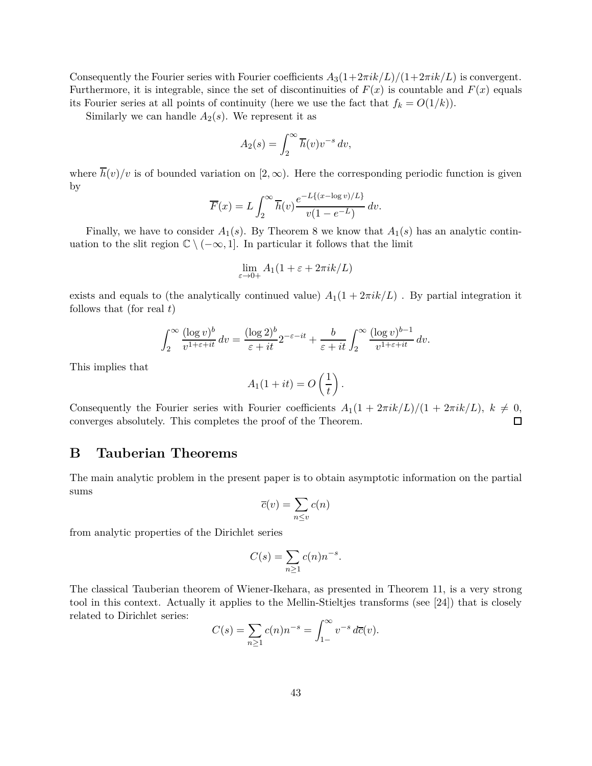Consequently the Fourier series with Fourier coefficients $A_3(1+2\pi ik/L)/(1+2\pi ik/L)$ is convergent. Furthermore, it is integrable, since the set of discontinuities of $F(x)$ is countable and $F(x)$ equals its Fourier series at all points of continuity (here we use the fact that $f_k = O(1/k)$).

Similarly we can handle $A_2(s)$. We represent it as

$$A_2(s) = \int_2^\infty \overline{h}(v) v^{-s}\, dv,$$

where $\overline{h}(v)/v$ is of bounded variation on $[2,\infty)$. Here the corresponding periodic function is given by

$$\overline{F}(x) = L \int_2^\infty \overline{h}(v) \frac{e^{-L\{(x-\log v)/L\}}}{v(1-e^{-L})}\, dv.$$

Finally, we have to consider $A_1(s)$. By Theorem 8 we know that $A_1(s)$ has an analytic continuation to the slit region $\mathbb{C}\setminus(-\infty,1]$. In particular it follows that the limit

$$\lim_{\varepsilon\to 0+} A_1(1+\varepsilon+2\pi ik/L)$$

exists and equals to (the analytically continued value) $A_1(1+2\pi ik/L)$ . By partial integration it follows that (for real $t$)

$$\int_2^\infty \frac{(\log v)^b}{v^{1+\varepsilon+it}}\, dv = \frac{(\log 2)^b}{\varepsilon+it} 2^{-\varepsilon-it} + \frac{b}{\varepsilon+it} \int_2^\infty \frac{(\log v)^{b-1}}{v^{1+\varepsilon+it}}\, dv.$$

This implies that

$$A_1(1+it) = O\left(\frac{1}{t}\right).$$

Consequently the Fourier series with Fourier coefficients $A_1(1+2\pi ik/L)/(1+2\pi ik/L)$, $k\neq 0$, converges absolutely. This completes the proof of the Theorem. ☐

# B Tauberian Theorems

The main analytic problem in the present paper is to obtain asymptotic information on the partial sums

$$\overline{c}(v) = \sum_{n\le v} c(n)$$

from analytic properties of the Dirichlet series

$$C(s) = \sum_{n\ge 1} c(n) n^{-s}.$$

The classical Tauberian theorem of Wiener-Ikehara, as presented in Theorem 11, is a very strong tool in this context. Actually it applies to the Mellin-Stieltjes transforms (see [24]) that is closely related to Dirichlet series:

$$C(s) = \sum_{n\ge 1} c(n) n^{-s} = \int_{1-}^\infty v^{-s}\, d\overline{c}(v).$$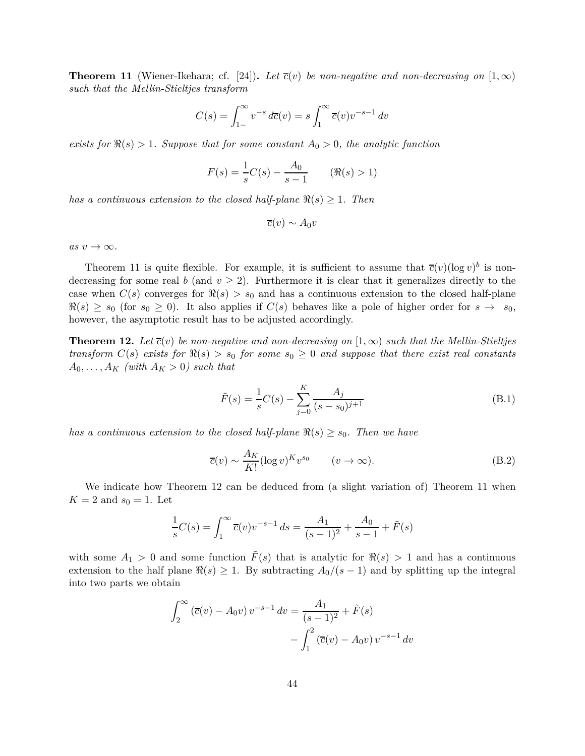**Theorem 11** (Wiener-Ikehara; cf. [24])**.** *Let $\overline{c}(v)$ be non-negative and non-decreasing on $[1,\infty)$ such that the Mellin-Stieltjes transform*

$$C(s) = \int_{1-}^{\infty} v^{-s}\, d\overline{c}(v) = s\int_{1}^{\infty} \overline{c}(v) v^{-s-1}\, dv$$

*exists for $\Re(s) > 1$. Suppose that for some constant $A_0 > 0$, the analytic function*

$$F(s) = \frac{1}{s}C(s) - \frac{A_0}{s-1} \qquad (\Re(s) > 1)$$

*has a continuous extension to the closed half-plane $\Re(s) \geq 1$. Then*

$$\overline{c}(v) \sim A_0 v$$

*as $v \to \infty$.*

Theorem 11 is quite flexible. For example, it is sufficient to assume that $\overline{c}(v)(\log v)^b$ is non-decreasing for some real $b$ (and $v \geq 2$). Furthermore it is clear that it generalizes directly to the case when $C(s)$ converges for $\Re(s) > s_0$ and has a continuous extension to the closed half-plane $\Re(s) \geq s_0$ (for $s_0 \geq 0$). It also applies if $C(s)$ behaves like a pole of higher order for $s \to s_0$, however, the asymptotic result has to be adjusted accordingly.

**Theorem 12.** *Let $\overline{c}(v)$ be non-negative and non-decreasing on $[1,\infty)$ such that the Mellin-Stieltjes transform $C(s)$ exists for $\Re(s) > s_0$ for some $s_0 \geq 0$ and suppose that there exist real constants $A_0, \ldots, A_K$ (with $A_K > 0$) such that*

$$\tilde{F}(s) = \frac{1}{s}C(s) - \sum_{j=0}^{K} \frac{A_j}{(s-s_0)^{j+1}} \tag{B.1}$$

*has a continuous extension to the closed half-plane $\Re(s) \geq s_0$. Then we have*

$$\overline{c}(v) \sim \frac{A_K}{K!}(\log v)^K v^{s_0} \qquad (v \to \infty). \tag{B.2}$$

We indicate how Theorem 12 can be deduced from (a slight variation of) Theorem 11 when $K = 2$ and $s_0 = 1$. Let

$$\frac{1}{s}C(s) = \int_1^{\infty} \overline{c}(v) v^{-s-1}\, ds = \frac{A_1}{(s-1)^2} + \frac{A_0}{s-1} + \tilde{F}(s)$$

with some $A_1 > 0$ and some function $\tilde{F}(s)$ that is analytic for $\Re(s) > 1$ and has a continuous extension to the half plane $\Re(s) \geq 1$. By subtracting $A_0/(s-1)$ and by splitting up the integral into two parts we obtain

$$\int_2^{\infty} \left(\overline{c}(v) - A_0 v\right) v^{-s-1}\, dv = \frac{A_1}{(s-1)^2} + \tilde{F}(s) - \int_1^2 \left(\overline{c}(v) - A_0 v\right) v^{-s-1}\, dv$$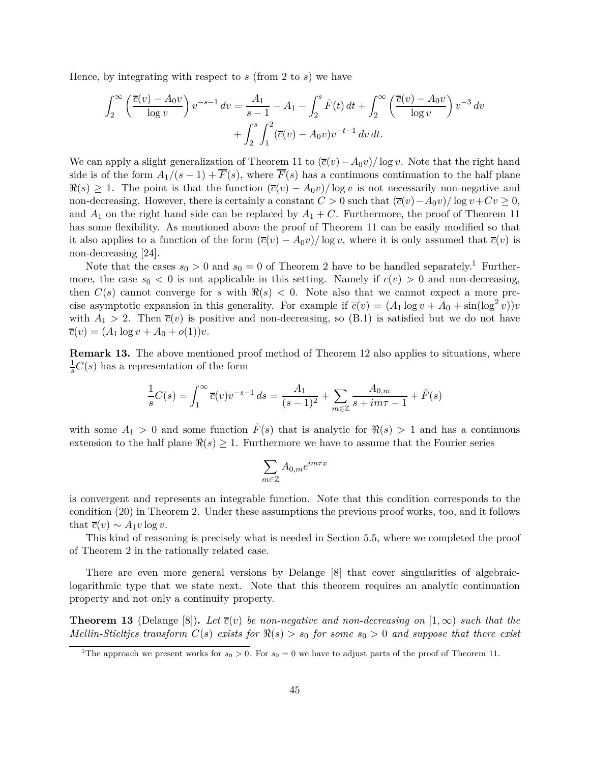Hence, by integrating with respect to $s$ (from 2 to $s$) we have

$$\int_2^\infty \left(\frac{\overline{c}(v) - A_0 v}{\log v}\right) v^{-s-1}\,dv = \frac{A_1}{s-1} - A_1 - \int_2^s \tilde{F}(t)\,dt + \int_2^\infty \left(\frac{\overline{c}(v) - A_0 v}{\log v}\right) v^{-3}\,dv + \int_2^s \int_1^2 (\overline{c}(v) - A_0 v) v^{-t-1}\,dv\,dt.$$

We can apply a slight generalization of Theorem 11 to $(\overline{c}(v) - A_0 v)/\log v$. Note that the right hand side is of the form $A_1/(s-1) + \overline{F}(s)$, where $\overline{F}(s)$ has a continuous continuation to the half plane $\Re(s) \ge 1$. The point is that the function $(\overline{c}(v) - A_0 v)/\log v$ is not necessarily non-negative and non-decreasing. However, there is certainly a constant $C > 0$ such that $(\overline{c}(v) - A_0 v)/\log v + Cv \ge 0$, and $A_1$ on the right hand side can be replaced by $A_1 + C$. Furthermore, the proof of Theorem 11 has some flexibility. As mentioned above the proof of Theorem 11 can be easily modified so that it also applies to a function of the form $(\overline{c}(v) - A_0 v)/\log v$, where it is only assumed that $\overline{c}(v)$ is non-decreasing [24].

Note that the cases $s_0 > 0$ and $s_0 = 0$ of Theorem 2 have to be handled separately.[1] Furthermore, the case $s_0 < 0$ is not applicable in this setting. Namely if $c(v) > 0$ and non-decreasing, then $C(s)$ cannot converge for $s$ with $\Re(s) < 0$. Note also that we cannot expect a more precise asymptotic expansion in this generality. For example if $\overline{c}(v) = (A_1 \log v + A_0 + \sin(\log^2 v))v$ with $A_1 > 2$. Then $\overline{c}(v)$ is positive and non-decreasing, so (B.1) is satisfied but we do not have $\overline{c}(v) = (A_1 \log v + A_0 + o(1))v$.

**Remark 13.** The above mentioned proof method of Theorem 12 also applies to situations, where $\frac{1}{s}C(s)$ has a representation of the form

$$\frac{1}{s}C(s) = \int_1^\infty \overline{c}(v) v^{-s-1}\,ds = \frac{A_1}{(s-1)^2} + \sum_{m\in\mathbb{Z}} \frac{A_{0,m}}{s + im\tau - 1} + \tilde{F}(s)$$

with some $A_1 > 0$ and some function $\tilde{F}(s)$ that is analytic for $\Re(s) > 1$ and has a continuous extension to the half plane $\Re(s) \ge 1$. Furthermore we have to assume that the Fourier series

$$\sum_{m\in\mathbb{Z}} A_{0,m} e^{im\tau x}$$

is convergent and represents an integrable function. Note that this condition corresponds to the condition (20) in Theorem 2. Under these assumptions the previous proof works, too, and it follows that $\overline{c}(v) \sim A_1 v \log v$.

This kind of reasoning is precisely what is needed in Section 5.5, where we completed the proof of Theorem 2 in the rationally related case.

There are even more general versions by Delange [8] that cover singularities of algebraic-logarithmic type that we state next. Note that this theorem requires an analytic continuation property and not only a continuity property.

**Theorem 13** (Delange [8])**.** *Let $\overline{c}(v)$ be non-negative and non-decreasing on $[1,\infty)$ such that the Mellin-Stieltjes transform $C(s)$ exists for $\Re(s) > s_0$ for some $s_0 > 0$ and suppose that there exist*

---

[1] The approach we present works for $s_0 > 0$. For $s_0 = 0$ we have to adjust parts of the proof of Theorem 11.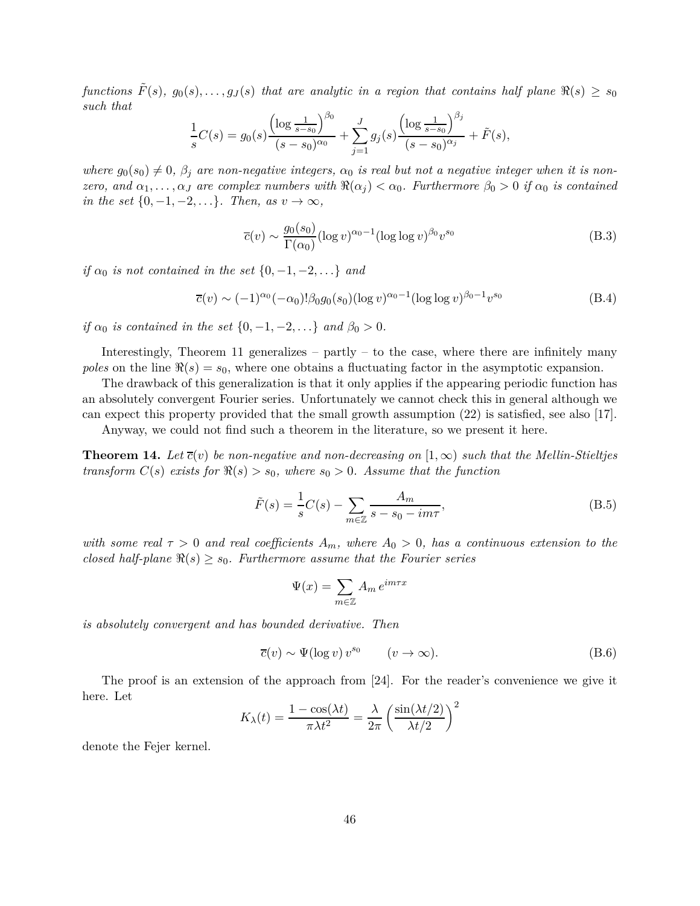*functions $\tilde{F}(s)$, $g_0(s), \ldots, g_J(s)$ that are analytic in a region that contains half plane $\Re(s) \geq s_0$ such that*

$$\frac{1}{s}C(s) = g_0(s)\frac{\left(\log \frac{1}{s-s_0}\right)^{\beta_0}}{(s-s_0)^{\alpha_0}} + \sum_{j=1}^{J} g_j(s)\frac{\left(\log \frac{1}{s-s_0}\right)^{\beta_j}}{(s-s_0)^{\alpha_j}} + \tilde{F}(s),$$

*where $g_0(s_0) \neq 0$, $\beta_j$ are non-negative integers, $\alpha_0$ is real but not a negative integer when it is non-zero, and $\alpha_1, \ldots, \alpha_J$ are complex numbers with $\Re(\alpha_j) < \alpha_0$. Furthermore $\beta_0 > 0$ if $\alpha_0$ is contained in the set $\{0, -1, -2, \ldots\}$. Then, as $v \to \infty$,*

$$\overline{c}(v) \sim \frac{g_0(s_0)}{\Gamma(\alpha_0)}(\log v)^{\alpha_0 - 1}(\log \log v)^{\beta_0} v^{s_0} \tag{B.3}$$

*if $\alpha_0$ is not contained in the set $\{0, -1, -2, \ldots\}$ and*

$$\overline{c}(v) \sim (-1)^{\alpha_0}(-\alpha_0)!\beta_0 g_0(s_0)(\log v)^{\alpha_0 - 1}(\log \log v)^{\beta_0 - 1} v^{s_0} \tag{B.4}$$

*if $\alpha_0$ is contained in the set $\{0, -1, -2, \ldots\}$ and $\beta_0 > 0$.*

Interestingly, Theorem 11 generalizes – partly – to the case, where there are infinitely many *poles* on the line $\Re(s) = s_0$, where one obtains a fluctuating factor in the asymptotic expansion.

The drawback of this generalization is that it only applies if the appearing periodic function has an absolutely convergent Fourier series. Unfortunately we cannot check this in general although we can expect this property provided that the small growth assumption (22) is satisfied, see also [17].

Anyway, we could not find such a theorem in the literature, so we present it here.

**Theorem 14.** *Let $\overline{c}(v)$ be non-negative and non-decreasing on $[1, \infty)$ such that the Mellin-Stieltjes transform $C(s)$ exists for $\Re(s) > s_0$, where $s_0 > 0$. Assume that the function*

$$\tilde{F}(s) = \frac{1}{s}C(s) - \sum_{m \in \mathbb{Z}} \frac{A_m}{s - s_0 - im\tau}, \tag{B.5}$$

*with some real $\tau > 0$ and real coefficients $A_m$, where $A_0 > 0$, has a continuous extension to the closed half-plane $\Re(s) \geq s_0$. Furthermore assume that the Fourier series*

$$\Psi(x) = \sum_{m \in \mathbb{Z}} A_m \, e^{im\tau x}$$

*is absolutely convergent and has bounded derivative. Then*

$$\overline{c}(v) \sim \Psi(\log v)\, v^{s_0} \qquad (v \to \infty). \tag{B.6}$$

The proof is an extension of the approach from [24]. For the reader's convenience we give it here. Let

$$K_\lambda(t) = \frac{1 - \cos(\lambda t)}{\pi \lambda t^2} = \frac{\lambda}{2\pi}\left(\frac{\sin(\lambda t/2)}{\lambda t/2}\right)^2$$

denote the Fejer kernel.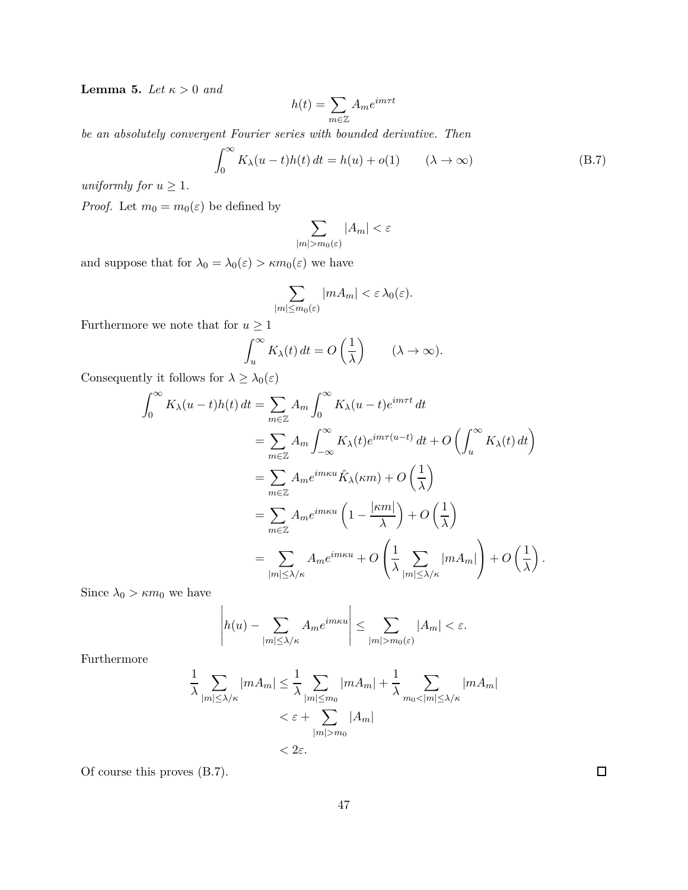**Lemma 5.** *Let $\kappa > 0$ and*

$$h(t) = \sum_{m \in \mathbb{Z}} A_m e^{im\tau t}$$

*be an absolutely convergent Fourier series with bounded derivative. Then*

$$\int_0^\infty K_\lambda(u-t) h(t)\, dt = h(u) + o(1) \qquad (\lambda \to \infty) \tag{B.7}$$

*uniformly for $u \geq 1$.*

*Proof.* Let $m_0 = m_0(\varepsilon)$ be defined by

$$\sum_{|m| > m_0(\varepsilon)} |A_m| < \varepsilon$$

and suppose that for $\lambda_0 = \lambda_0(\varepsilon) > \kappa m_0(\varepsilon)$ we have

$$\sum_{|m| \leq m_0(\varepsilon)} |m A_m| < \varepsilon\, \lambda_0(\varepsilon).$$

Furthermore we note that for $u \geq 1$

$$\int_u^\infty K_\lambda(t)\, dt = O\left(\frac{1}{\lambda}\right) \qquad (\lambda \to \infty).$$

Consequently it follows for $\lambda \geq \lambda_0(\varepsilon)$

$$\begin{aligned}
\int_0^\infty K_\lambda(u-t) h(t)\, dt &= \sum_{m \in \mathbb{Z}} A_m \int_0^\infty K_\lambda(u-t) e^{im\tau t}\, dt \\
&= \sum_{m \in \mathbb{Z}} A_m \int_{-\infty}^\infty K_\lambda(t) e^{im\tau(u-t)}\, dt + O\left(\int_u^\infty K_\lambda(t)\, dt\right) \\
&= \sum_{m \in \mathbb{Z}} A_m e^{im\kappa u} \hat{K}_\lambda(\kappa m) + O\left(\frac{1}{\lambda}\right) \\
&= \sum_{m \in \mathbb{Z}} A_m e^{im\kappa u} \left(1 - \frac{|\kappa m|}{\lambda}\right) + O\left(\frac{1}{\lambda}\right) \\
&= \sum_{|m| \leq \lambda/\kappa} A_m e^{im\kappa u} + O\left(\frac{1}{\lambda} \sum_{|m| \leq \lambda/\kappa} |m A_m|\right) + O\left(\frac{1}{\lambda}\right).
\end{aligned}$$

Since $\lambda_0 > \kappa m_0$ we have

$$\left| h(u) - \sum_{|m| \leq \lambda/\kappa} A_m e^{im\kappa u} \right| \leq \sum_{|m| > m_0(\varepsilon)} |A_m| < \varepsilon.$$

Furthermore

$$\begin{aligned}
\frac{1}{\lambda} \sum_{|m| \leq \lambda/\kappa} |m A_m| &\leq \frac{1}{\lambda} \sum_{|m| \leq m_0} |m A_m| + \frac{1}{\lambda} \sum_{m_0 < |m| \leq \lambda/\kappa} |m A_m| \\
&< \varepsilon + \sum_{|m| > m_0} |A_m| \\
&< 2\varepsilon.
\end{aligned}$$

Of course this proves (B.7). $\square$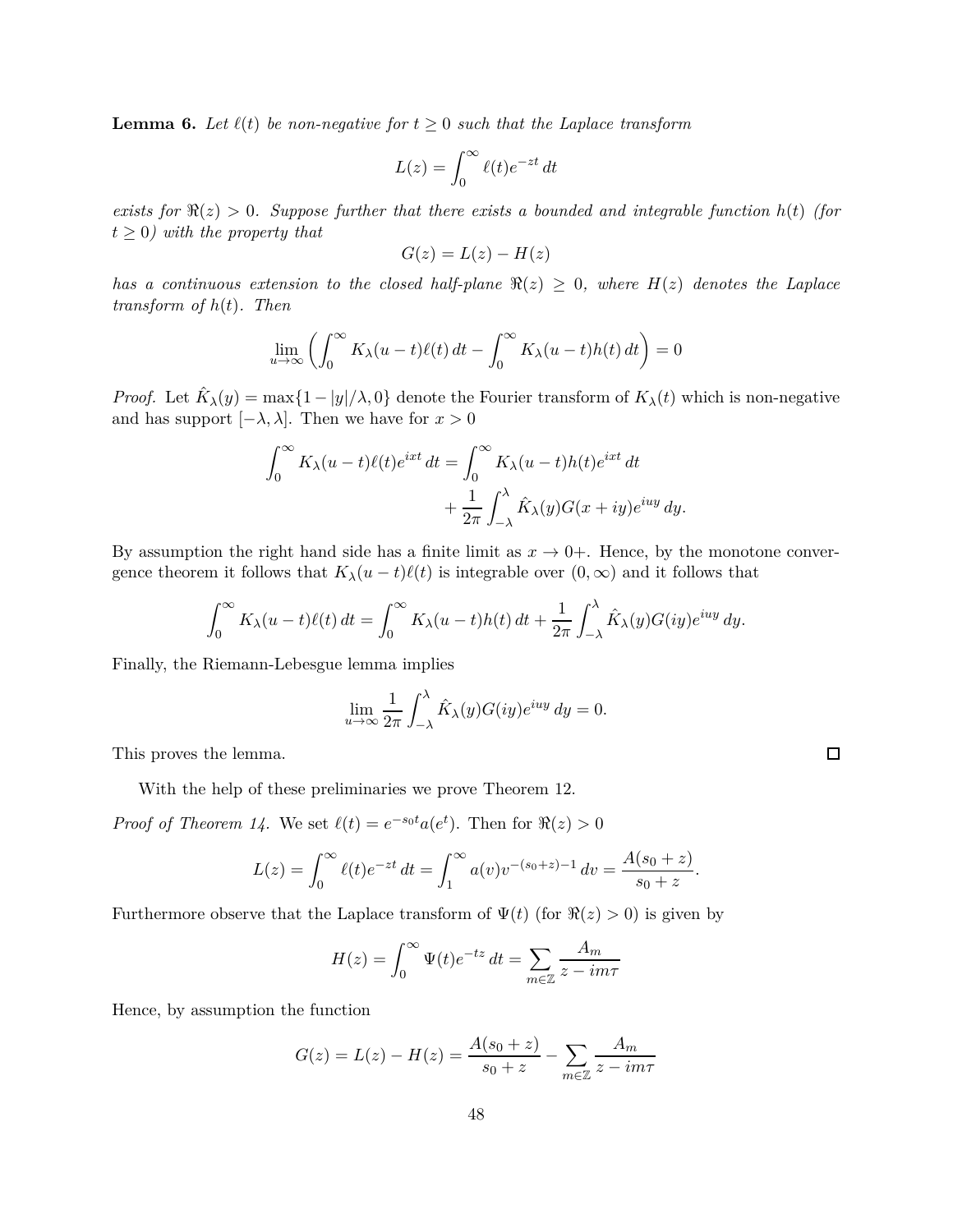**Lemma 6.** *Let $\ell(t)$ be non-negative for $t \ge 0$ such that the Laplace transform*

$$L(z) = \int_0^\infty \ell(t) e^{-zt}\, dt$$

*exists for $\Re(z) > 0$. Suppose further that there exists a bounded and integrable function $h(t)$ (for $t \ge 0$) with the property that*

$$G(z) = L(z) - H(z)$$

*has a continuous extension to the closed half-plane $\Re(z) \ge 0$, where $H(z)$ denotes the Laplace transform of $h(t)$. Then*

$$\lim_{u\to\infty} \left( \int_0^\infty K_\lambda(u-t)\ell(t)\, dt - \int_0^\infty K_\lambda(u-t)h(t)\, dt \right) = 0$$

*Proof.* Let $\hat{K}_\lambda(y) = \max\{1 - |y|/\lambda, 0\}$ denote the Fourier transform of $K_\lambda(t)$ which is non-negative and has support $[-\lambda, \lambda]$. Then we have for $x > 0$

$$\begin{aligned} \int_0^\infty K_\lambda(u-t)\ell(t)e^{ixt}\, dt = \int_0^\infty K_\lambda(u-t)h(t)e^{ixt}\, dt \\ + \frac{1}{2\pi}\int_{-\lambda}^{\lambda} \hat{K}_\lambda(y) G(x+iy)e^{iuy}\, dy. \end{aligned}$$

By assumption the right hand side has a finite limit as $x \to 0+$. Hence, by the monotone convergence theorem it follows that $K_\lambda(u-t)\ell(t)$ is integrable over $(0,\infty)$ and it follows that

$$\int_0^\infty K_\lambda(u-t)\ell(t)\, dt = \int_0^\infty K_\lambda(u-t)h(t)\, dt + \frac{1}{2\pi}\int_{-\lambda}^{\lambda} \hat{K}_\lambda(y)G(iy)e^{iuy}\, dy.$$

Finally, the Riemann-Lebesgue lemma implies

$$\lim_{u\to\infty} \frac{1}{2\pi}\int_{-\lambda}^{\lambda} \hat{K}_\lambda(y)G(iy)e^{iuy}\, dy = 0.$$

This proves the lemma. $\square$

With the help of these preliminaries we prove Theorem 12.

*Proof of Theorem 14.* We set $\ell(t) = e^{-s_0 t}a(e^t)$. Then for $\Re(z) > 0$

$$L(z) = \int_0^\infty \ell(t)e^{-zt}\, dt = \int_1^\infty a(v)v^{-(s_0+z)-1}\, dv = \frac{A(s_0+z)}{s_0+z}.$$

Furthermore observe that the Laplace transform of $\Psi(t)$ (for $\Re(z) > 0$) is given by

$$H(z) = \int_0^\infty \Psi(t)e^{-tz}\, dt = \sum_{m\in\mathbb{Z}} \frac{A_m}{z - im\tau}$$

Hence, by assumption the function

$$G(z) = L(z) - H(z) = \frac{A(s_0+z)}{s_0+z} - \sum_{m\in\mathbb{Z}} \frac{A_m}{z - im\tau}$$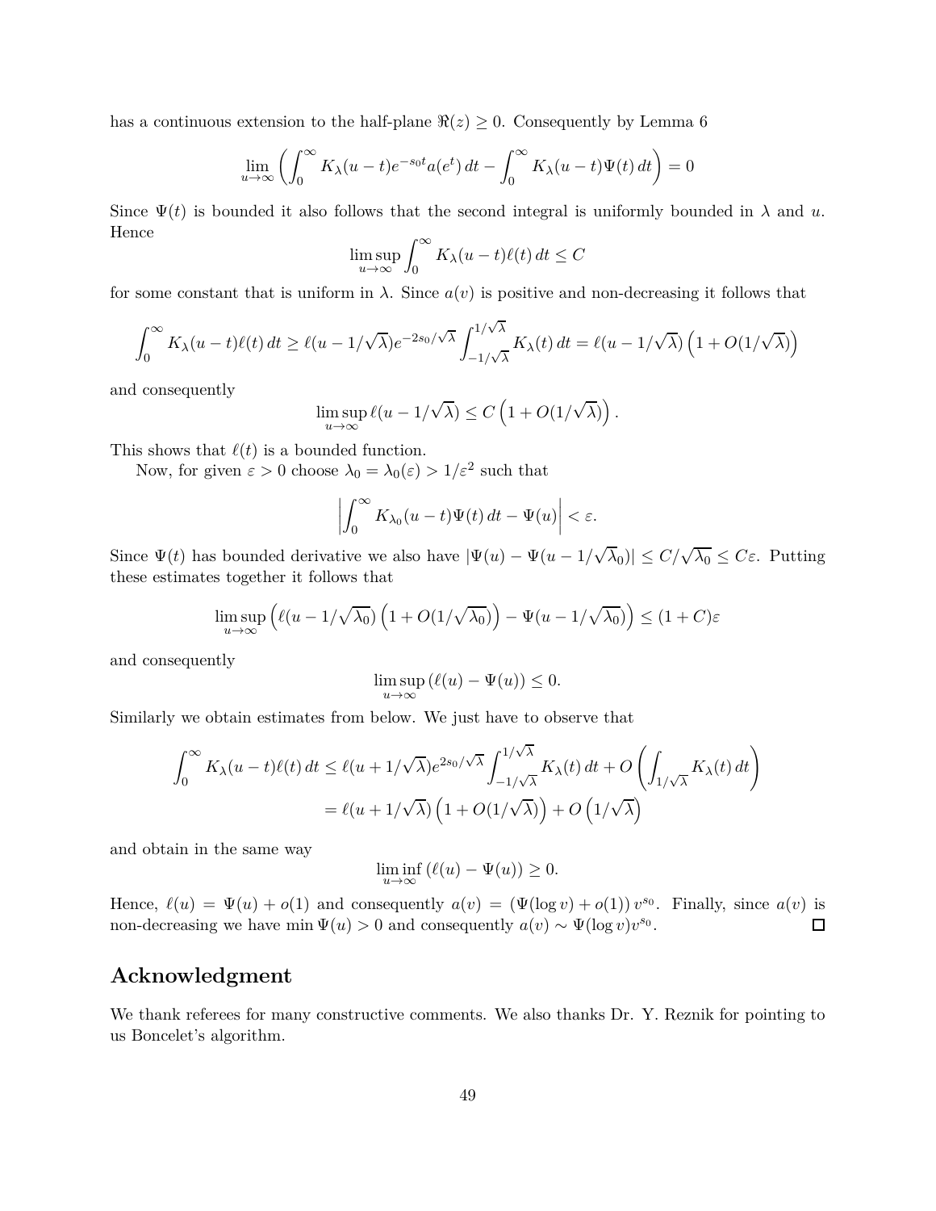has a continuous extension to the half-plane $\Re(z) \geq 0$. Consequently by Lemma 6

$$\lim_{u\to\infty} \left( \int_0^\infty K_\lambda(u-t) e^{-s_0 t} a(e^t)\, dt - \int_0^\infty K_\lambda(u-t)\Psi(t)\, dt \right) = 0$$

Since $\Psi(t)$ is bounded it also follows that the second integral is uniformly bounded in $\lambda$ and $u$. Hence

$$\limsup_{u\to\infty} \int_0^\infty K_\lambda(u-t)\ell(t)\, dt \leq C$$

for some constant that is uniform in $\lambda$. Since $a(v)$ is positive and non-decreasing it follows that

$$\int_0^\infty K_\lambda(u-t)\ell(t)\, dt \geq \ell(u - 1/\sqrt{\lambda}) e^{-2s_0/\sqrt{\lambda}} \int_{-1/\sqrt{\lambda}}^{1/\sqrt{\lambda}} K_\lambda(t)\, dt = \ell(u-1/\sqrt{\lambda}) \left(1 + O(1/\sqrt{\lambda})\right)$$

and consequently

$$\limsup_{u\to\infty} \ell(u - 1/\sqrt{\lambda}) \leq C\left(1 + O(1/\sqrt{\lambda})\right).$$

This shows that $\ell(t)$ is a bounded function.

Now, for given $\varepsilon > 0$ choose $\lambda_0 = \lambda_0(\varepsilon) > 1/\varepsilon^2$ such that

$$\left| \int_0^\infty K_{\lambda_0}(u-t)\Psi(t)\, dt - \Psi(u) \right| < \varepsilon.$$

Since $\Psi(t)$ has bounded derivative we also have $|\Psi(u) - \Psi(u - 1/\sqrt{\lambda_0})| \leq C/\sqrt{\lambda_0} \leq C\varepsilon$. Putting these estimates together it follows that

$$\limsup_{u\to\infty} \left( \ell(u - 1/\sqrt{\lambda_0}) \left(1 + O(1/\sqrt{\lambda_0})\right) - \Psi(u - 1/\sqrt{\lambda_0}) \right) \leq (1+C)\varepsilon$$

and consequently

$$\limsup_{u\to\infty} \left(\ell(u) - \Psi(u)\right) \leq 0.$$

Similarly we obtain estimates from below. We just have to observe that

$$\begin{aligned}
\int_0^\infty K_\lambda(u-t)\ell(t)\, dt &\leq \ell(u + 1/\sqrt{\lambda}) e^{2s_0/\sqrt{\lambda}} \int_{-1/\sqrt{\lambda}}^{1/\sqrt{\lambda}} K_\lambda(t)\, dt + O\left( \int_{1/\sqrt{\lambda}} K_\lambda(t)\, dt \right) \\
&= \ell(u + 1/\sqrt{\lambda}) \left(1 + O(1/\sqrt{\lambda})\right) + O\left(1/\sqrt{\lambda}\right)
\end{aligned}$$

and obtain in the same way

$$\liminf_{u\to\infty} \left(\ell(u) - \Psi(u)\right) \geq 0.$$

Hence, $\ell(u) = \Psi(u) + o(1)$ and consequently $a(v) = (\Psi(\log v) + o(1))\, v^{s_0}$. Finally, since $a(v)$ is non-decreasing we have $\min \Psi(u) > 0$ and consequently $a(v) \sim \Psi(\log v) v^{s_0}$. □

## Acknowledgment

We thank referees for many constructive comments. We also thanks Dr. Y. Reznik for pointing to us Boncelet's algorithm.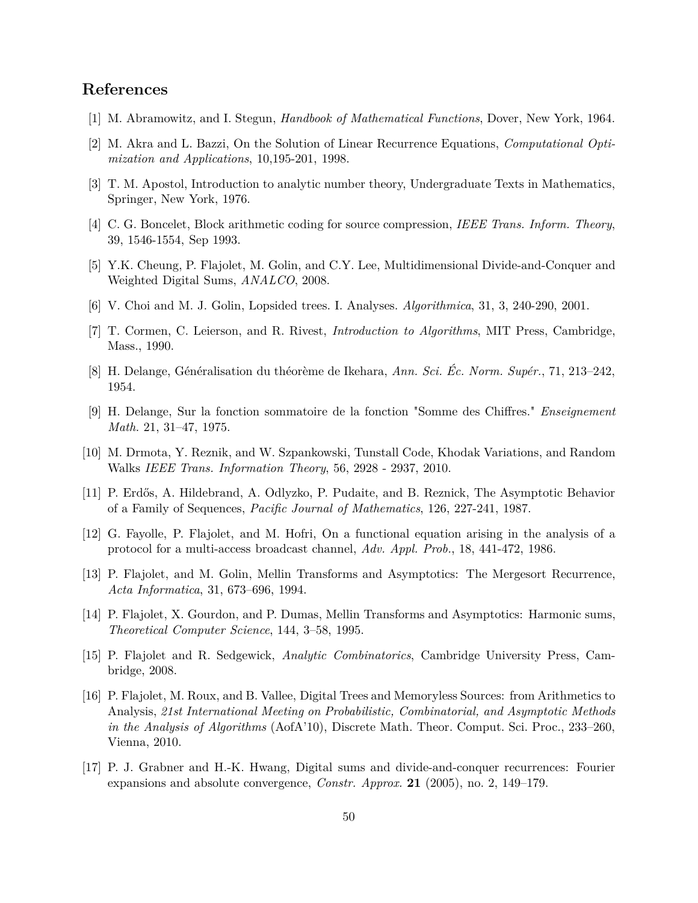## References

[1] M. Abramowitz, and I. Stegun, *Handbook of Mathematical Functions*, Dover, New York, 1964.

[2] M. Akra and L. Bazzi, On the Solution of Linear Recurrence Equations, *Computational Optimization and Applications*, 10,195-201, 1998.

[3] T. M. Apostol, Introduction to analytic number theory, Undergraduate Texts in Mathematics, Springer, New York, 1976.

[4] C. G. Boncelet, Block arithmetic coding for source compression, *IEEE Trans. Inform. Theory*, 39, 1546-1554, Sep 1993.

[5] Y.K. Cheung, P. Flajolet, M. Golin, and C.Y. Lee, Multidimensional Divide-and-Conquer and Weighted Digital Sums, *ANALCO*, 2008.

[6] V. Choi and M. J. Golin, Lopsided trees. I. Analyses. *Algorithmica*, 31, 3, 240-290, 2001.

[7] T. Cormen, C. Leierson, and R. Rivest, *Introduction to Algorithms*, MIT Press, Cambridge, Mass., 1990.

[8] H. Delange, Généralisation du théorème de Ikehara, *Ann. Sci. Éc. Norm. Supér.*, 71, 213–242, 1954.

[9] H. Delange, Sur la fonction sommatoire de la fonction "Somme des Chiffres." *Enseignement Math.* 21, 31–47, 1975.

[10] M. Drmota, Y. Reznik, and W. Szpankowski, Tunstall Code, Khodak Variations, and Random Walks *IEEE Trans. Information Theory*, 56, 2928 - 2937, 2010.

[11] P. Erdős, A. Hildebrand, A. Odlyzko, P. Pudaite, and B. Reznick, The Asymptotic Behavior of a Family of Sequences, *Pacific Journal of Mathematics*, 126, 227-241, 1987.

[12] G. Fayolle, P. Flajolet, and M. Hofri, On a functional equation arising in the analysis of a protocol for a multi-access broadcast channel, *Adv. Appl. Prob.*, 18, 441-472, 1986.

[13] P. Flajolet, and M. Golin, Mellin Transforms and Asymptotics: The Mergesort Recurrence, *Acta Informatica*, 31, 673–696, 1994.

[14] P. Flajolet, X. Gourdon, and P. Dumas, Mellin Transforms and Asymptotics: Harmonic sums, *Theoretical Computer Science*, 144, 3–58, 1995.

[15] P. Flajolet and R. Sedgewick, *Analytic Combinatorics*, Cambridge University Press, Cambridge, 2008.

[16] P. Flajolet, M. Roux, and B. Vallee, Digital Trees and Memoryless Sources: from Arithmetics to Analysis, *21st International Meeting on Probabilistic, Combinatorial, and Asymptotic Methods in the Analysis of Algorithms* (AofA'10), Discrete Math. Theor. Comput. Sci. Proc., 233–260, Vienna, 2010.

[17] P. J. Grabner and H.-K. Hwang, Digital sums and divide-and-conquer recurrences: Fourier expansions and absolute convergence, *Constr. Approx.* **21** (2005), no. 2, 149–179.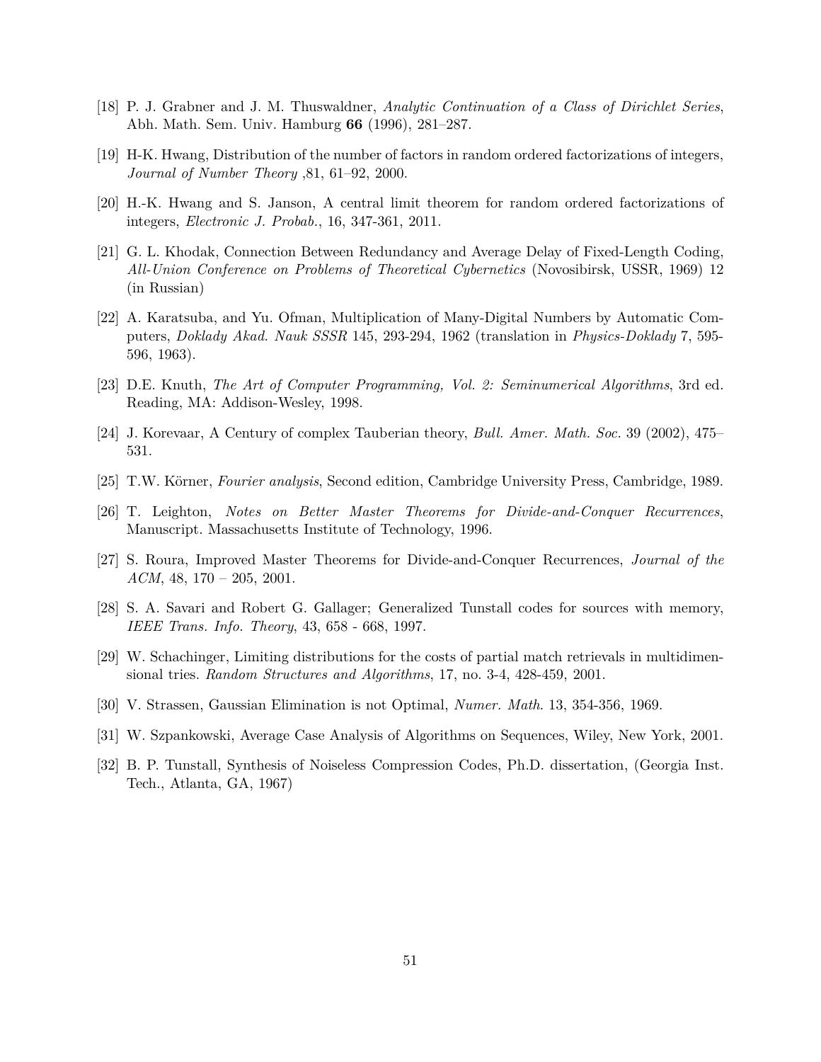[18] P. J. Grabner and J. M. Thuswaldner, *Analytic Continuation of a Class of Dirichlet Series*, Abh. Math. Sem. Univ. Hamburg **66** (1996), 281–287.

[19] H-K. Hwang, Distribution of the number of factors in random ordered factorizations of integers, *Journal of Number Theory* ,81, 61–92, 2000.

[20] H.-K. Hwang and S. Janson, A central limit theorem for random ordered factorizations of integers, *Electronic J. Probab.*, 16, 347-361, 2011.

[21] G. L. Khodak, Connection Between Redundancy and Average Delay of Fixed-Length Coding, *All-Union Conference on Problems of Theoretical Cybernetics* (Novosibirsk, USSR, 1969) 12 (in Russian)

[22] A. Karatsuba, and Yu. Ofman, Multiplication of Many-Digital Numbers by Automatic Computers, *Doklady Akad. Nauk SSSR* 145, 293-294, 1962 (translation in *Physics-Doklady* 7, 595-596, 1963).

[23] D.E. Knuth, *The Art of Computer Programming, Vol. 2: Seminumerical Algorithms*, 3rd ed. Reading, MA: Addison-Wesley, 1998.

[24] J. Korevaar, A Century of complex Tauberian theory, *Bull. Amer. Math. Soc.* 39 (2002), 475–531.

[25] T.W. Körner, *Fourier analysis*, Second edition, Cambridge University Press, Cambridge, 1989.

[26] T. Leighton, *Notes on Better Master Theorems for Divide-and-Conquer Recurrences*, Manuscript. Massachusetts Institute of Technology, 1996.

[27] S. Roura, Improved Master Theorems for Divide-and-Conquer Recurrences, *Journal of the ACM*, 48, 170 – 205, 2001.

[28] S. A. Savari and Robert G. Gallager; Generalized Tunstall codes for sources with memory, *IEEE Trans. Info. Theory*, 43, 658 - 668, 1997.

[29] W. Schachinger, Limiting distributions for the costs of partial match retrievals in multidimensional tries. *Random Structures and Algorithms*, 17, no. 3-4, 428-459, 2001.

[30] V. Strassen, Gaussian Elimination is not Optimal, *Numer. Math.* 13, 354-356, 1969.

[31] W. Szpankowski, Average Case Analysis of Algorithms on Sequences, Wiley, New York, 2001.

[32] B. P. Tunstall, Synthesis of Noiseless Compression Codes, Ph.D. dissertation, (Georgia Inst. Tech., Atlanta, GA, 1967)